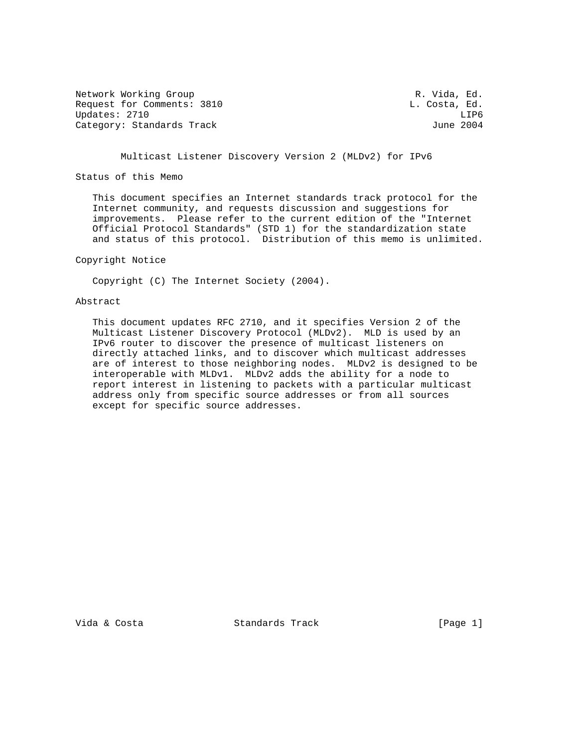Network Working Group R. Vida, Ed.
Request for Comments: 3810 L. Costa, Ed.
Updates: 2710 LIP6
Category: Standards Track June 2004

# Multicast Listener Discovery Version 2 (MLDv2) for IPv6

## Status of this Memo

This document specifies an Internet standards track protocol for the Internet community, and requests discussion and suggestions for improvements. Please refer to the current edition of the "Internet Official Protocol Standards" (STD 1) for the standardization state and status of this protocol. Distribution of this memo is unlimited.

## Copyright Notice

Copyright (C) The Internet Society (2004).

## Abstract

This document updates RFC 2710, and it specifies Version 2 of the Multicast Listener Discovery Protocol (MLDv2). MLD is used by an IPv6 router to discover the presence of multicast listeners on directly attached links, and to discover which multicast addresses are of interest to those neighboring nodes. MLDv2 is designed to be interoperable with MLDv1. MLDv2 adds the ability for a node to report interest in listening to packets with a particular multicast address only from specific source addresses or from all sources except for specific source addresses.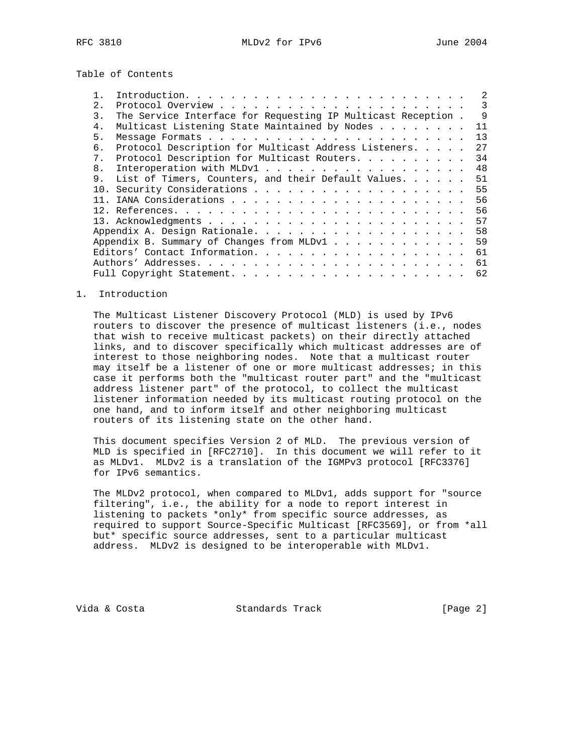Table of Contents

| | | |
|---|---|---|
| 1. | Introduction | 2 |
| 2. | Protocol Overview | 3 |
| 3. | The Service Interface for Requesting IP Multicast Reception | 9 |
| 4. | Multicast Listening State Maintained by Nodes | 11 |
| 5. | Message Formats | 13 |
| 6. | Protocol Description for Multicast Address Listeners | 27 |
| 7. | Protocol Description for Multicast Routers | 34 |
| 8. | Interoperation with MLDv1 | 48 |
| 9. | List of Timers, Counters, and their Default Values | 51 |
| 10. | Security Considerations | 55 |
| 11. | IANA Considerations | 56 |
| 12. | References | 56 |
| 13. | Acknowledgments | 57 |
| | Appendix A. Design Rationale | 58 |
| | Appendix B. Summary of Changes from MLDv1 | 59 |
| | Editors' Contact Information | 61 |
| | Authors' Addresses | 61 |
| | Full Copyright Statement | 62 |

# 1. Introduction

The Multicast Listener Discovery Protocol (MLD) is used by IPv6 routers to discover the presence of multicast listeners (i.e., nodes that wish to receive multicast packets) on their directly attached links, and to discover specifically which multicast addresses are of interest to those neighboring nodes. Note that a multicast router may itself be a listener of one or more multicast addresses; in this case it performs both the "multicast router part" and the "multicast address listener part" of the protocol, to collect the multicast listener information needed by its multicast routing protocol on the one hand, and to inform itself and other neighboring multicast routers of its listening state on the other hand.

This document specifies Version 2 of MLD. The previous version of MLD is specified in [RFC2710]. In this document we will refer to it as MLDv1. MLDv2 is a translation of the IGMPv3 protocol [RFC3376] for IPv6 semantics.

The MLDv2 protocol, when compared to MLDv1, adds support for "source filtering", i.e., the ability for a node to report interest in listening to packets *only* from specific source addresses, as required to support Source-Specific Multicast [RFC3569], or from *all but* specific source addresses, sent to a particular multicast address. MLDv2 is designed to be interoperable with MLDv1.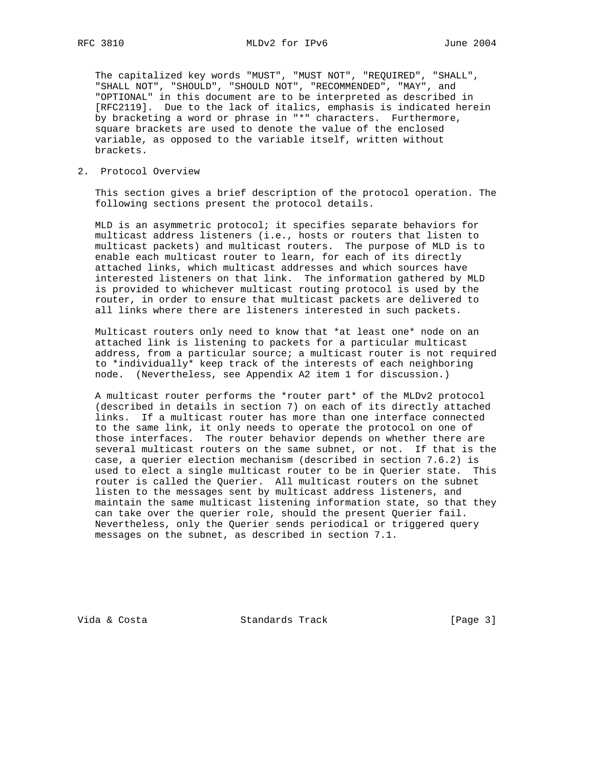The capitalized key words "MUST", "MUST NOT", "REQUIRED", "SHALL", "SHALL NOT", "SHOULD", "SHOULD NOT", "RECOMMENDED", "MAY", and "OPTIONAL" in this document are to be interpreted as described in [RFC2119]. Due to the lack of italics, emphasis is indicated herein by bracketing a word or phrase in "*" characters. Furthermore, square brackets are used to denote the value of the enclosed variable, as opposed to the variable itself, written without brackets.

## 2. Protocol Overview

This section gives a brief description of the protocol operation. The following sections present the protocol details.

MLD is an asymmetric protocol; it specifies separate behaviors for multicast address listeners (i.e., hosts or routers that listen to multicast packets) and multicast routers. The purpose of MLD is to enable each multicast router to learn, for each of its directly attached links, which multicast addresses and which sources have interested listeners on that link. The information gathered by MLD is provided to whichever multicast routing protocol is used by the router, in order to ensure that multicast packets are delivered to all links where there are listeners interested in such packets.

Multicast routers only need to know that *at least one* node on an attached link is listening to packets for a particular multicast address, from a particular source; a multicast router is not required to *individually* keep track of the interests of each neighboring node. (Nevertheless, see Appendix A2 item 1 for discussion.)

A multicast router performs the *router part* of the MLDv2 protocol (described in details in section 7) on each of its directly attached links. If a multicast router has more than one interface connected to the same link, it only needs to operate the protocol on one of those interfaces. The router behavior depends on whether there are several multicast routers on the same subnet, or not. If that is the case, a querier election mechanism (described in section 7.6.2) is used to elect a single multicast router to be in Querier state. This router is called the Querier. All multicast routers on the subnet listen to the messages sent by multicast address listeners, and maintain the same multicast listening information state, so that they can take over the querier role, should the present Querier fail. Nevertheless, only the Querier sends periodical or triggered query messages on the subnet, as described in section 7.1.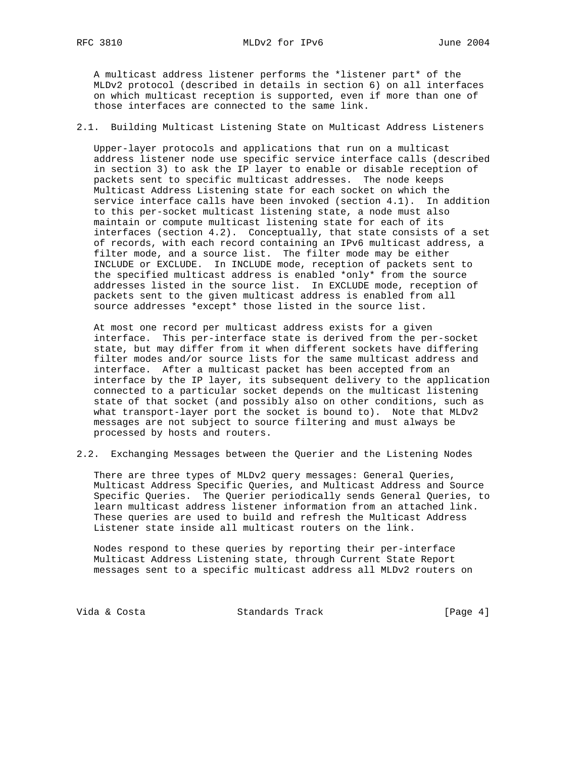A multicast address listener performs the *listener part* of the MLDv2 protocol (described in details in section 6) on all interfaces on which multicast reception is supported, even if more than one of those interfaces are connected to the same link.

## 2.1. Building Multicast Listening State on Multicast Address Listeners

Upper-layer protocols and applications that run on a multicast address listener node use specific service interface calls (described in section 3) to ask the IP layer to enable or disable reception of packets sent to specific multicast addresses. The node keeps Multicast Address Listening state for each socket on which the service interface calls have been invoked (section 4.1). In addition to this per-socket multicast listening state, a node must also maintain or compute multicast listening state for each of its interfaces (section 4.2). Conceptually, that state consists of a set of records, with each record containing an IPv6 multicast address, a filter mode, and a source list. The filter mode may be either INCLUDE or EXCLUDE. In INCLUDE mode, reception of packets sent to the specified multicast address is enabled *only* from the source addresses listed in the source list. In EXCLUDE mode, reception of packets sent to the given multicast address is enabled from all source addresses *except* those listed in the source list.

At most one record per multicast address exists for a given interface. This per-interface state is derived from the per-socket state, but may differ from it when different sockets have differing filter modes and/or source lists for the same multicast address and interface. After a multicast packet has been accepted from an interface by the IP layer, its subsequent delivery to the application connected to a particular socket depends on the multicast listening state of that socket (and possibly also on other conditions, such as what transport-layer port the socket is bound to). Note that MLDv2 messages are not subject to source filtering and must always be processed by hosts and routers.

## 2.2. Exchanging Messages between the Querier and the Listening Nodes

There are three types of MLDv2 query messages: General Queries, Multicast Address Specific Queries, and Multicast Address and Source Specific Queries. The Querier periodically sends General Queries, to learn multicast address listener information from an attached link. These queries are used to build and refresh the Multicast Address Listener state inside all multicast routers on the link.

Nodes respond to these queries by reporting their per-interface Multicast Address Listening state, through Current State Report messages sent to a specific multicast address all MLDv2 routers on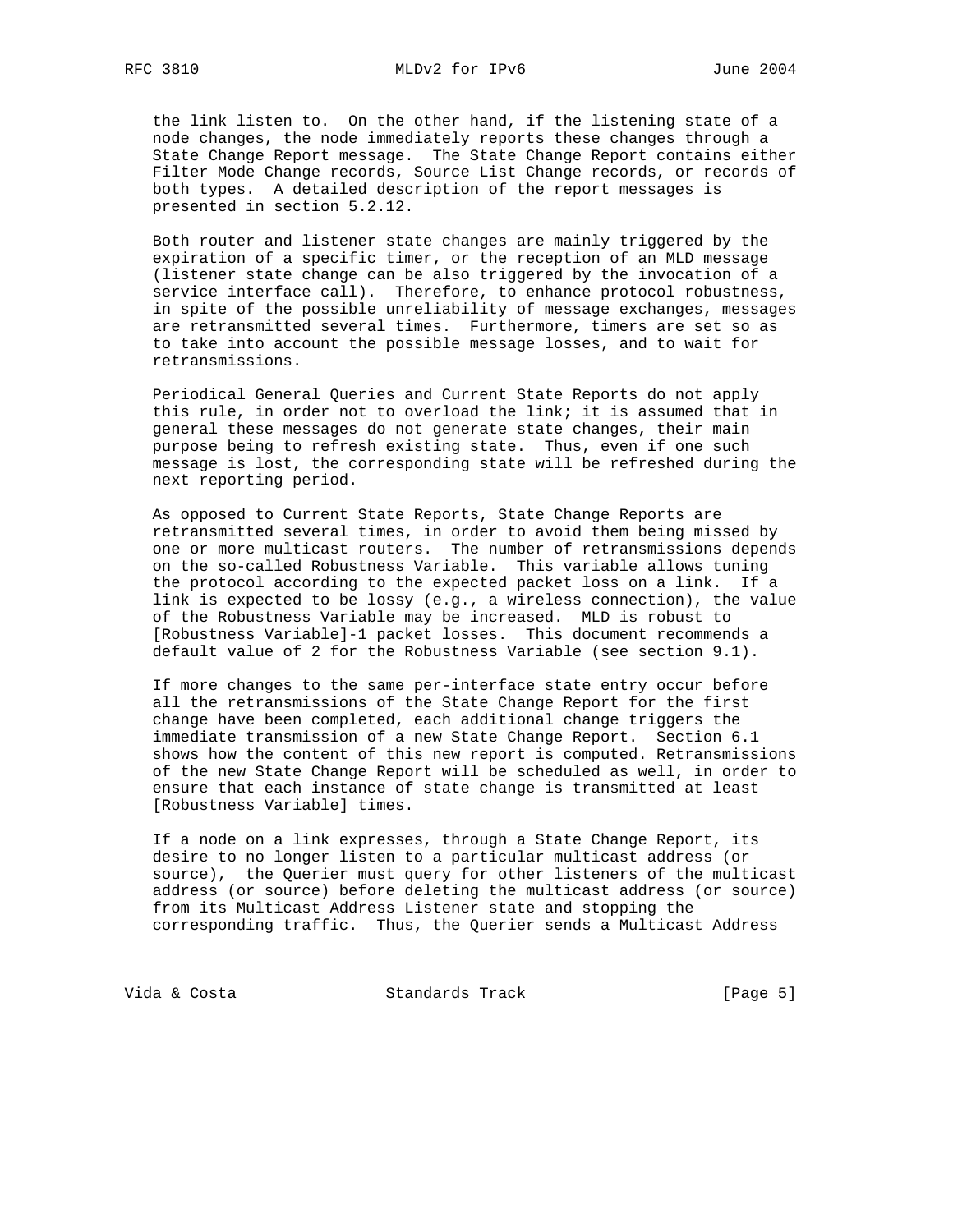the link listen to. On the other hand, if the listening state of a node changes, the node immediately reports these changes through a State Change Report message. The State Change Report contains either Filter Mode Change records, Source List Change records, or records of both types. A detailed description of the report messages is presented in section 5.2.12.

Both router and listener state changes are mainly triggered by the expiration of a specific timer, or the reception of an MLD message (listener state change can be also triggered by the invocation of a service interface call). Therefore, to enhance protocol robustness, in spite of the possible unreliability of message exchanges, messages are retransmitted several times. Furthermore, timers are set so as to take into account the possible message losses, and to wait for retransmissions.

Periodical General Queries and Current State Reports do not apply this rule, in order not to overload the link; it is assumed that in general these messages do not generate state changes, their main purpose being to refresh existing state. Thus, even if one such message is lost, the corresponding state will be refreshed during the next reporting period.

As opposed to Current State Reports, State Change Reports are retransmitted several times, in order to avoid them being missed by one or more multicast routers. The number of retransmissions depends on the so-called Robustness Variable. This variable allows tuning the protocol according to the expected packet loss on a link. If a link is expected to be lossy (e.g., a wireless connection), the value of the Robustness Variable may be increased. MLD is robust to [Robustness Variable]-1 packet losses. This document recommends a default value of 2 for the Robustness Variable (see section 9.1).

If more changes to the same per-interface state entry occur before all the retransmissions of the State Change Report for the first change have been completed, each additional change triggers the immediate transmission of a new State Change Report. Section 6.1 shows how the content of this new report is computed. Retransmissions of the new State Change Report will be scheduled as well, in order to ensure that each instance of state change is transmitted at least [Robustness Variable] times.

If a node on a link expresses, through a State Change Report, its desire to no longer listen to a particular multicast address (or source), the Querier must query for other listeners of the multicast address (or source) before deleting the multicast address (or source) from its Multicast Address Listener state and stopping the corresponding traffic. Thus, the Querier sends a Multicast Address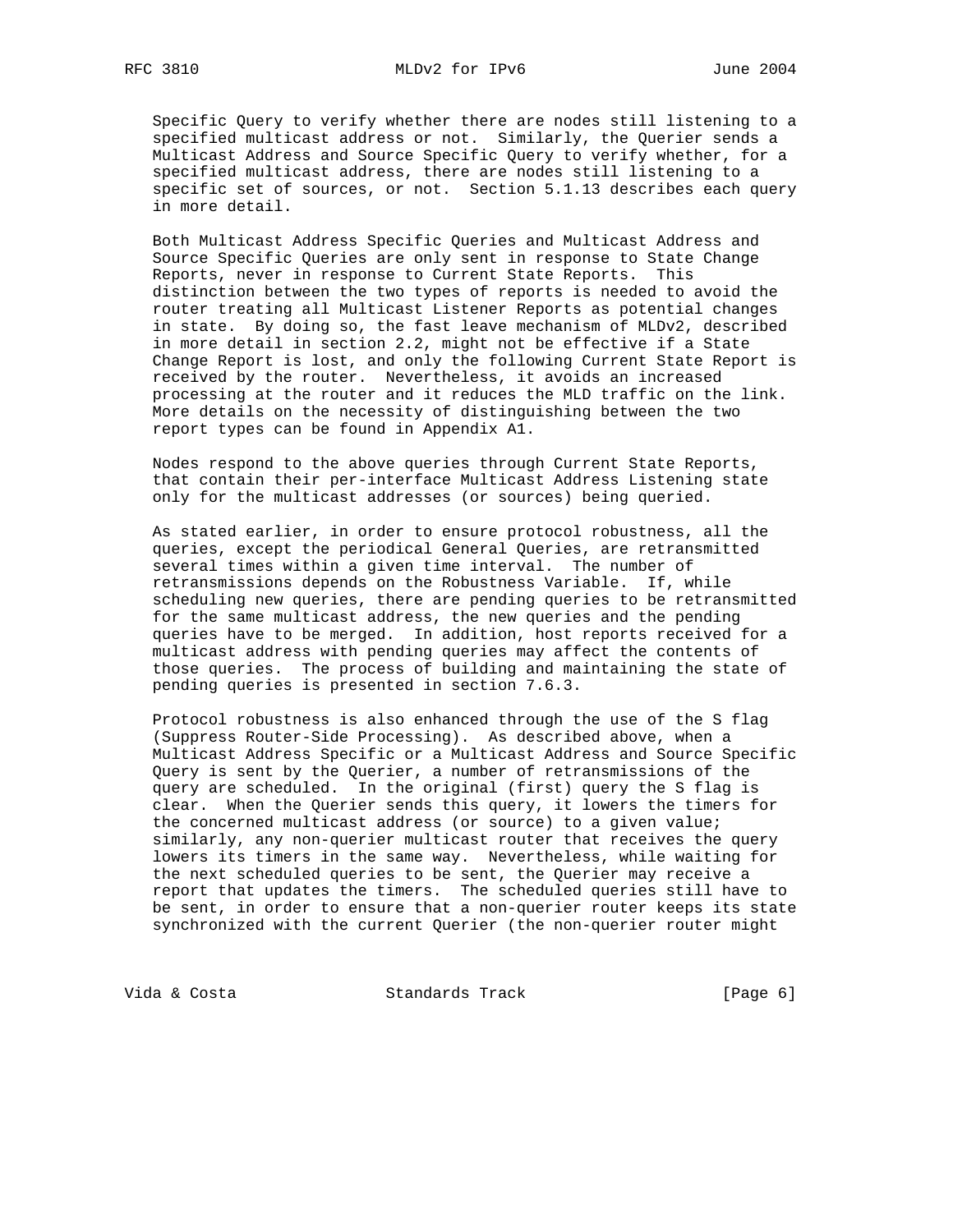Specific Query to verify whether there are nodes still listening to a specified multicast address or not. Similarly, the Querier sends a Multicast Address and Source Specific Query to verify whether, for a specified multicast address, there are nodes still listening to a specific set of sources, or not. Section 5.1.13 describes each query in more detail.

Both Multicast Address Specific Queries and Multicast Address and Source Specific Queries are only sent in response to State Change Reports, never in response to Current State Reports. This distinction between the two types of reports is needed to avoid the router treating all Multicast Listener Reports as potential changes in state. By doing so, the fast leave mechanism of MLDv2, described in more detail in section 2.2, might not be effective if a State Change Report is lost, and only the following Current State Report is received by the router. Nevertheless, it avoids an increased processing at the router and it reduces the MLD traffic on the link. More details on the necessity of distinguishing between the two report types can be found in Appendix A1.

Nodes respond to the above queries through Current State Reports, that contain their per-interface Multicast Address Listening state only for the multicast addresses (or sources) being queried.

As stated earlier, in order to ensure protocol robustness, all the queries, except the periodical General Queries, are retransmitted several times within a given time interval. The number of retransmissions depends on the Robustness Variable. If, while scheduling new queries, there are pending queries to be retransmitted for the same multicast address, the new queries and the pending queries have to be merged. In addition, host reports received for a multicast address with pending queries may affect the contents of those queries. The process of building and maintaining the state of pending queries is presented in section 7.6.3.

Protocol robustness is also enhanced through the use of the S flag (Suppress Router-Side Processing). As described above, when a Multicast Address Specific or a Multicast Address and Source Specific Query is sent by the Querier, a number of retransmissions of the query are scheduled. In the original (first) query the S flag is clear. When the Querier sends this query, it lowers the timers for the concerned multicast address (or source) to a given value; similarly, any non-querier multicast router that receives the query lowers its timers in the same way. Nevertheless, while waiting for the next scheduled queries to be sent, the Querier may receive a report that updates the timers. The scheduled queries still have to be sent, in order to ensure that a non-querier router keeps its state synchronized with the current Querier (the non-querier router might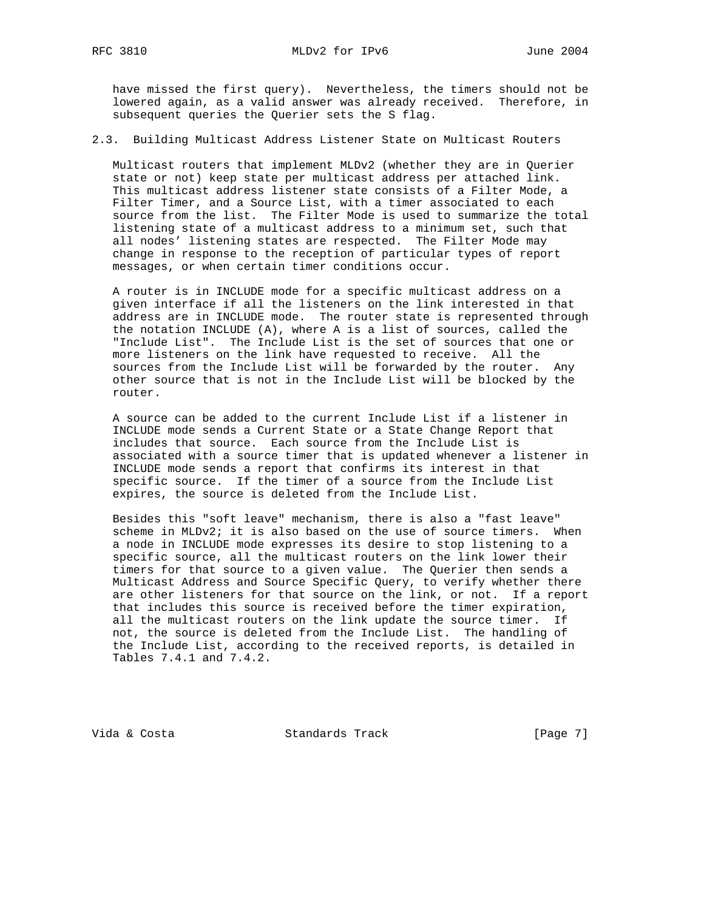have missed the first query). Nevertheless, the timers should not be lowered again, as a valid answer was already received. Therefore, in subsequent queries the Querier sets the S flag.

## 2.3. Building Multicast Address Listener State on Multicast Routers

Multicast routers that implement MLDv2 (whether they are in Querier state or not) keep state per multicast address per attached link. This multicast address listener state consists of a Filter Mode, a Filter Timer, and a Source List, with a timer associated to each source from the list. The Filter Mode is used to summarize the total listening state of a multicast address to a minimum set, such that all nodes' listening states are respected. The Filter Mode may change in response to the reception of particular types of report messages, or when certain timer conditions occur.

A router is in INCLUDE mode for a specific multicast address on a given interface if all the listeners on the link interested in that address are in INCLUDE mode. The router state is represented through the notation INCLUDE (A), where A is a list of sources, called the "Include List". The Include List is the set of sources that one or more listeners on the link have requested to receive. All the sources from the Include List will be forwarded by the router. Any other source that is not in the Include List will be blocked by the router.

A source can be added to the current Include List if a listener in INCLUDE mode sends a Current State or a State Change Report that includes that source. Each source from the Include List is associated with a source timer that is updated whenever a listener in INCLUDE mode sends a report that confirms its interest in that specific source. If the timer of a source from the Include List expires, the source is deleted from the Include List.

Besides this "soft leave" mechanism, there is also a "fast leave" scheme in MLDv2; it is also based on the use of source timers. When a node in INCLUDE mode expresses its desire to stop listening to a specific source, all the multicast routers on the link lower their timers for that source to a given value. The Querier then sends a Multicast Address and Source Specific Query, to verify whether there are other listeners for that source on the link, or not. If a report that includes this source is received before the timer expiration, all the multicast routers on the link update the source timer. If not, the source is deleted from the Include List. The handling of the Include List, according to the received reports, is detailed in Tables 7.4.1 and 7.4.2.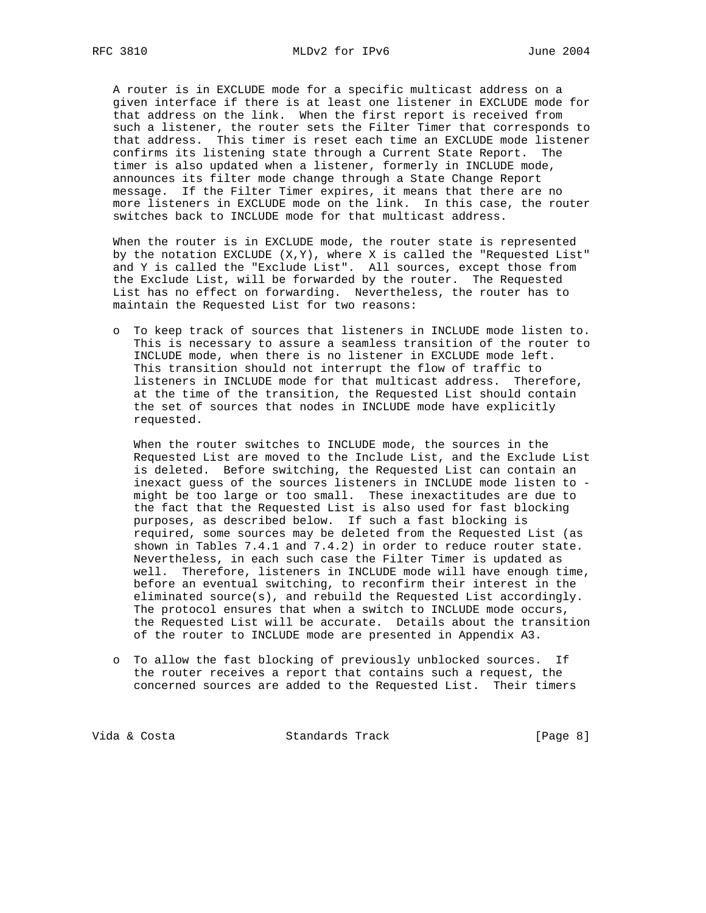A router is in EXCLUDE mode for a specific multicast address on a given interface if there is at least one listener in EXCLUDE mode for that address on the link. When the first report is received from such a listener, the router sets the Filter Timer that corresponds to that address. This timer is reset each time an EXCLUDE mode listener confirms its listening state through a Current State Report. The timer is also updated when a listener, formerly in INCLUDE mode, announces its filter mode change through a State Change Report message. If the Filter Timer expires, it means that there are no more listeners in EXCLUDE mode on the link. In this case, the router switches back to INCLUDE mode for that multicast address.

When the router is in EXCLUDE mode, the router state is represented by the notation EXCLUDE (X,Y), where X is called the "Requested List" and Y is called the "Exclude List". All sources, except those from the Exclude List, will be forwarded by the router. The Requested List has no effect on forwarding. Nevertheless, the router has to maintain the Requested List for two reasons:

- To keep track of sources that listeners in INCLUDE mode listen to. This is necessary to assure a seamless transition of the router to INCLUDE mode, when there is no listener in EXCLUDE mode left. This transition should not interrupt the flow of traffic to listeners in INCLUDE mode for that multicast address. Therefore, at the time of the transition, the Requested List should contain the set of sources that nodes in INCLUDE mode have explicitly requested.

  When the router switches to INCLUDE mode, the sources in the Requested List are moved to the Include List, and the Exclude List is deleted. Before switching, the Requested List can contain an inexact guess of the sources listeners in INCLUDE mode listen to - might be too large or too small. These inexactitudes are due to the fact that the Requested List is also used for fast blocking purposes, as described below. If such a fast blocking is required, some sources may be deleted from the Requested List (as shown in Tables 7.4.1 and 7.4.2) in order to reduce router state. Nevertheless, in each such case the Filter Timer is updated as well. Therefore, listeners in INCLUDE mode will have enough time, before an eventual switching, to reconfirm their interest in the eliminated source(s), and rebuild the Requested List accordingly. The protocol ensures that when a switch to INCLUDE mode occurs, the Requested List will be accurate. Details about the transition of the router to INCLUDE mode are presented in Appendix A3.

- To allow the fast blocking of previously unblocked sources. If the router receives a report that contains such a request, the concerned sources are added to the Requested List. Their timers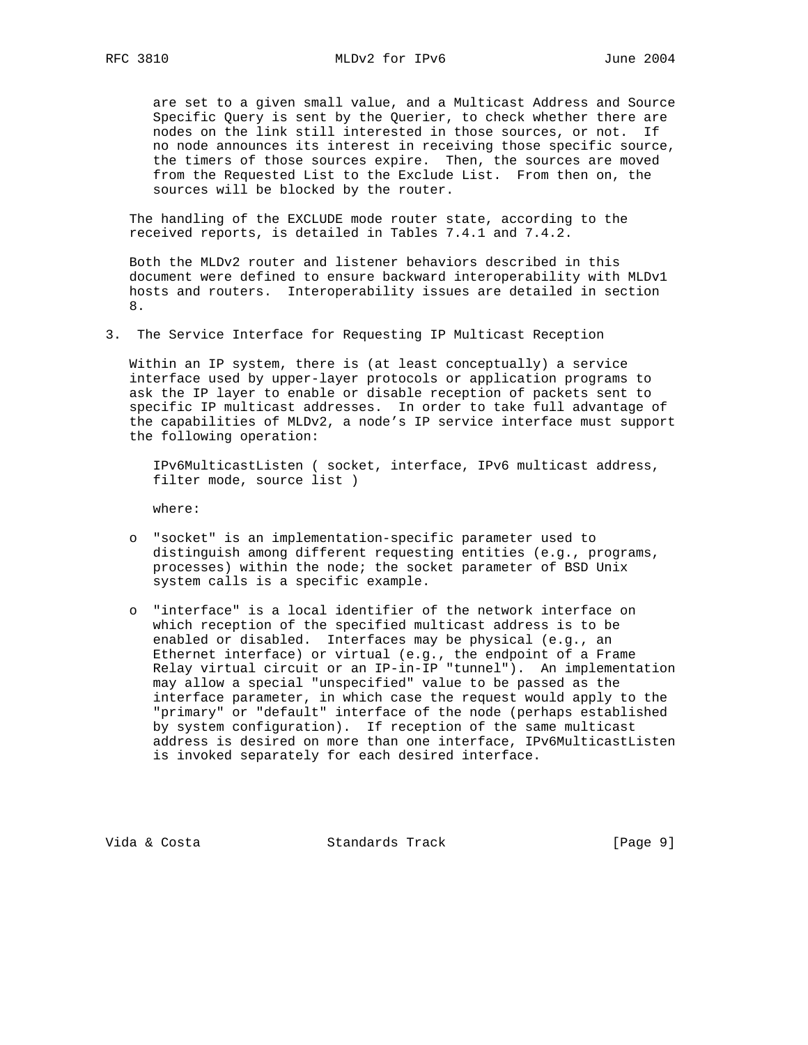are set to a given small value, and a Multicast Address and Source Specific Query is sent by the Querier, to check whether there are nodes on the link still interested in those sources, or not. If no node announces its interest in receiving those specific source, the timers of those sources expire. Then, the sources are moved from the Requested List to the Exclude List. From then on, the sources will be blocked by the router.

The handling of the EXCLUDE mode router state, according to the received reports, is detailed in Tables 7.4.1 and 7.4.2.

Both the MLDv2 router and listener behaviors described in this document were defined to ensure backward interoperability with MLDv1 hosts and routers. Interoperability issues are detailed in section 8.

## 3. The Service Interface for Requesting IP Multicast Reception

Within an IP system, there is (at least conceptually) a service interface used by upper-layer protocols or application programs to ask the IP layer to enable or disable reception of packets sent to specific IP multicast addresses. In order to take full advantage of the capabilities of MLDv2, a node's IP service interface must support the following operation:

```
IPv6MulticastListen ( socket, interface, IPv6 multicast address,
filter mode, source list )
```

where:

- "socket" is an implementation-specific parameter used to distinguish among different requesting entities (e.g., programs, processes) within the node; the socket parameter of BSD Unix system calls is a specific example.

- "interface" is a local identifier of the network interface on which reception of the specified multicast address is to be enabled or disabled. Interfaces may be physical (e.g., an Ethernet interface) or virtual (e.g., the endpoint of a Frame Relay virtual circuit or an IP-in-IP "tunnel"). An implementation may allow a special "unspecified" value to be passed as the interface parameter, in which case the request would apply to the "primary" or "default" interface of the node (perhaps established by system configuration). If reception of the same multicast address is desired on more than one interface, IPv6MulticastListen is invoked separately for each desired interface.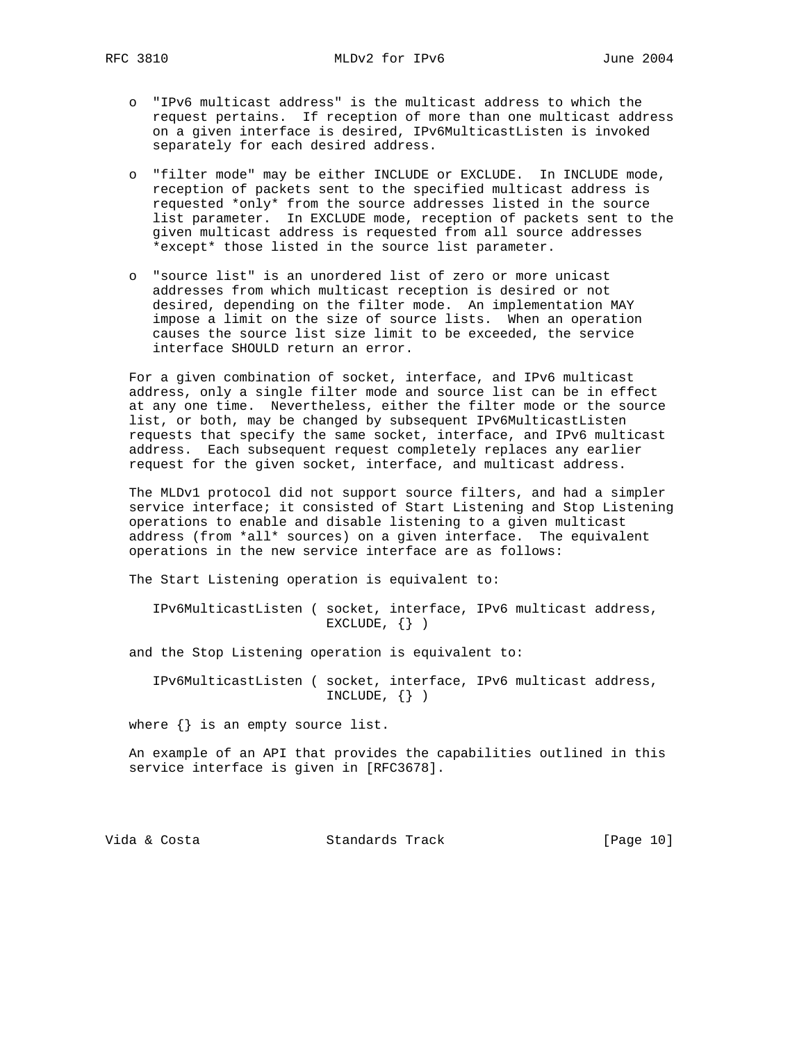- "IPv6 multicast address" is the multicast address to which the request pertains. If reception of more than one multicast address on a given interface is desired, IPv6MulticastListen is invoked separately for each desired address.

- "filter mode" may be either INCLUDE or EXCLUDE. In INCLUDE mode, reception of packets sent to the specified multicast address is requested *only* from the source addresses listed in the source list parameter. In EXCLUDE mode, reception of packets sent to the given multicast address is requested from all source addresses *except* those listed in the source list parameter.

- "source list" is an unordered list of zero or more unicast addresses from which multicast reception is desired or not desired, depending on the filter mode. An implementation MAY impose a limit on the size of source lists. When an operation causes the source list size limit to be exceeded, the service interface SHOULD return an error.

For a given combination of socket, interface, and IPv6 multicast address, only a single filter mode and source list can be in effect at any one time. Nevertheless, either the filter mode or the source list, or both, may be changed by subsequent IPv6MulticastListen requests that specify the same socket, interface, and IPv6 multicast address. Each subsequent request completely replaces any earlier request for the given socket, interface, and multicast address.

The MLDv1 protocol did not support source filters, and had a simpler service interface; it consisted of Start Listening and Stop Listening operations to enable and disable listening to a given multicast address (from *all* sources) on a given interface. The equivalent operations in the new service interface are as follows:

The Start Listening operation is equivalent to:

```
IPv6MulticastListen ( socket, interface, IPv6 multicast address,
                      EXCLUDE, {} )
```

and the Stop Listening operation is equivalent to:

```
IPv6MulticastListen ( socket, interface, IPv6 multicast address,
                      INCLUDE, {} )
```

where {} is an empty source list.

An example of an API that provides the capabilities outlined in this service interface is given in [RFC3678].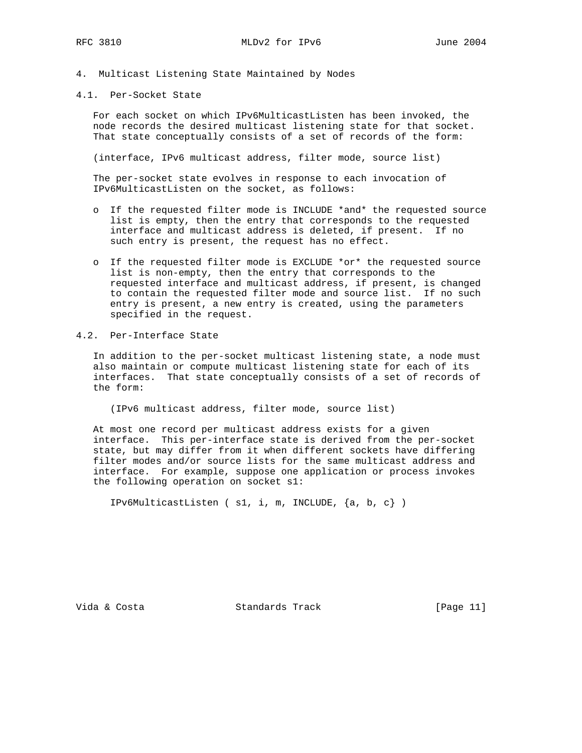## 4. Multicast Listening State Maintained by Nodes

### 4.1. Per-Socket State

For each socket on which IPv6MulticastListen has been invoked, the node records the desired multicast listening state for that socket. That state conceptually consists of a set of records of the form:

(interface, IPv6 multicast address, filter mode, source list)

The per-socket state evolves in response to each invocation of IPv6MulticastListen on the socket, as follows:

- If the requested filter mode is INCLUDE *and* the requested source list is empty, then the entry that corresponds to the requested interface and multicast address is deleted, if present. If no such entry is present, the request has no effect.

- If the requested filter mode is EXCLUDE *or* the requested source list is non-empty, then the entry that corresponds to the requested interface and multicast address, if present, is changed to contain the requested filter mode and source list. If no such entry is present, a new entry is created, using the parameters specified in the request.

### 4.2. Per-Interface State

In addition to the per-socket multicast listening state, a node must also maintain or compute multicast listening state for each of its interfaces. That state conceptually consists of a set of records of the form:

    (IPv6 multicast address, filter mode, source list)

At most one record per multicast address exists for a given interface. This per-interface state is derived from the per-socket state, but may differ from it when different sockets have differing filter modes and/or source lists for the same multicast address and interface. For example, suppose one application or process invokes the following operation on socket s1:

    IPv6MulticastListen ( s1, i, m, INCLUDE, {a, b, c} )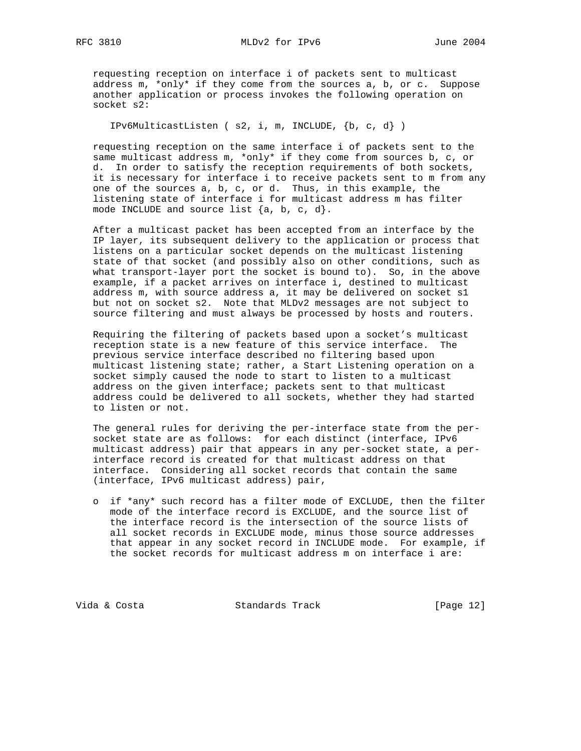requesting reception on interface i of packets sent to multicast address m, *only* if they come from the sources a, b, or c. Suppose another application or process invokes the following operation on socket s2:

```
IPv6MulticastListen ( s2, i, m, INCLUDE, {b, c, d} )
```

requesting reception on the same interface i of packets sent to the same multicast address m, *only* if they come from sources b, c, or d. In order to satisfy the reception requirements of both sockets, it is necessary for interface i to receive packets sent to m from any one of the sources a, b, c, or d. Thus, in this example, the listening state of interface i for multicast address m has filter mode INCLUDE and source list {a, b, c, d}.

After a multicast packet has been accepted from an interface by the IP layer, its subsequent delivery to the application or process that listens on a particular socket depends on the multicast listening state of that socket (and possibly also on other conditions, such as what transport-layer port the socket is bound to). So, in the above example, if a packet arrives on interface i, destined to multicast address m, with source address a, it may be delivered on socket s1 but not on socket s2. Note that MLDv2 messages are not subject to source filtering and must always be processed by hosts and routers.

Requiring the filtering of packets based upon a socket's multicast reception state is a new feature of this service interface. The previous service interface described no filtering based upon multicast listening state; rather, a Start Listening operation on a socket simply caused the node to start to listen to a multicast address on the given interface; packets sent to that multicast address could be delivered to all sockets, whether they had started to listen or not.

The general rules for deriving the per-interface state from the per-socket state are as follows: for each distinct (interface, IPv6 multicast address) pair that appears in any per-socket state, a per-interface record is created for that multicast address on that interface. Considering all socket records that contain the same (interface, IPv6 multicast address) pair,

- if *any* such record has a filter mode of EXCLUDE, then the filter mode of the interface record is EXCLUDE, and the source list of the interface record is the intersection of the source lists of all socket records in EXCLUDE mode, minus those source addresses that appear in any socket record in INCLUDE mode. For example, if the socket records for multicast address m on interface i are: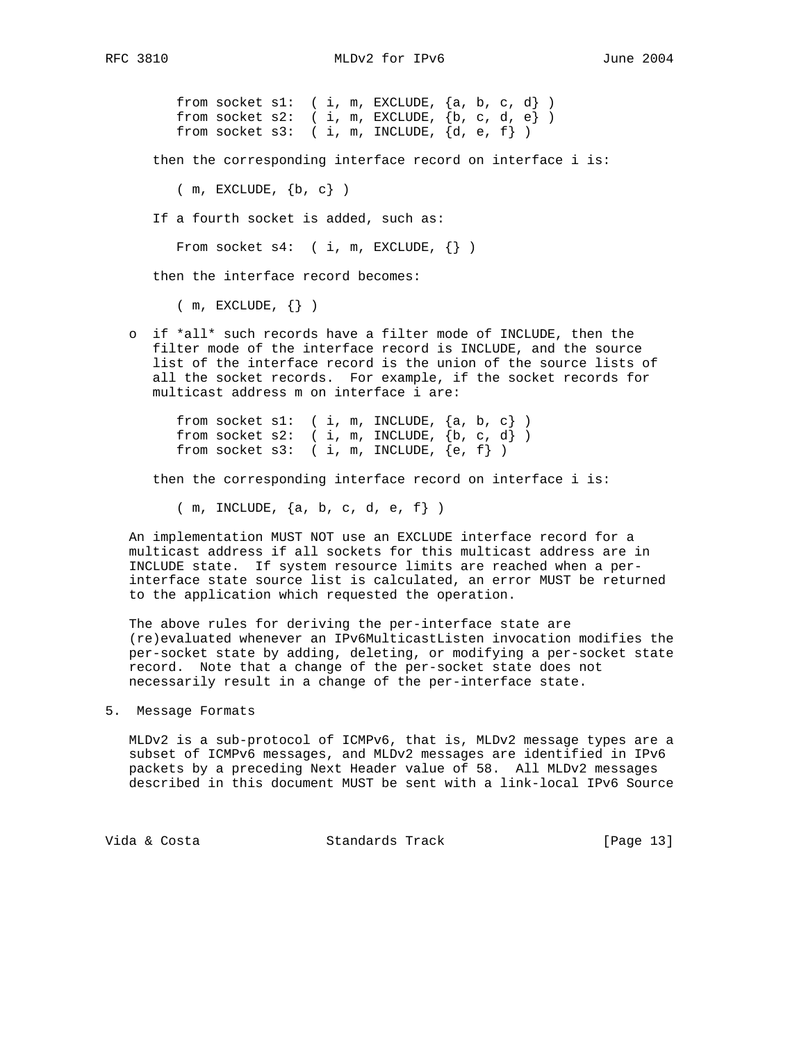```
from socket s1:  ( i, m, EXCLUDE, {a, b, c, d} )
from socket s2:  ( i, m, EXCLUDE, {b, c, d, e} )
from socket s3:  ( i, m, INCLUDE, {d, e, f} )
```

then the corresponding interface record on interface i is:

```
( m, EXCLUDE, {b, c} )
```

If a fourth socket is added, such as:

```
From socket s4:  ( i, m, EXCLUDE, {} )
```

then the interface record becomes:

```
( m, EXCLUDE, {} )
```

- if *all* such records have a filter mode of INCLUDE, then the filter mode of the interface record is INCLUDE, and the source list of the interface record is the union of the source lists of all the socket records. For example, if the socket records for multicast address m on interface i are:

```
from socket s1:  ( i, m, INCLUDE, {a, b, c} )
from socket s2:  ( i, m, INCLUDE, {b, c, d} )
from socket s3:  ( i, m, INCLUDE, {e, f} )
```

  then the corresponding interface record on interface i is:

```
( m, INCLUDE, {a, b, c, d, e, f} )
```

An implementation MUST NOT use an EXCLUDE interface record for a multicast address if all sockets for this multicast address are in INCLUDE state. If system resource limits are reached when a per-interface state source list is calculated, an error MUST be returned to the application which requested the operation.

The above rules for deriving the per-interface state are (re)evaluated whenever an IPv6MulticastListen invocation modifies the per-socket state by adding, deleting, or modifying a per-socket state record. Note that a change of the per-socket state does not necessarily result in a change of the per-interface state.

## 5. Message Formats

MLDv2 is a sub-protocol of ICMPv6, that is, MLDv2 message types are a subset of ICMPv6 messages, and MLDv2 messages are identified in IPv6 packets by a preceding Next Header value of 58. All MLDv2 messages described in this document MUST be sent with a link-local IPv6 Source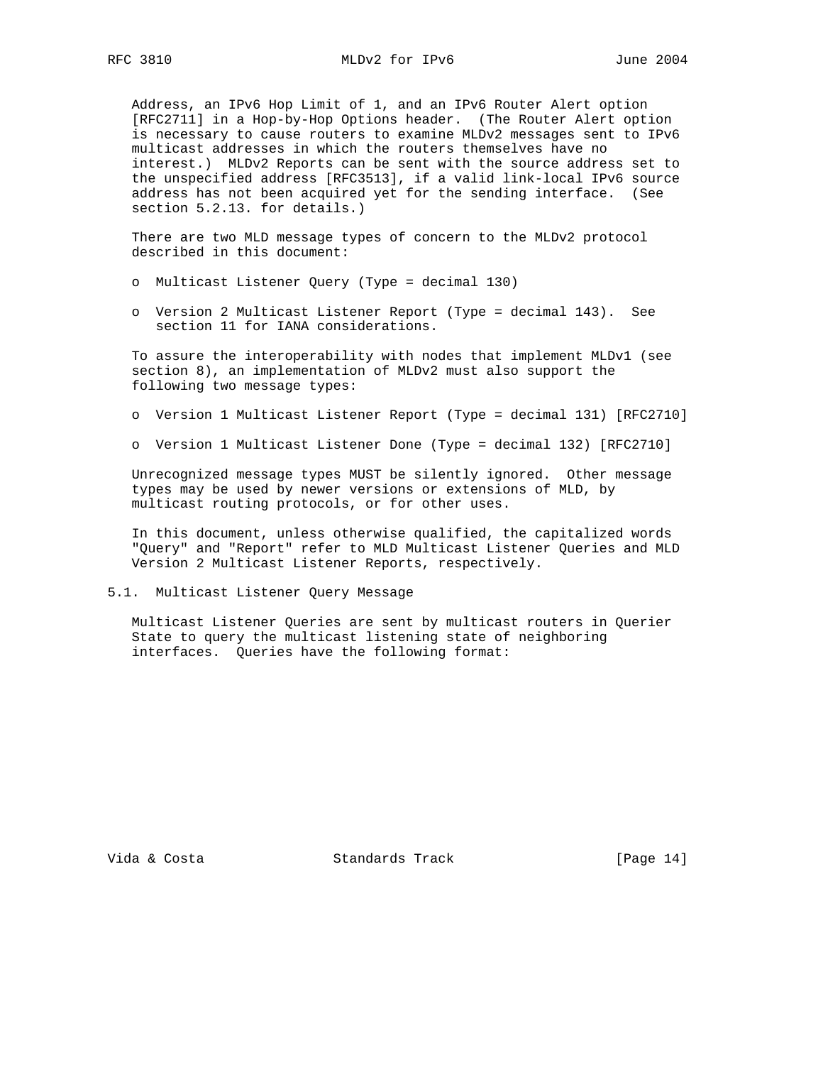Address, an IPv6 Hop Limit of 1, and an IPv6 Router Alert option [RFC2711] in a Hop-by-Hop Options header. (The Router Alert option is necessary to cause routers to examine MLDv2 messages sent to IPv6 multicast addresses in which the routers themselves have no interest.) MLDv2 Reports can be sent with the source address set to the unspecified address [RFC3513], if a valid link-local IPv6 source address has not been acquired yet for the sending interface. (See section 5.2.13. for details.)

There are two MLD message types of concern to the MLDv2 protocol described in this document:

- Multicast Listener Query (Type = decimal 130)
- Version 2 Multicast Listener Report (Type = decimal 143). See section 11 for IANA considerations.

To assure the interoperability with nodes that implement MLDv1 (see section 8), an implementation of MLDv2 must also support the following two message types:

- Version 1 Multicast Listener Report (Type = decimal 131) [RFC2710]
- Version 1 Multicast Listener Done (Type = decimal 132) [RFC2710]

Unrecognized message types MUST be silently ignored. Other message types may be used by newer versions or extensions of MLD, by multicast routing protocols, or for other uses.

In this document, unless otherwise qualified, the capitalized words "Query" and "Report" refer to MLD Multicast Listener Queries and MLD Version 2 Multicast Listener Reports, respectively.

## 5.1. Multicast Listener Query Message

Multicast Listener Queries are sent by multicast routers in Querier State to query the multicast listening state of neighboring interfaces. Queries have the following format: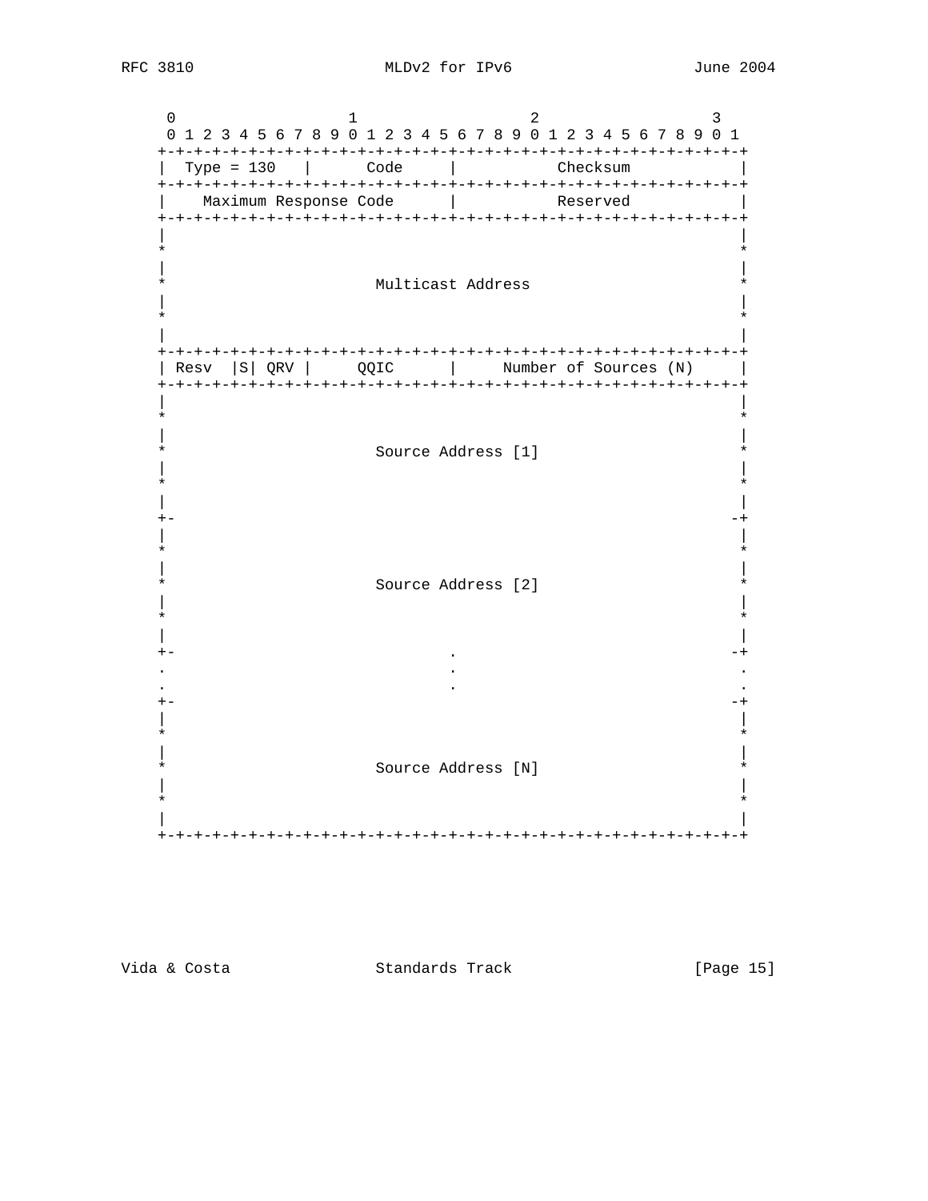```
     0                   1                   2                   3
     0 1 2 3 4 5 6 7 8 9 0 1 2 3 4 5 6 7 8 9 0 1 2 3 4 5 6 7 8 9 0 1
    +-+-+-+-+-+-+-+-+-+-+-+-+-+-+-+-+-+-+-+-+-+-+-+-+-+-+-+-+-+-+-+-+
    |  Type = 130   |      Code     |           Checksum            |
    +-+-+-+-+-+-+-+-+-+-+-+-+-+-+-+-+-+-+-+-+-+-+-+-+-+-+-+-+-+-+-+-+
    |    Maximum Response Code      |           Reserved            |
    +-+-+-+-+-+-+-+-+-+-+-+-+-+-+-+-+-+-+-+-+-+-+-+-+-+-+-+-+-+-+-+-+
    |                                                               |
    *                                                               *
    |                                                               |
    *                       Multicast Address                       *
    |                                                               |
    *                                                               *
    |                                                               |
    +-+-+-+-+-+-+-+-+-+-+-+-+-+-+-+-+-+-+-+-+-+-+-+-+-+-+-+-+-+-+-+-+
    | Resv  |S| QRV |     QQIC      |     Number of Sources (N)     |
    +-+-+-+-+-+-+-+-+-+-+-+-+-+-+-+-+-+-+-+-+-+-+-+-+-+-+-+-+-+-+-+-+
    |                                                               |
    *                                                               *
    |                                                               |
    *                       Source Address [1]                      *
    |                                                               |
    *                                                               *
    |                                                               |
    +-                                                             -+
    |                                                               |
    *                                                               *
    |                                                               |
    *                       Source Address [2]                      *
    |                                                               |
    *                                                               *
    |                                                               |
    +-                              .                              -+
    .                               .                               .
    .                               .                               .
    +-                                                             -+
    |                                                               |
    *                                                               *
    |                                                               |
    *                       Source Address [N]                      *
    |                                                               |
    *                                                               *
    |                                                               |
    +-+-+-+-+-+-+-+-+-+-+-+-+-+-+-+-+-+-+-+-+-+-+-+-+-+-+-+-+-+-+-+-+
```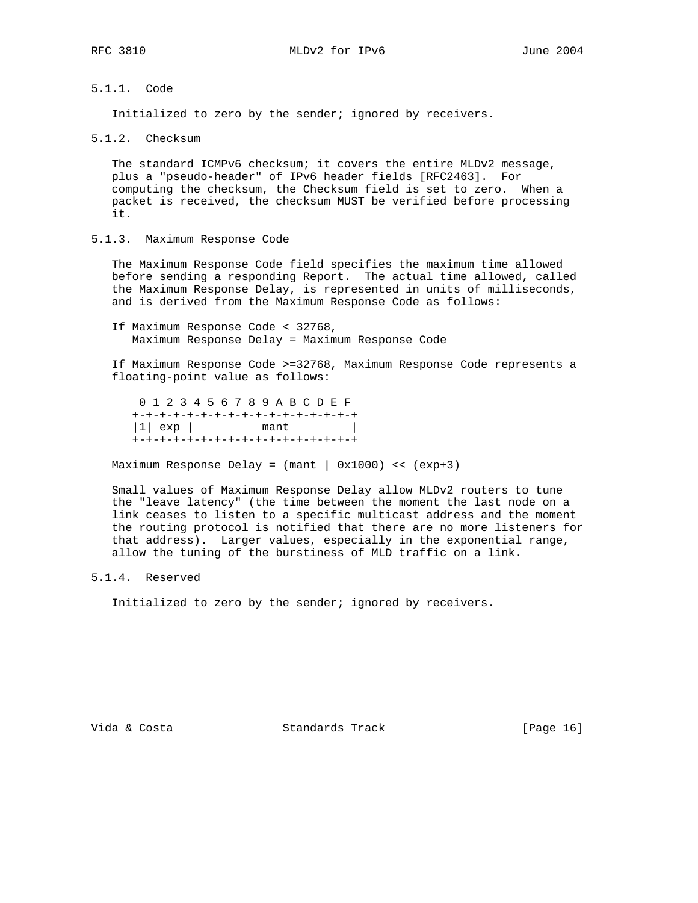### 5.1.1. Code

Initialized to zero by the sender; ignored by receivers.

### 5.1.2. Checksum

The standard ICMPv6 checksum; it covers the entire MLDv2 message, plus a "pseudo-header" of IPv6 header fields [RFC2463]. For computing the checksum, the Checksum field is set to zero. When a packet is received, the checksum MUST be verified before processing it.

### 5.1.3. Maximum Response Code

The Maximum Response Code field specifies the maximum time allowed before sending a responding Report. The actual time allowed, called the Maximum Response Delay, is represented in units of milliseconds, and is derived from the Maximum Response Code as follows:

```
If Maximum Response Code < 32768,
   Maximum Response Delay = Maximum Response Code
```

If Maximum Response Code >=32768, Maximum Response Code represents a floating-point value as follows:

```
 0 1 2 3 4 5 6 7 8 9 A B C D E F
+-+-+-+-+-+-+-+-+-+-+-+-+-+-+-+-+
|1| exp |          mant         |
+-+-+-+-+-+-+-+-+-+-+-+-+-+-+-+-+
```

```
Maximum Response Delay = (mant | 0x1000) << (exp+3)
```

Small values of Maximum Response Delay allow MLDv2 routers to tune the "leave latency" (the time between the moment the last node on a link ceases to listen to a specific multicast address and the moment the routing protocol is notified that there are no more listeners for that address). Larger values, especially in the exponential range, allow the tuning of the burstiness of MLD traffic on a link.

### 5.1.4. Reserved

Initialized to zero by the sender; ignored by receivers.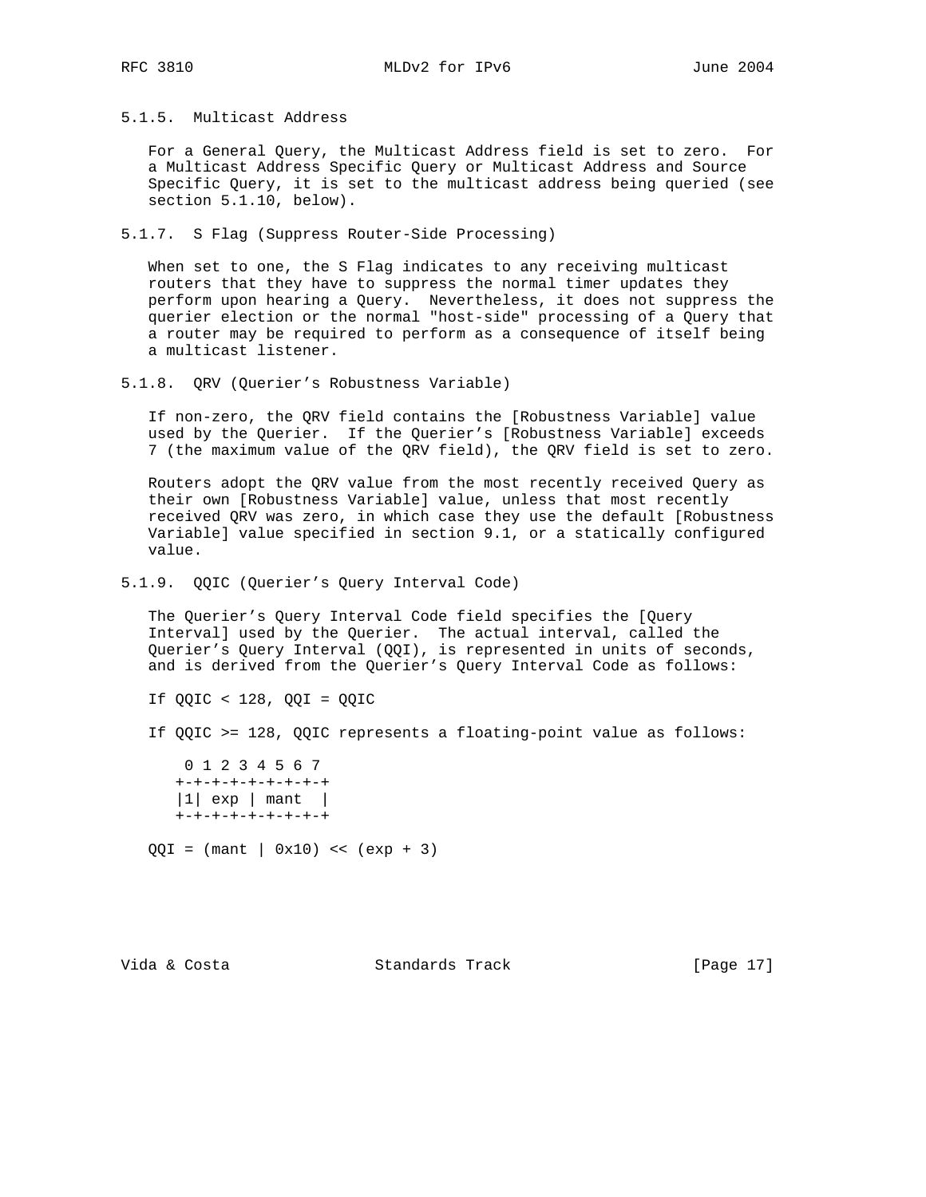### 5.1.5. Multicast Address

For a General Query, the Multicast Address field is set to zero. For a Multicast Address Specific Query or Multicast Address and Source Specific Query, it is set to the multicast address being queried (see section 5.1.10, below).

### 5.1.7. S Flag (Suppress Router-Side Processing)

When set to one, the S Flag indicates to any receiving multicast routers that they have to suppress the normal timer updates they perform upon hearing a Query. Nevertheless, it does not suppress the querier election or the normal "host-side" processing of a Query that a router may be required to perform as a consequence of itself being a multicast listener.

### 5.1.8. QRV (Querier's Robustness Variable)

If non-zero, the QRV field contains the [Robustness Variable] value used by the Querier. If the Querier's [Robustness Variable] exceeds 7 (the maximum value of the QRV field), the QRV field is set to zero.

Routers adopt the QRV value from the most recently received Query as their own [Robustness Variable] value, unless that most recently received QRV was zero, in which case they use the default [Robustness Variable] value specified in section 9.1, or a statically configured value.

### 5.1.9. QQIC (Querier's Query Interval Code)

The Querier's Query Interval Code field specifies the [Query Interval] used by the Querier. The actual interval, called the Querier's Query Interval (QQI), is represented in units of seconds, and is derived from the Querier's Query Interval Code as follows:

If QQIC < 128, QQI = QQIC

If QQIC >= 128, QQIC represents a floating-point value as follows:

```
 0 1 2 3 4 5 6 7
+-+-+-+-+-+-+-+-+
|1| exp | mant  |
+-+-+-+-+-+-+-+-+
```

QQI = (mant | 0x10) << (exp + 3)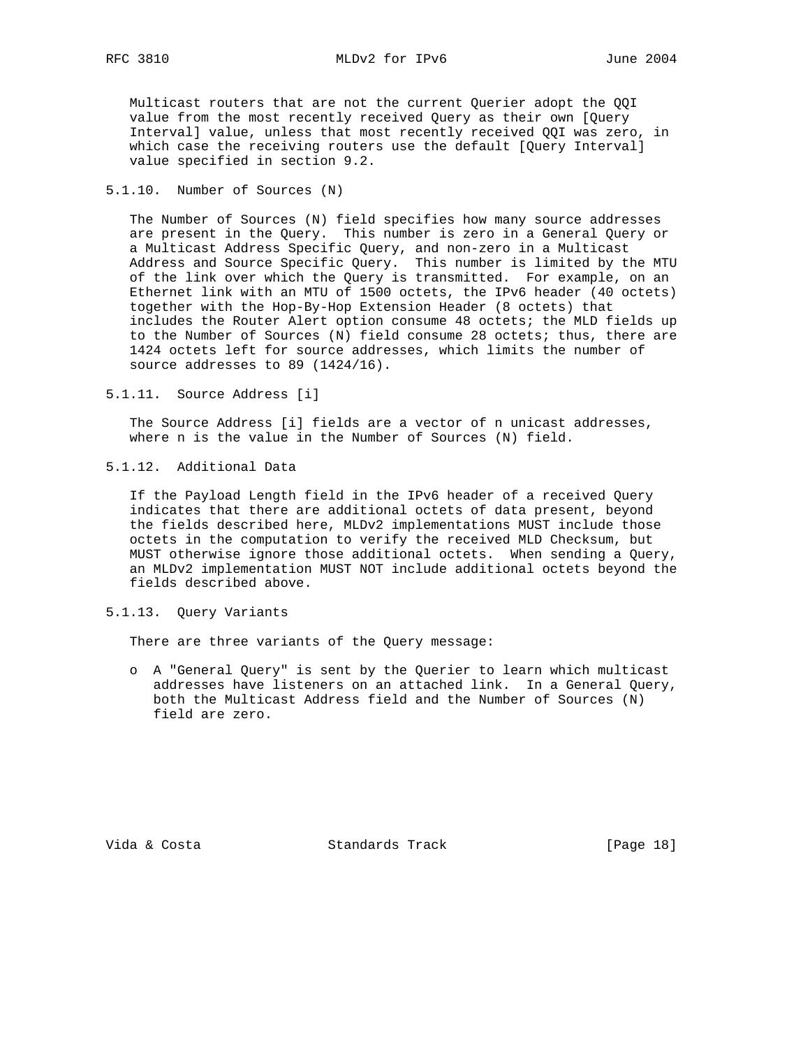Multicast routers that are not the current Querier adopt the QQI value from the most recently received Query as their own [Query Interval] value, unless that most recently received QQI was zero, in which case the receiving routers use the default [Query Interval] value specified in section 9.2.

### 5.1.10. Number of Sources (N)

The Number of Sources (N) field specifies how many source addresses are present in the Query. This number is zero in a General Query or a Multicast Address Specific Query, and non-zero in a Multicast Address and Source Specific Query. This number is limited by the MTU of the link over which the Query is transmitted. For example, on an Ethernet link with an MTU of 1500 octets, the IPv6 header (40 octets) together with the Hop-By-Hop Extension Header (8 octets) that includes the Router Alert option consume 48 octets; the MLD fields up to the Number of Sources (N) field consume 28 octets; thus, there are 1424 octets left for source addresses, which limits the number of source addresses to 89 (1424/16).

### 5.1.11. Source Address [i]

The Source Address [i] fields are a vector of n unicast addresses, where n is the value in the Number of Sources (N) field.

### 5.1.12. Additional Data

If the Payload Length field in the IPv6 header of a received Query indicates that there are additional octets of data present, beyond the fields described here, MLDv2 implementations MUST include those octets in the computation to verify the received MLD Checksum, but MUST otherwise ignore those additional octets. When sending a Query, an MLDv2 implementation MUST NOT include additional octets beyond the fields described above.

### 5.1.13. Query Variants

There are three variants of the Query message:

- A "General Query" is sent by the Querier to learn which multicast addresses have listeners on an attached link. In a General Query, both the Multicast Address field and the Number of Sources (N) field are zero.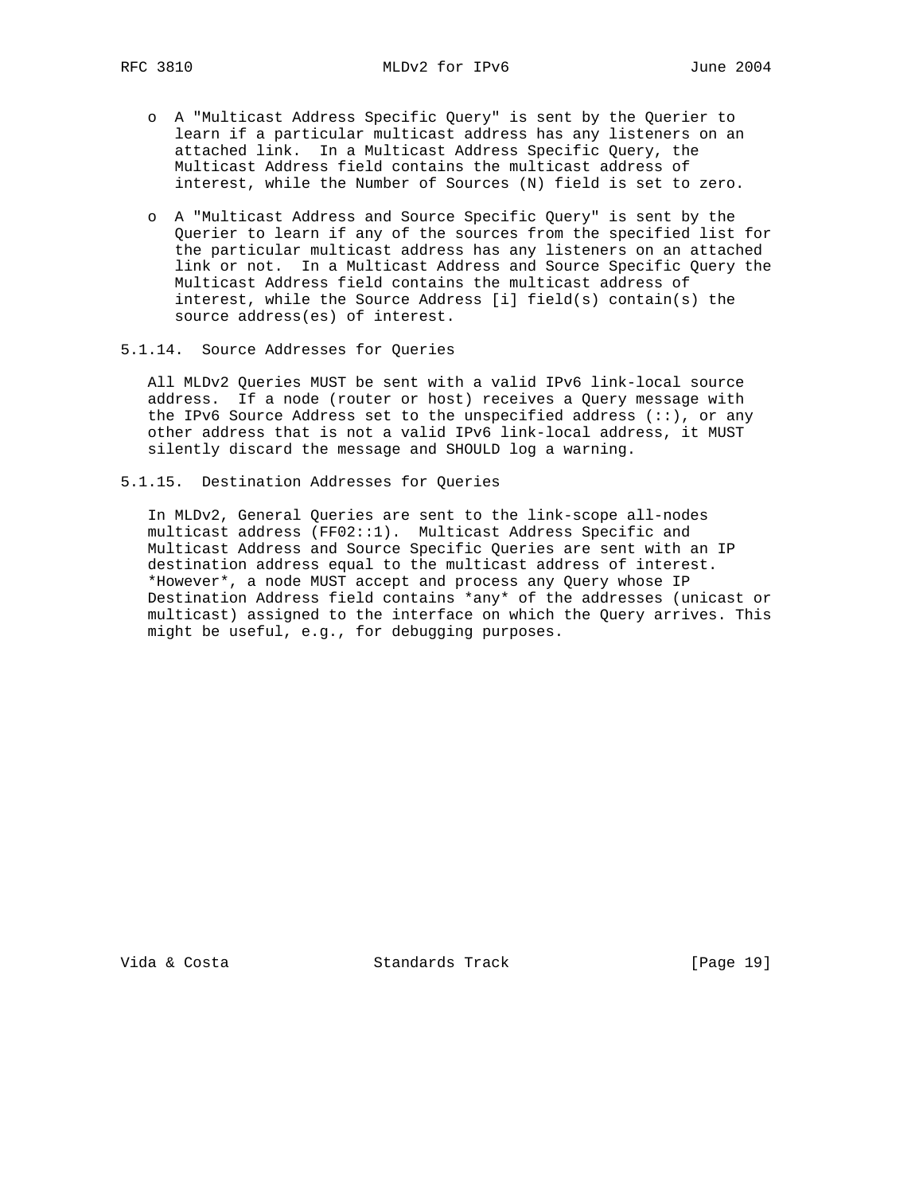- A "Multicast Address Specific Query" is sent by the Querier to learn if a particular multicast address has any listeners on an attached link. In a Multicast Address Specific Query, the Multicast Address field contains the multicast address of interest, while the Number of Sources (N) field is set to zero.

- A "Multicast Address and Source Specific Query" is sent by the Querier to learn if any of the sources from the specified list for the particular multicast address has any listeners on an attached link or not. In a Multicast Address and Source Specific Query the Multicast Address field contains the multicast address of interest, while the Source Address [i] field(s) contain(s) the source address(es) of interest.

### 5.1.14. Source Addresses for Queries

All MLDv2 Queries MUST be sent with a valid IPv6 link-local source address. If a node (router or host) receives a Query message with the IPv6 Source Address set to the unspecified address (::), or any other address that is not a valid IPv6 link-local address, it MUST silently discard the message and SHOULD log a warning.

### 5.1.15. Destination Addresses for Queries

In MLDv2, General Queries are sent to the link-scope all-nodes multicast address (FF02::1). Multicast Address Specific and Multicast Address and Source Specific Queries are sent with an IP destination address equal to the multicast address of interest. *However*, a node MUST accept and process any Query whose IP Destination Address field contains *any* of the addresses (unicast or multicast) assigned to the interface on which the Query arrives. This might be useful, e.g., for debugging purposes.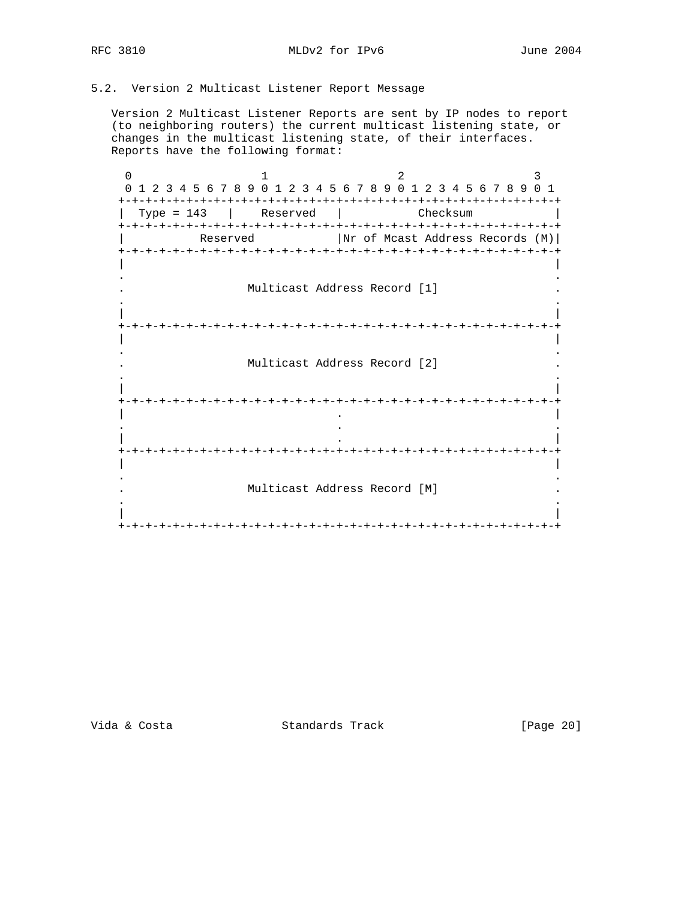## 5.2. Version 2 Multicast Listener Report Message

Version 2 Multicast Listener Reports are sent by IP nodes to report (to neighboring routers) the current multicast listening state, or changes in the multicast listening state, of their interfaces. Reports have the following format:

```
 0                   1                   2                   3
 0 1 2 3 4 5 6 7 8 9 0 1 2 3 4 5 6 7 8 9 0 1 2 3 4 5 6 7 8 9 0 1
+-+-+-+-+-+-+-+-+-+-+-+-+-+-+-+-+-+-+-+-+-+-+-+-+-+-+-+-+-+-+-+-+
|  Type = 143   |    Reserved   |           Checksum            |
+-+-+-+-+-+-+-+-+-+-+-+-+-+-+-+-+-+-+-+-+-+-+-+-+-+-+-+-+-+-+-+-+
|           Reserved            |Nr of Mcast Address Records (M)|
+-+-+-+-+-+-+-+-+-+-+-+-+-+-+-+-+-+-+-+-+-+-+-+-+-+-+-+-+-+-+-+-+
|                                                               |
.                                                               .
.                  Multicast Address Record [1]                 .
.                                                               .
|                                                               |
+-+-+-+-+-+-+-+-+-+-+-+-+-+-+-+-+-+-+-+-+-+-+-+-+-+-+-+-+-+-+-+-+
|                                                               |
.                                                               .
.                  Multicast Address Record [2]                 .
.                                                               .
|                                                               |
+-+-+-+-+-+-+-+-+-+-+-+-+-+-+-+-+-+-+-+-+-+-+-+-+-+-+-+-+-+-+-+-+
|                               .                               |
.                               .                               .
|                               .                               |
+-+-+-+-+-+-+-+-+-+-+-+-+-+-+-+-+-+-+-+-+-+-+-+-+-+-+-+-+-+-+-+-+
|                                                               |
.                                                               .
.                  Multicast Address Record [M]                 .
.                                                               .
|                                                               |
+-+-+-+-+-+-+-+-+-+-+-+-+-+-+-+-+-+-+-+-+-+-+-+-+-+-+-+-+-+-+-+-+
```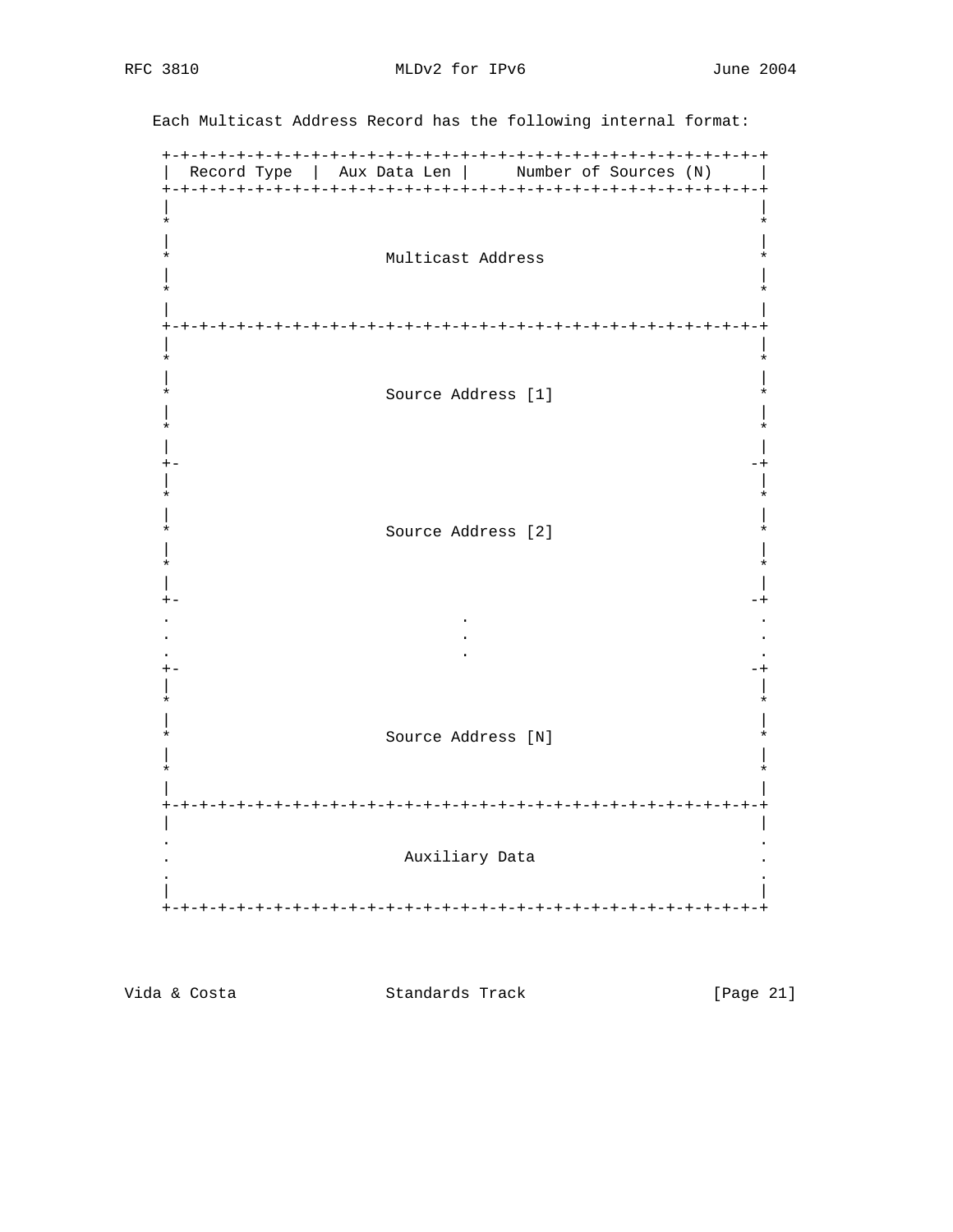Each Multicast Address Record has the following internal format:

```
 +-+-+-+-+-+-+-+-+-+-+-+-+-+-+-+-+-+-+-+-+-+-+-+-+-+-+-+-+-+-+-+-+
 |  Record Type  |  Aux Data Len |     Number of Sources (N)     |
 +-+-+-+-+-+-+-+-+-+-+-+-+-+-+-+-+-+-+-+-+-+-+-+-+-+-+-+-+-+-+-+-+
 |                                                               |
 *                                                               *
 |                                                               |
 *                       Multicast Address                       *
 |                                                               |
 *                                                               *
 |                                                               |
 +-+-+-+-+-+-+-+-+-+-+-+-+-+-+-+-+-+-+-+-+-+-+-+-+-+-+-+-+-+-+-+-+
 |                                                               |
 *                                                               *
 |                                                               |
 *                       Source Address [1]                      *
 |                                                               |
 *                                                               *
 |                                                               |
 +-                                                             -+
 |                                                               |
 *                                                               *
 |                                                               |
 *                       Source Address [2]                      *
 |                                                               |
 *                                                               *
 |                                                               |
 +-                                                             -+
 .                               .                               .
 .                               .                               .
 .                               .                               .
 +-                                                             -+
 |                                                               |
 *                                                               *
 |                                                               |
 *                       Source Address [N]                      *
 |                                                               |
 *                                                               *
 |                                                               |
 +-+-+-+-+-+-+-+-+-+-+-+-+-+-+-+-+-+-+-+-+-+-+-+-+-+-+-+-+-+-+-+-+
 |                                                               |
 .                                                               .
 .                         Auxiliary Data                        .
 .                                                               .
 |                                                               |
 +-+-+-+-+-+-+-+-+-+-+-+-+-+-+-+-+-+-+-+-+-+-+-+-+-+-+-+-+-+-+-+-+
```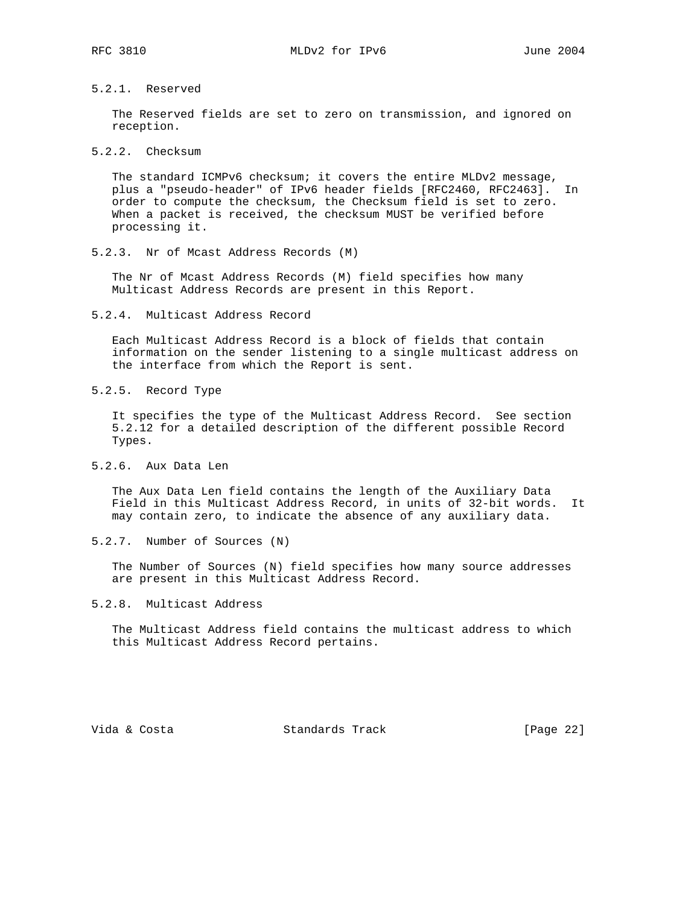### 5.2.1. Reserved

The Reserved fields are set to zero on transmission, and ignored on reception.

### 5.2.2. Checksum

The standard ICMPv6 checksum; it covers the entire MLDv2 message, plus a "pseudo-header" of IPv6 header fields [RFC2460, RFC2463]. In order to compute the checksum, the Checksum field is set to zero. When a packet is received, the checksum MUST be verified before processing it.

### 5.2.3. Nr of Mcast Address Records (M)

The Nr of Mcast Address Records (M) field specifies how many Multicast Address Records are present in this Report.

### 5.2.4. Multicast Address Record

Each Multicast Address Record is a block of fields that contain information on the sender listening to a single multicast address on the interface from which the Report is sent.

### 5.2.5. Record Type

It specifies the type of the Multicast Address Record. See section 5.2.12 for a detailed description of the different possible Record Types.

### 5.2.6. Aux Data Len

The Aux Data Len field contains the length of the Auxiliary Data Field in this Multicast Address Record, in units of 32-bit words. It may contain zero, to indicate the absence of any auxiliary data.

### 5.2.7. Number of Sources (N)

The Number of Sources (N) field specifies how many source addresses are present in this Multicast Address Record.

### 5.2.8. Multicast Address

The Multicast Address field contains the multicast address to which this Multicast Address Record pertains.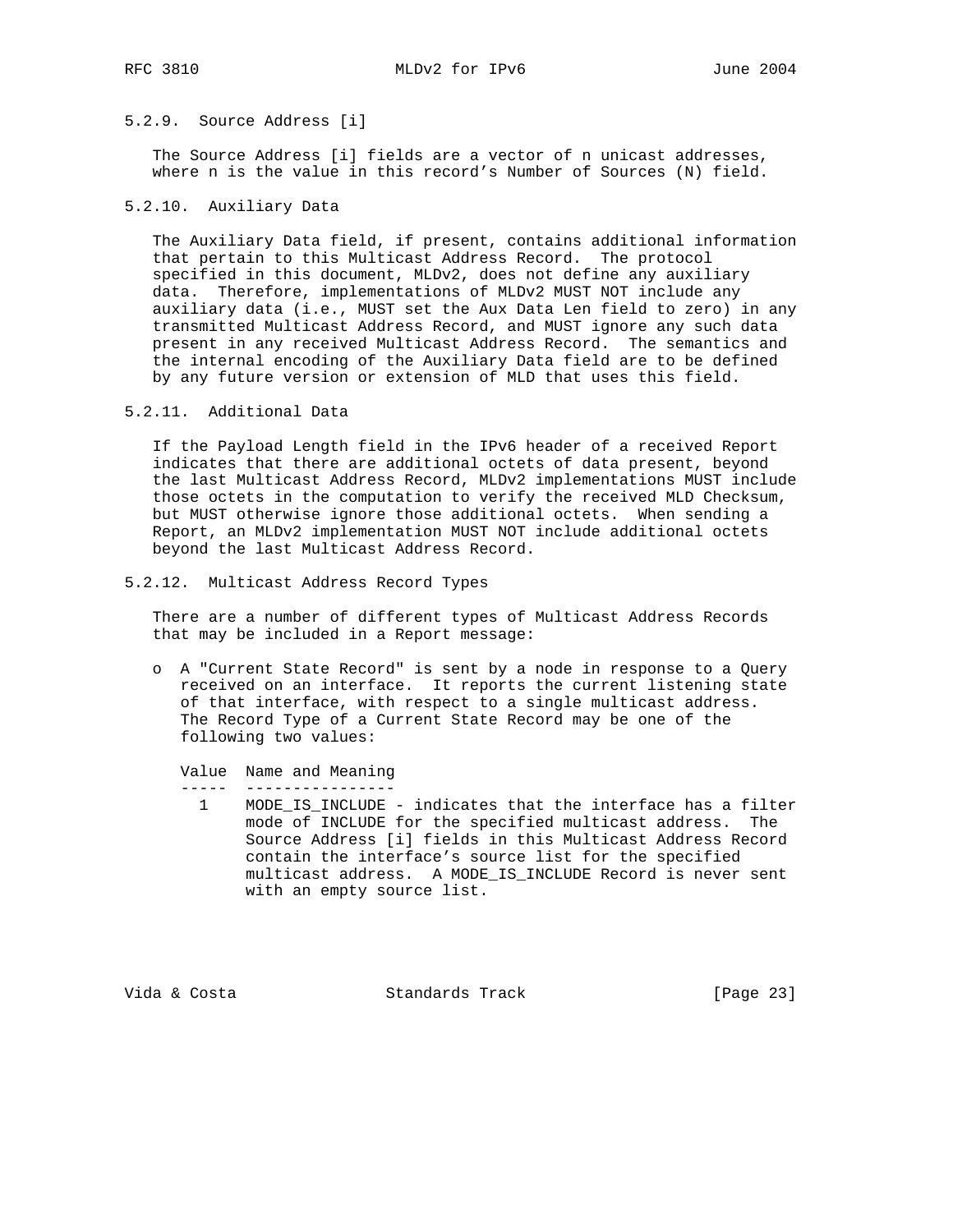### 5.2.9. Source Address [i]

The Source Address [i] fields are a vector of n unicast addresses, where n is the value in this record's Number of Sources (N) field.

### 5.2.10. Auxiliary Data

The Auxiliary Data field, if present, contains additional information that pertain to this Multicast Address Record. The protocol specified in this document, MLDv2, does not define any auxiliary data. Therefore, implementations of MLDv2 MUST NOT include any auxiliary data (i.e., MUST set the Aux Data Len field to zero) in any transmitted Multicast Address Record, and MUST ignore any such data present in any received Multicast Address Record. The semantics and the internal encoding of the Auxiliary Data field are to be defined by any future version or extension of MLD that uses this field.

### 5.2.11. Additional Data

If the Payload Length field in the IPv6 header of a received Report indicates that there are additional octets of data present, beyond the last Multicast Address Record, MLDv2 implementations MUST include those octets in the computation to verify the received MLD Checksum, but MUST otherwise ignore those additional octets. When sending a Report, an MLDv2 implementation MUST NOT include additional octets beyond the last Multicast Address Record.

### 5.2.12. Multicast Address Record Types

There are a number of different types of Multicast Address Records that may be included in a Report message:

- A "Current State Record" is sent by a node in response to a Query received on an interface. It reports the current listening state of that interface, with respect to a single multicast address. The Record Type of a Current State Record may be one of the following two values:

| Value | Name and Meaning |
|---|---|
| 1 | MODE_IS_INCLUDE - indicates that the interface has a filter mode of INCLUDE for the specified multicast address. The Source Address [i] fields in this Multicast Address Record contain the interface's source list for the specified multicast address. A MODE_IS_INCLUDE Record is never sent with an empty source list. |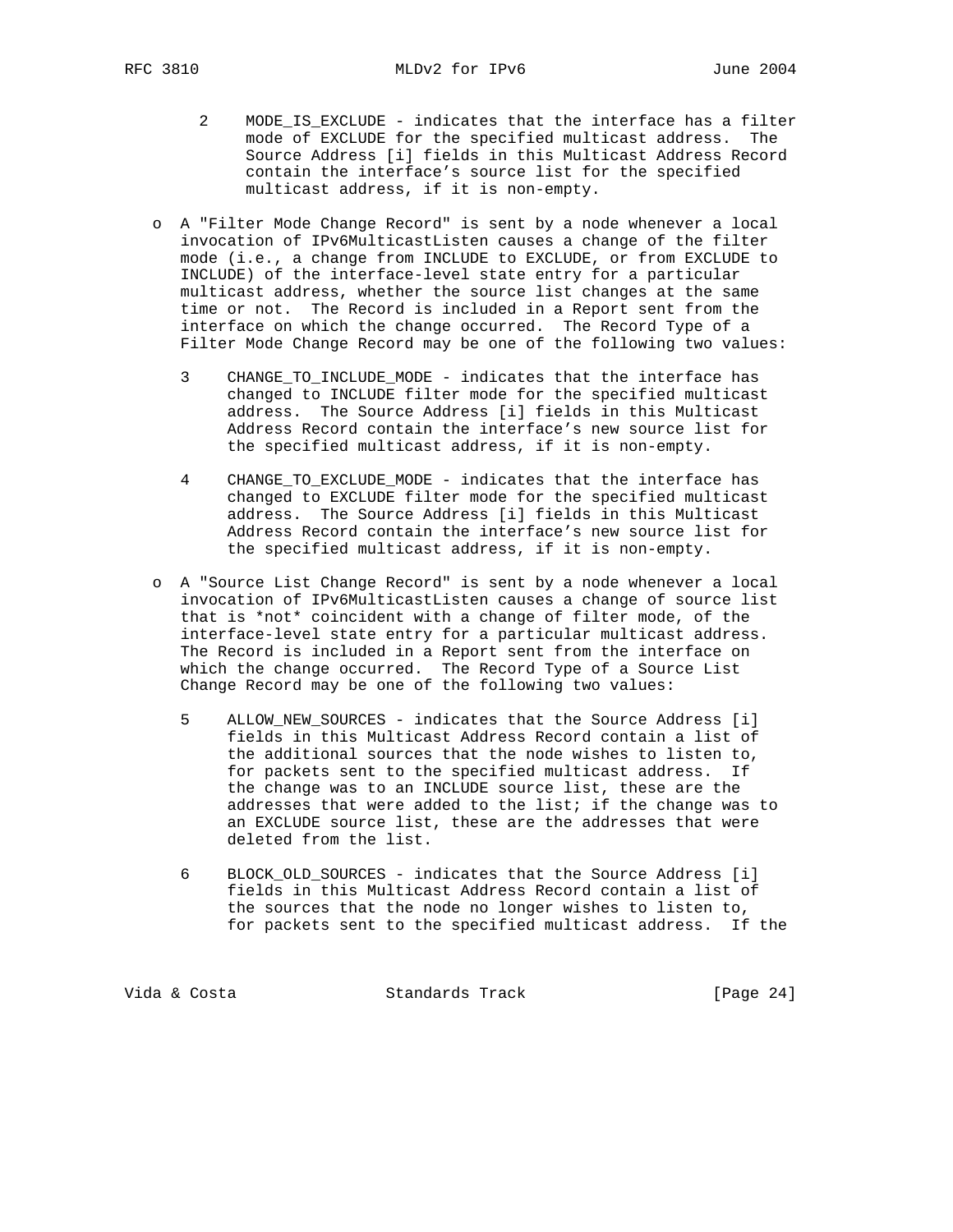2 MODE_IS_EXCLUDE - indicates that the interface has a filter mode of EXCLUDE for the specified multicast address. The Source Address [i] fields in this Multicast Address Record contain the interface's source list for the specified multicast address, if it is non-empty.

- A "Filter Mode Change Record" is sent by a node whenever a local invocation of IPv6MulticastListen causes a change of the filter mode (i.e., a change from INCLUDE to EXCLUDE, or from EXCLUDE to INCLUDE) of the interface-level state entry for a particular multicast address, whether the source list changes at the same time or not. The Record is included in a Report sent from the interface on which the change occurred. The Record Type of a Filter Mode Change Record may be one of the following two values:

  3 CHANGE_TO_INCLUDE_MODE - indicates that the interface has changed to INCLUDE filter mode for the specified multicast address. The Source Address [i] fields in this Multicast Address Record contain the interface's new source list for the specified multicast address, if it is non-empty.

  4 CHANGE_TO_EXCLUDE_MODE - indicates that the interface has changed to EXCLUDE filter mode for the specified multicast address. The Source Address [i] fields in this Multicast Address Record contain the interface's new source list for the specified multicast address, if it is non-empty.

- A "Source List Change Record" is sent by a node whenever a local invocation of IPv6MulticastListen causes a change of source list that is *not* coincident with a change of filter mode, of the interface-level state entry for a particular multicast address. The Record is included in a Report sent from the interface on which the change occurred. The Record Type of a Source List Change Record may be one of the following two values:

  5 ALLOW_NEW_SOURCES - indicates that the Source Address [i] fields in this Multicast Address Record contain a list of the additional sources that the node wishes to listen to, for packets sent to the specified multicast address. If the change was to an INCLUDE source list, these are the addresses that were added to the list; if the change was to an EXCLUDE source list, these are the addresses that were deleted from the list.

  6 BLOCK_OLD_SOURCES - indicates that the Source Address [i] fields in this Multicast Address Record contain a list of the sources that the node no longer wishes to listen to, for packets sent to the specified multicast address. If the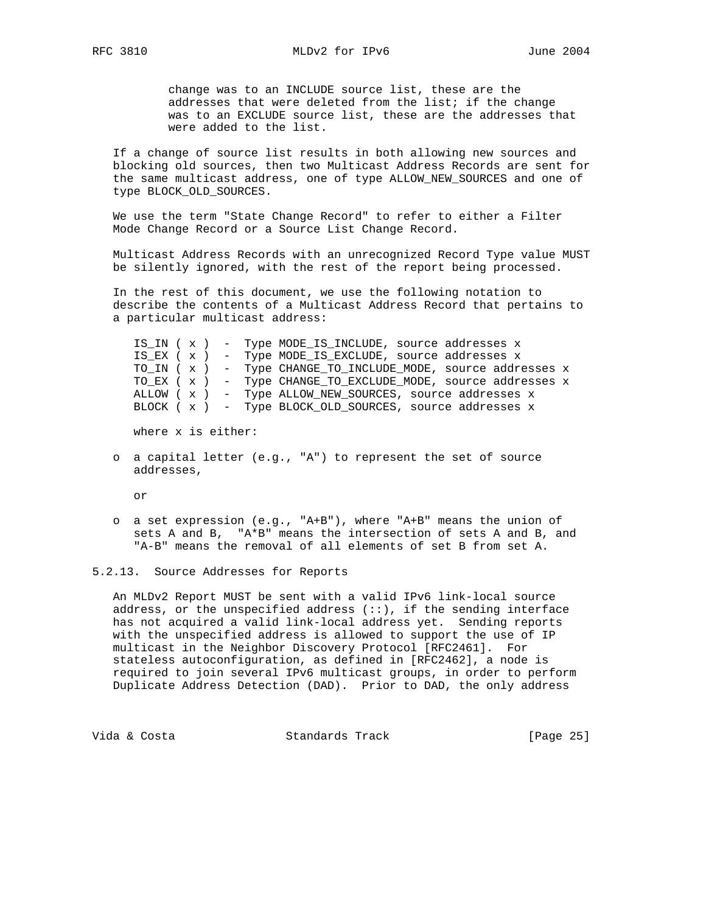change was to an INCLUDE source list, these are the addresses that were deleted from the list; if the change was to an EXCLUDE source list, these are the addresses that were added to the list.

If a change of source list results in both allowing new sources and blocking old sources, then two Multicast Address Records are sent for the same multicast address, one of type ALLOW_NEW_SOURCES and one of type BLOCK_OLD_SOURCES.

We use the term "State Change Record" to refer to either a Filter Mode Change Record or a Source List Change Record.

Multicast Address Records with an unrecognized Record Type value MUST be silently ignored, with the rest of the report being processed.

In the rest of this document, we use the following notation to describe the contents of a Multicast Address Record that pertains to a particular multicast address:

```
IS_IN ( x )  -  Type MODE_IS_INCLUDE, source addresses x
IS_EX ( x )  -  Type MODE_IS_EXCLUDE, source addresses x
TO_IN ( x )  -  Type CHANGE_TO_INCLUDE_MODE, source addresses x
TO_EX ( x )  -  Type CHANGE_TO_EXCLUDE_MODE, source addresses x
ALLOW ( x )  -  Type ALLOW_NEW_SOURCES, source addresses x
BLOCK ( x )  -  Type BLOCK_OLD_SOURCES, source addresses x
```

where x is either:

- a capital letter (e.g., "A") to represent the set of source addresses,

  or

- a set expression (e.g., "A+B"), where "A+B" means the union of sets A and B, "A*B" means the intersection of sets A and B, and "A-B" means the removal of all elements of set B from set A.

### 5.2.13. Source Addresses for Reports

An MLDv2 Report MUST be sent with a valid IPv6 link-local source address, or the unspecified address (::), if the sending interface has not acquired a valid link-local address yet. Sending reports with the unspecified address is allowed to support the use of IP multicast in the Neighbor Discovery Protocol [RFC2461]. For stateless autoconfiguration, as defined in [RFC2462], a node is required to join several IPv6 multicast groups, in order to perform Duplicate Address Detection (DAD). Prior to DAD, the only address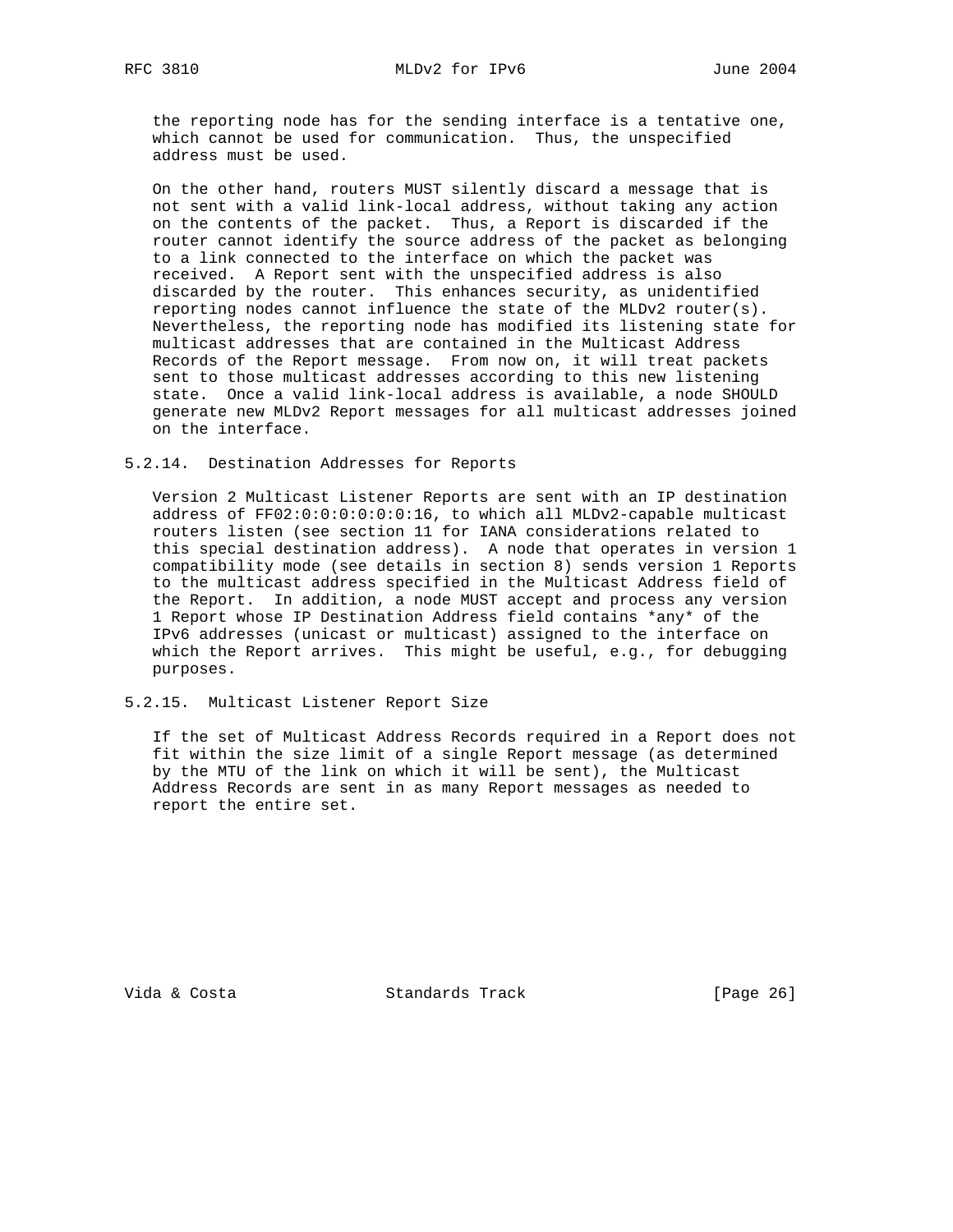the reporting node has for the sending interface is a tentative one, which cannot be used for communication. Thus, the unspecified address must be used.

On the other hand, routers MUST silently discard a message that is not sent with a valid link-local address, without taking any action on the contents of the packet. Thus, a Report is discarded if the router cannot identify the source address of the packet as belonging to a link connected to the interface on which the packet was received. A Report sent with the unspecified address is also discarded by the router. This enhances security, as unidentified reporting nodes cannot influence the state of the MLDv2 router(s). Nevertheless, the reporting node has modified its listening state for multicast addresses that are contained in the Multicast Address Records of the Report message. From now on, it will treat packets sent to those multicast addresses according to this new listening state. Once a valid link-local address is available, a node SHOULD generate new MLDv2 Report messages for all multicast addresses joined on the interface.

### 5.2.14. Destination Addresses for Reports

Version 2 Multicast Listener Reports are sent with an IP destination address of FF02:0:0:0:0:0:0:16, to which all MLDv2-capable multicast routers listen (see section 11 for IANA considerations related to this special destination address). A node that operates in version 1 compatibility mode (see details in section 8) sends version 1 Reports to the multicast address specified in the Multicast Address field of the Report. In addition, a node MUST accept and process any version 1 Report whose IP Destination Address field contains *any* of the IPv6 addresses (unicast or multicast) assigned to the interface on which the Report arrives. This might be useful, e.g., for debugging purposes.

### 5.2.15. Multicast Listener Report Size

If the set of Multicast Address Records required in a Report does not fit within the size limit of a single Report message (as determined by the MTU of the link on which it will be sent), the Multicast Address Records are sent in as many Report messages as needed to report the entire set.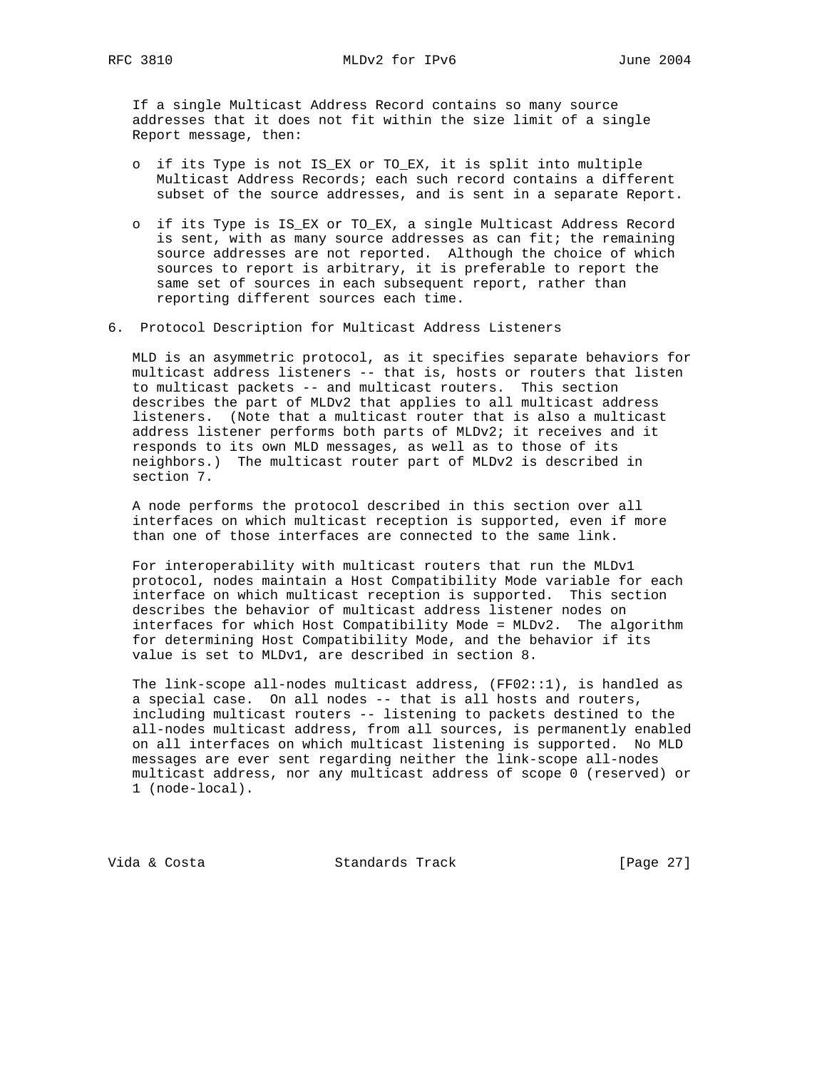If a single Multicast Address Record contains so many source addresses that it does not fit within the size limit of a single Report message, then:

- if its Type is not IS_EX or TO_EX, it is split into multiple Multicast Address Records; each such record contains a different subset of the source addresses, and is sent in a separate Report.
- if its Type is IS_EX or TO_EX, a single Multicast Address Record is sent, with as many source addresses as can fit; the remaining source addresses are not reported. Although the choice of which sources to report is arbitrary, it is preferable to report the same set of sources in each subsequent report, rather than reporting different sources each time.

## 6. Protocol Description for Multicast Address Listeners

MLD is an asymmetric protocol, as it specifies separate behaviors for multicast address listeners -- that is, hosts or routers that listen to multicast packets -- and multicast routers. This section describes the part of MLDv2 that applies to all multicast address listeners. (Note that a multicast router that is also a multicast address listener performs both parts of MLDv2; it receives and it responds to its own MLD messages, as well as to those of its neighbors.) The multicast router part of MLDv2 is described in section 7.

A node performs the protocol described in this section over all interfaces on which multicast reception is supported, even if more than one of those interfaces are connected to the same link.

For interoperability with multicast routers that run the MLDv1 protocol, nodes maintain a Host Compatibility Mode variable for each interface on which multicast reception is supported. This section describes the behavior of multicast address listener nodes on interfaces for which Host Compatibility Mode = MLDv2. The algorithm for determining Host Compatibility Mode, and the behavior if its value is set to MLDv1, are described in section 8.

The link-scope all-nodes multicast address, (FF02::1), is handled as a special case. On all nodes -- that is all hosts and routers, including multicast routers -- listening to packets destined to the all-nodes multicast address, from all sources, is permanently enabled on all interfaces on which multicast listening is supported. No MLD messages are ever sent regarding neither the link-scope all-nodes multicast address, nor any multicast address of scope 0 (reserved) or 1 (node-local).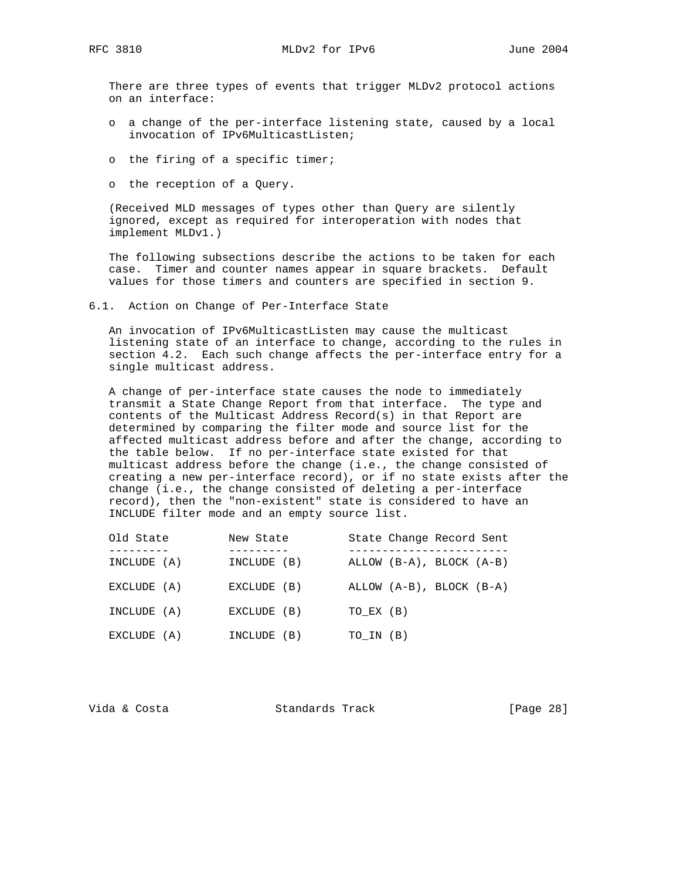There are three types of events that trigger MLDv2 protocol actions on an interface:

- a change of the per-interface listening state, caused by a local invocation of IPv6MulticastListen;
- the firing of a specific timer;
- the reception of a Query.

(Received MLD messages of types other than Query are silently ignored, except as required for interoperation with nodes that implement MLDv1.)

The following subsections describe the actions to be taken for each case. Timer and counter names appear in square brackets. Default values for those timers and counters are specified in section 9.

## 6.1. Action on Change of Per-Interface State

An invocation of IPv6MulticastListen may cause the multicast listening state of an interface to change, according to the rules in section 4.2. Each such change affects the per-interface entry for a single multicast address.

A change of per-interface state causes the node to immediately transmit a State Change Report from that interface. The type and contents of the Multicast Address Record(s) in that Report are determined by comparing the filter mode and source list for the affected multicast address before and after the change, according to the table below. If no per-interface state existed for that multicast address before the change (i.e., the change consisted of creating a new per-interface record), or if no state exists after the change (i.e., the change consisted of deleting a per-interface record), then the "non-existent" state is considered to have an INCLUDE filter mode and an empty source list.

| Old State | New State | State Change Record Sent |
|---|---|---|
| INCLUDE (A) | INCLUDE (B) | ALLOW (B-A), BLOCK (A-B) |
| EXCLUDE (A) | EXCLUDE (B) | ALLOW (A-B), BLOCK (B-A) |
| INCLUDE (A) | EXCLUDE (B) | TO_EX (B) |
| EXCLUDE (A) | INCLUDE (B) | TO_IN (B) |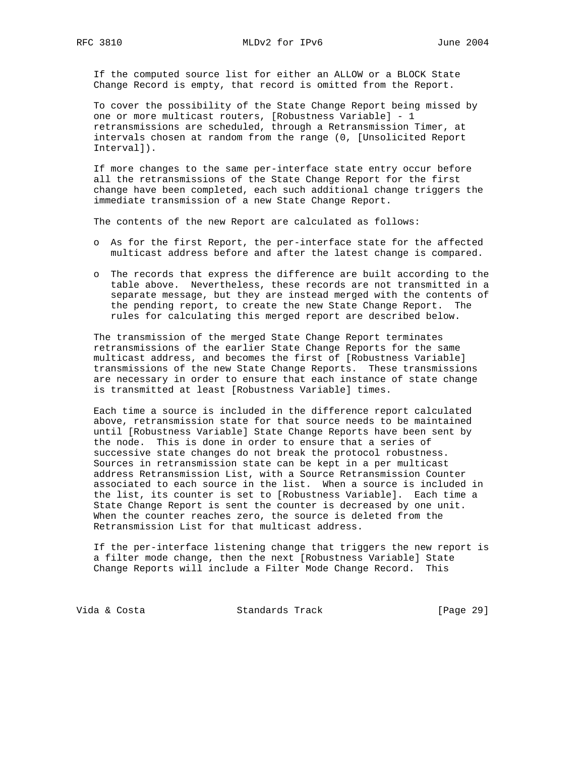If the computed source list for either an ALLOW or a BLOCK State Change Record is empty, that record is omitted from the Report.

To cover the possibility of the State Change Report being missed by one or more multicast routers, [Robustness Variable] - 1 retransmissions are scheduled, through a Retransmission Timer, at intervals chosen at random from the range (0, [Unsolicited Report Interval]).

If more changes to the same per-interface state entry occur before all the retransmissions of the State Change Report for the first change have been completed, each such additional change triggers the immediate transmission of a new State Change Report.

The contents of the new Report are calculated as follows:

- As for the first Report, the per-interface state for the affected multicast address before and after the latest change is compared.
- The records that express the difference are built according to the table above. Nevertheless, these records are not transmitted in a separate message, but they are instead merged with the contents of the pending report, to create the new State Change Report. The rules for calculating this merged report are described below.

The transmission of the merged State Change Report terminates retransmissions of the earlier State Change Reports for the same multicast address, and becomes the first of [Robustness Variable] transmissions of the new State Change Reports. These transmissions are necessary in order to ensure that each instance of state change is transmitted at least [Robustness Variable] times.

Each time a source is included in the difference report calculated above, retransmission state for that source needs to be maintained until [Robustness Variable] State Change Reports have been sent by the node. This is done in order to ensure that a series of successive state changes do not break the protocol robustness. Sources in retransmission state can be kept in a per multicast address Retransmission List, with a Source Retransmission Counter associated to each source in the list. When a source is included in the list, its counter is set to [Robustness Variable]. Each time a State Change Report is sent the counter is decreased by one unit. When the counter reaches zero, the source is deleted from the Retransmission List for that multicast address.

If the per-interface listening change that triggers the new report is a filter mode change, then the next [Robustness Variable] State Change Reports will include a Filter Mode Change Record. This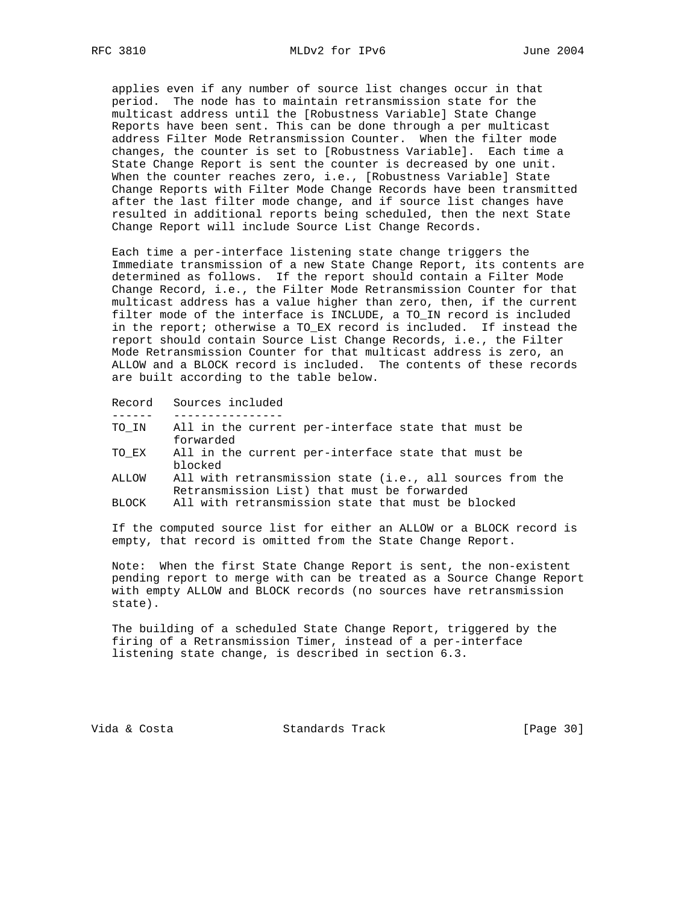applies even if any number of source list changes occur in that period. The node has to maintain retransmission state for the multicast address until the [Robustness Variable] State Change Reports have been sent. This can be done through a per multicast address Filter Mode Retransmission Counter. When the filter mode changes, the counter is set to [Robustness Variable]. Each time a State Change Report is sent the counter is decreased by one unit. When the counter reaches zero, i.e., [Robustness Variable] State Change Reports with Filter Mode Change Records have been transmitted after the last filter mode change, and if source list changes have resulted in additional reports being scheduled, then the next State Change Report will include Source List Change Records.

Each time a per-interface listening state change triggers the Immediate transmission of a new State Change Report, its contents are determined as follows. If the report should contain a Filter Mode Change Record, i.e., the Filter Mode Retransmission Counter for that multicast address has a value higher than zero, then, if the current filter mode of the interface is INCLUDE, a TO_IN record is included in the report; otherwise a TO_EX record is included. If instead the report should contain Source List Change Records, i.e., the Filter Mode Retransmission Counter for that multicast address is zero, an ALLOW and a BLOCK record is included. The contents of these records are built according to the table below.

| Record | Sources included |
|---|---|
| TO_IN | All in the current per-interface state that must be forwarded |
| TO_EX | All in the current per-interface state that must be blocked |
| ALLOW | All with retransmission state (i.e., all sources from the Retransmission List) that must be forwarded |
| BLOCK | All with retransmission state that must be blocked |

If the computed source list for either an ALLOW or a BLOCK record is empty, that record is omitted from the State Change Report.

Note: When the first State Change Report is sent, the non-existent pending report to merge with can be treated as a Source Change Report with empty ALLOW and BLOCK records (no sources have retransmission state).

The building of a scheduled State Change Report, triggered by the firing of a Retransmission Timer, instead of a per-interface listening state change, is described in section 6.3.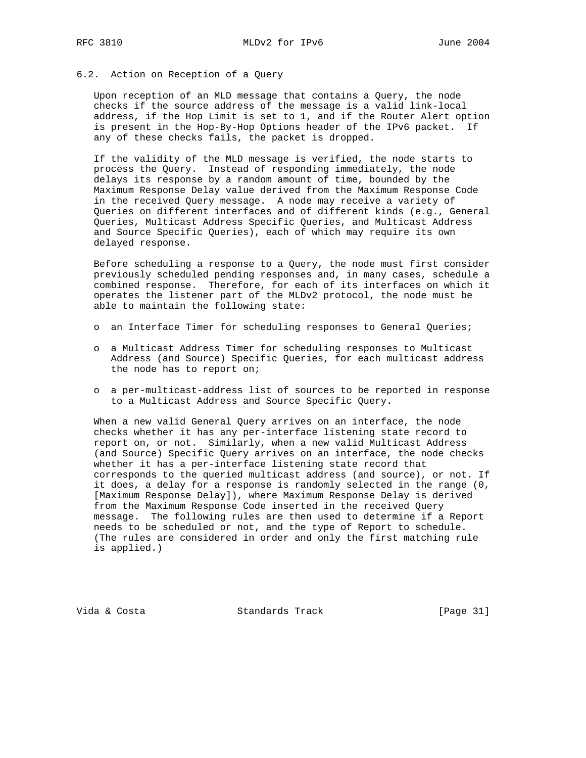### 6.2. Action on Reception of a Query

Upon reception of an MLD message that contains a Query, the node checks if the source address of the message is a valid link-local address, if the Hop Limit is set to 1, and if the Router Alert option is present in the Hop-By-Hop Options header of the IPv6 packet. If any of these checks fails, the packet is dropped.

If the validity of the MLD message is verified, the node starts to process the Query. Instead of responding immediately, the node delays its response by a random amount of time, bounded by the Maximum Response Delay value derived from the Maximum Response Code in the received Query message. A node may receive a variety of Queries on different interfaces and of different kinds (e.g., General Queries, Multicast Address Specific Queries, and Multicast Address and Source Specific Queries), each of which may require its own delayed response.

Before scheduling a response to a Query, the node must first consider previously scheduled pending responses and, in many cases, schedule a combined response. Therefore, for each of its interfaces on which it operates the listener part of the MLDv2 protocol, the node must be able to maintain the following state:

- an Interface Timer for scheduling responses to General Queries;
- a Multicast Address Timer for scheduling responses to Multicast Address (and Source) Specific Queries, for each multicast address the node has to report on;
- a per-multicast-address list of sources to be reported in response to a Multicast Address and Source Specific Query.

When a new valid General Query arrives on an interface, the node checks whether it has any per-interface listening state record to report on, or not. Similarly, when a new valid Multicast Address (and Source) Specific Query arrives on an interface, the node checks whether it has a per-interface listening state record that corresponds to the queried multicast address (and source), or not. If it does, a delay for a response is randomly selected in the range (0, [Maximum Response Delay]), where Maximum Response Delay is derived from the Maximum Response Code inserted in the received Query message. The following rules are then used to determine if a Report needs to be scheduled or not, and the type of Report to schedule. (The rules are considered in order and only the first matching rule is applied.)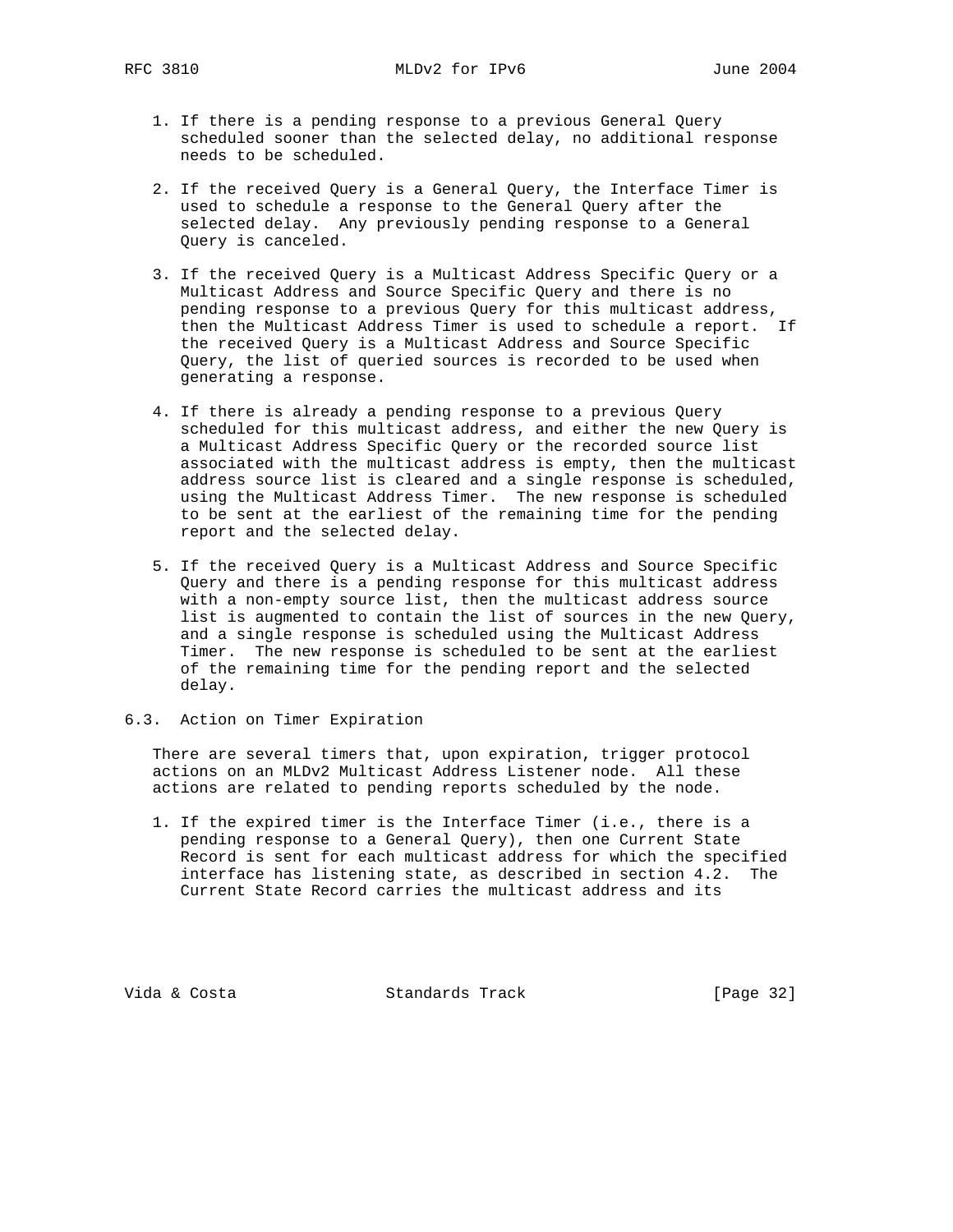1. If there is a pending response to a previous General Query scheduled sooner than the selected delay, no additional response needs to be scheduled.

2. If the received Query is a General Query, the Interface Timer is used to schedule a response to the General Query after the selected delay. Any previously pending response to a General Query is canceled.

3. If the received Query is a Multicast Address Specific Query or a Multicast Address and Source Specific Query and there is no pending response to a previous Query for this multicast address, then the Multicast Address Timer is used to schedule a report. If the received Query is a Multicast Address and Source Specific Query, the list of queried sources is recorded to be used when generating a response.

4. If there is already a pending response to a previous Query scheduled for this multicast address, and either the new Query is a Multicast Address Specific Query or the recorded source list associated with the multicast address is empty, then the multicast address source list is cleared and a single response is scheduled, using the Multicast Address Timer. The new response is scheduled to be sent at the earliest of the remaining time for the pending report and the selected delay.

5. If the received Query is a Multicast Address and Source Specific Query and there is a pending response for this multicast address with a non-empty source list, then the multicast address source list is augmented to contain the list of sources in the new Query, and a single response is scheduled using the Multicast Address Timer. The new response is scheduled to be sent at the earliest of the remaining time for the pending report and the selected delay.

## 6.3. Action on Timer Expiration

There are several timers that, upon expiration, trigger protocol actions on an MLDv2 Multicast Address Listener node. All these actions are related to pending reports scheduled by the node.

1. If the expired timer is the Interface Timer (i.e., there is a pending response to a General Query), then one Current State Record is sent for each multicast address for which the specified interface has listening state, as described in section 4.2. The Current State Record carries the multicast address and its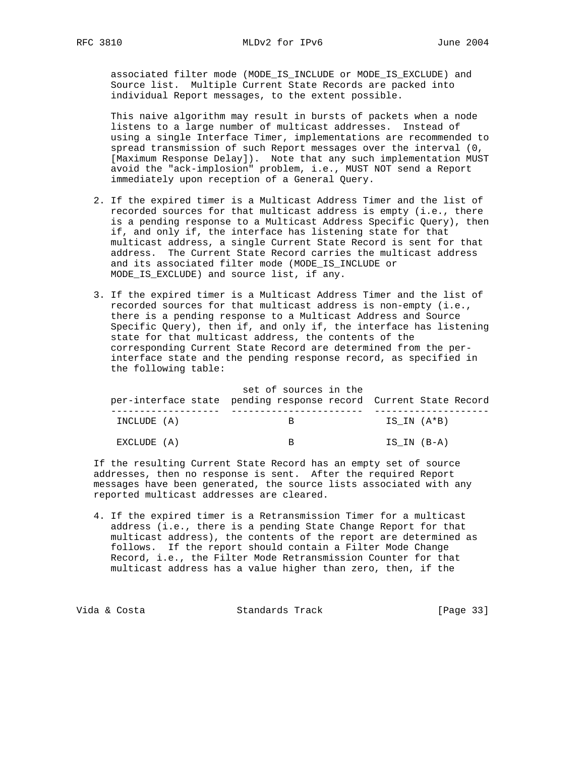associated filter mode (MODE_IS_INCLUDE or MODE_IS_EXCLUDE) and Source list. Multiple Current State Records are packed into individual Report messages, to the extent possible.

This naive algorithm may result in bursts of packets when a node listens to a large number of multicast addresses. Instead of using a single Interface Timer, implementations are recommended to spread transmission of such Report messages over the interval (0, [Maximum Response Delay]). Note that any such implementation MUST avoid the "ack-implosion" problem, i.e., MUST NOT send a Report immediately upon reception of a General Query.

2. If the expired timer is a Multicast Address Timer and the list of recorded sources for that multicast address is empty (i.e., there is a pending response to a Multicast Address Specific Query), then if, and only if, the interface has listening state for that multicast address, a single Current State Record is sent for that address. The Current State Record carries the multicast address and its associated filter mode (MODE_IS_INCLUDE or MODE_IS_EXCLUDE) and source list, if any.

3. If the expired timer is a Multicast Address Timer and the list of recorded sources for that multicast address is non-empty (i.e., there is a pending response to a Multicast Address and Source Specific Query), then if, and only if, the interface has listening state for that multicast address, the contents of the corresponding Current State Record are determined from the per-interface state and the pending response record, as specified in the following table:

| per-interface state | set of sources in the pending response record | Current State Record |
|---|---|---|
| INCLUDE (A) | B | IS_IN (A*B) |
| EXCLUDE (A) | B | IS_IN (B-A) |

If the resulting Current State Record has an empty set of source addresses, then no response is sent. After the required Report messages have been generated, the source lists associated with any reported multicast addresses are cleared.

4. If the expired timer is a Retransmission Timer for a multicast address (i.e., there is a pending State Change Report for that multicast address), the contents of the report are determined as follows. If the report should contain a Filter Mode Change Record, i.e., the Filter Mode Retransmission Counter for that multicast address has a value higher than zero, then, if the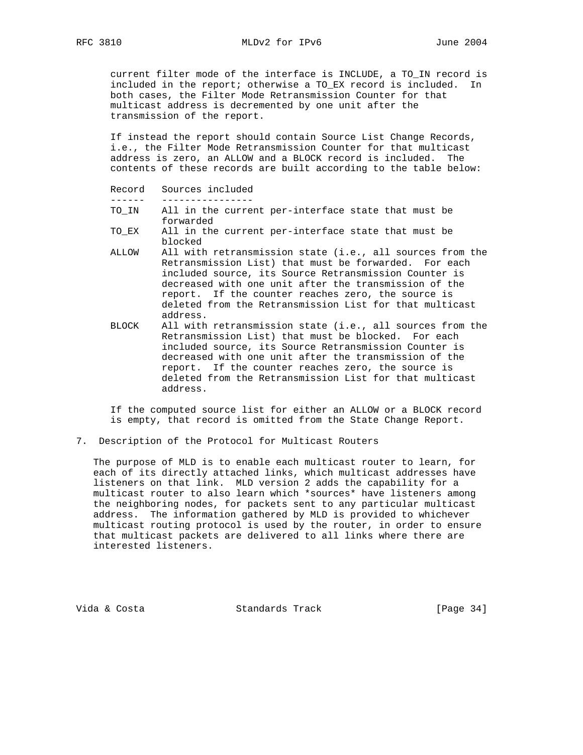current filter mode of the interface is INCLUDE, a TO_IN record is included in the report; otherwise a TO_EX record is included. In both cases, the Filter Mode Retransmission Counter for that multicast address is decremented by one unit after the transmission of the report.

If instead the report should contain Source List Change Records, i.e., the Filter Mode Retransmission Counter for that multicast address is zero, an ALLOW and a BLOCK record is included. The contents of these records are built according to the table below:

| Record | Sources included |
| --- | --- |
| TO_IN | All in the current per-interface state that must be forwarded |
| TO_EX | All in the current per-interface state that must be blocked |
| ALLOW | All with retransmission state (i.e., all sources from the Retransmission List) that must be forwarded. For each included source, its Source Retransmission Counter is decreased with one unit after the transmission of the report. If the counter reaches zero, the source is deleted from the Retransmission List for that multicast address. |
| BLOCK | All with retransmission state (i.e., all sources from the Retransmission List) that must be blocked. For each included source, its Source Retransmission Counter is decreased with one unit after the transmission of the report. If the counter reaches zero, the source is deleted from the Retransmission List for that multicast address. |

If the computed source list for either an ALLOW or a BLOCK record is empty, that record is omitted from the State Change Report.

## 7. Description of the Protocol for Multicast Routers

The purpose of MLD is to enable each multicast router to learn, for each of its directly attached links, which multicast addresses have listeners on that link. MLD version 2 adds the capability for a multicast router to also learn which *sources* have listeners among the neighboring nodes, for packets sent to any particular multicast address. The information gathered by MLD is provided to whichever multicast routing protocol is used by the router, in order to ensure that multicast packets are delivered to all links where there are interested listeners.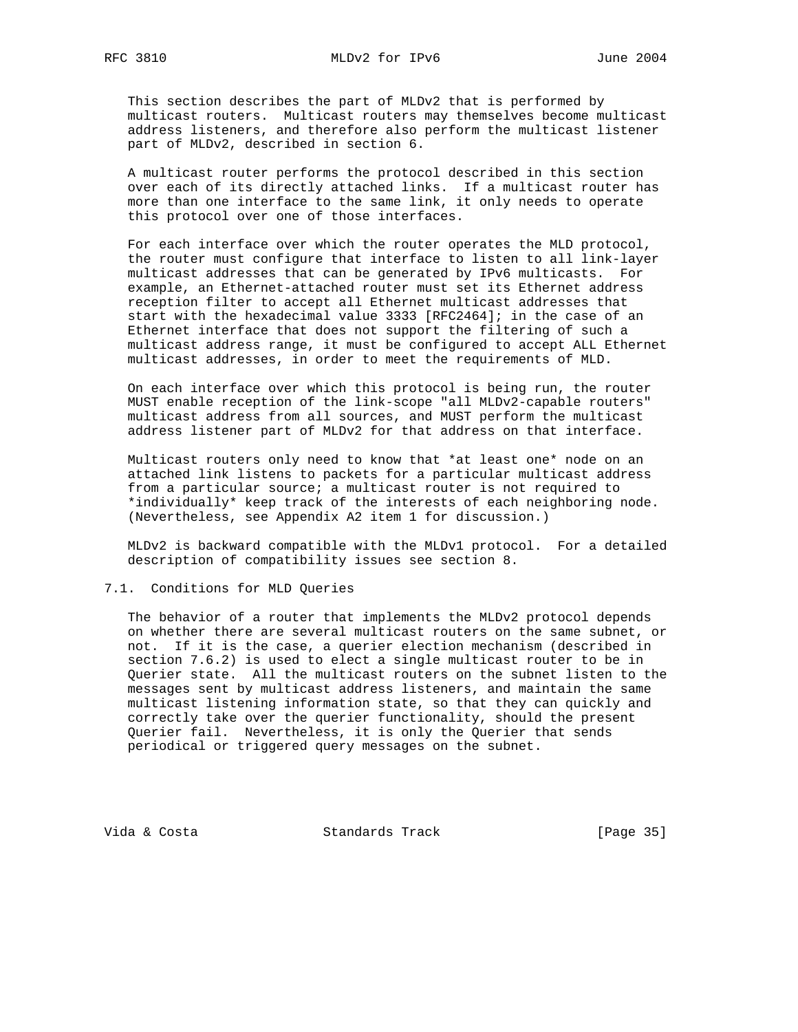This section describes the part of MLDv2 that is performed by multicast routers. Multicast routers may themselves become multicast address listeners, and therefore also perform the multicast listener part of MLDv2, described in section 6.

A multicast router performs the protocol described in this section over each of its directly attached links. If a multicast router has more than one interface to the same link, it only needs to operate this protocol over one of those interfaces.

For each interface over which the router operates the MLD protocol, the router must configure that interface to listen to all link-layer multicast addresses that can be generated by IPv6 multicasts. For example, an Ethernet-attached router must set its Ethernet address reception filter to accept all Ethernet multicast addresses that start with the hexadecimal value 3333 [RFC2464]; in the case of an Ethernet interface that does not support the filtering of such a multicast address range, it must be configured to accept ALL Ethernet multicast addresses, in order to meet the requirements of MLD.

On each interface over which this protocol is being run, the router MUST enable reception of the link-scope "all MLDv2-capable routers" multicast address from all sources, and MUST perform the multicast address listener part of MLDv2 for that address on that interface.

Multicast routers only need to know that *at least one* node on an attached link listens to packets for a particular multicast address from a particular source; a multicast router is not required to *individually* keep track of the interests of each neighboring node. (Nevertheless, see Appendix A2 item 1 for discussion.)

MLDv2 is backward compatible with the MLDv1 protocol. For a detailed description of compatibility issues see section 8.

## 7.1. Conditions for MLD Queries

The behavior of a router that implements the MLDv2 protocol depends on whether there are several multicast routers on the same subnet, or not. If it is the case, a querier election mechanism (described in section 7.6.2) is used to elect a single multicast router to be in Querier state. All the multicast routers on the subnet listen to the messages sent by multicast address listeners, and maintain the same multicast listening information state, so that they can quickly and correctly take over the querier functionality, should the present Querier fail. Nevertheless, it is only the Querier that sends periodical or triggered query messages on the subnet.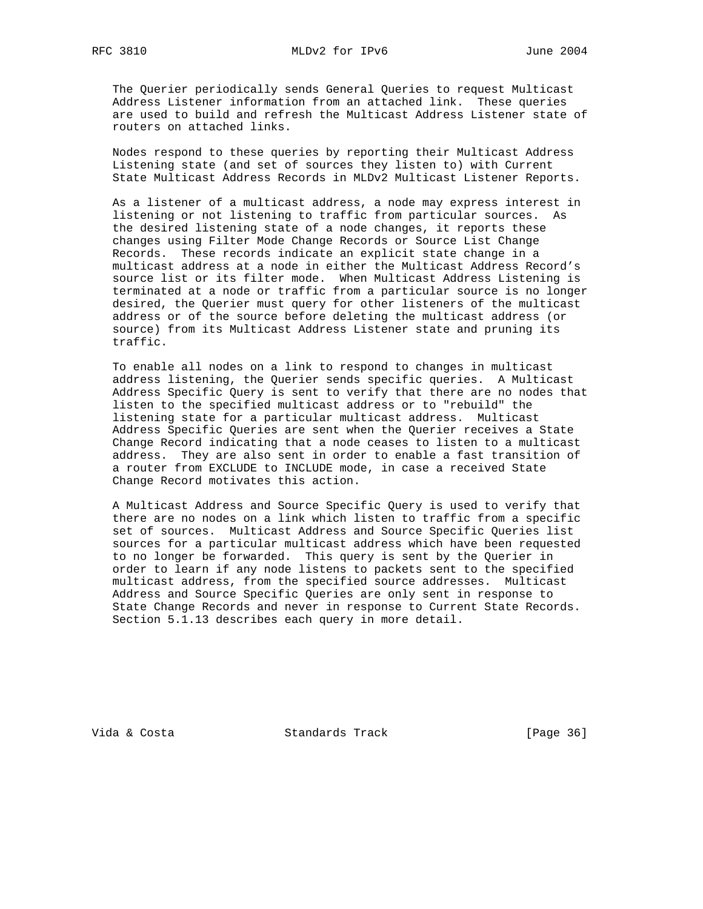The Querier periodically sends General Queries to request Multicast Address Listener information from an attached link. These queries are used to build and refresh the Multicast Address Listener state of routers on attached links.

Nodes respond to these queries by reporting their Multicast Address Listening state (and set of sources they listen to) with Current State Multicast Address Records in MLDv2 Multicast Listener Reports.

As a listener of a multicast address, a node may express interest in listening or not listening to traffic from particular sources. As the desired listening state of a node changes, it reports these changes using Filter Mode Change Records or Source List Change Records. These records indicate an explicit state change in a multicast address at a node in either the Multicast Address Record's source list or its filter mode. When Multicast Address Listening is terminated at a node or traffic from a particular source is no longer desired, the Querier must query for other listeners of the multicast address or of the source before deleting the multicast address (or source) from its Multicast Address Listener state and pruning its traffic.

To enable all nodes on a link to respond to changes in multicast address listening, the Querier sends specific queries. A Multicast Address Specific Query is sent to verify that there are no nodes that listen to the specified multicast address or to "rebuild" the listening state for a particular multicast address. Multicast Address Specific Queries are sent when the Querier receives a State Change Record indicating that a node ceases to listen to a multicast address. They are also sent in order to enable a fast transition of a router from EXCLUDE to INCLUDE mode, in case a received State Change Record motivates this action.

A Multicast Address and Source Specific Query is used to verify that there are no nodes on a link which listen to traffic from a specific set of sources. Multicast Address and Source Specific Queries list sources for a particular multicast address which have been requested to no longer be forwarded. This query is sent by the Querier in order to learn if any node listens to packets sent to the specified multicast address, from the specified source addresses. Multicast Address and Source Specific Queries are only sent in response to State Change Records and never in response to Current State Records. Section 5.1.13 describes each query in more detail.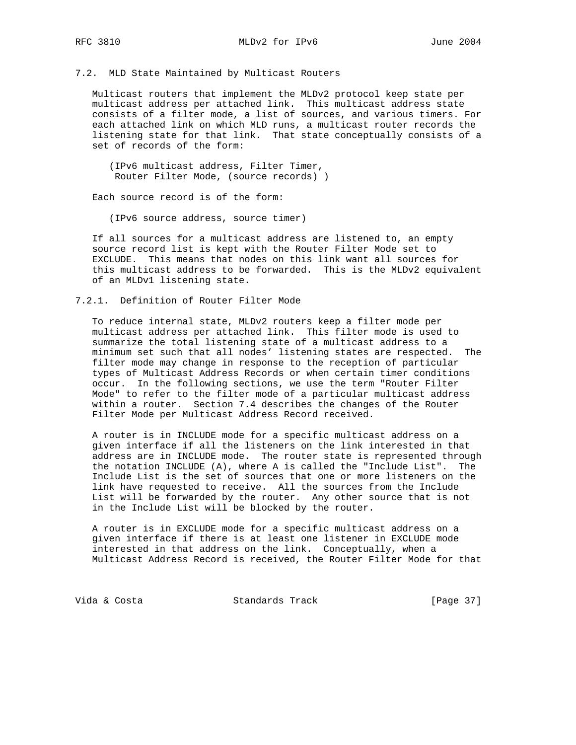### 7.2. MLD State Maintained by Multicast Routers

Multicast routers that implement the MLDv2 protocol keep state per multicast address per attached link. This multicast address state consists of a filter mode, a list of sources, and various timers. For each attached link on which MLD runs, a multicast router records the listening state for that link. That state conceptually consists of a set of records of the form:

```
(IPv6 multicast address, Filter Timer,
 Router Filter Mode, (source records) )
```

Each source record is of the form:

```
(IPv6 source address, source timer)
```

If all sources for a multicast address are listened to, an empty source record list is kept with the Router Filter Mode set to EXCLUDE. This means that nodes on this link want all sources for this multicast address to be forwarded. This is the MLDv2 equivalent of an MLDv1 listening state.

#### 7.2.1. Definition of Router Filter Mode

To reduce internal state, MLDv2 routers keep a filter mode per multicast address per attached link. This filter mode is used to summarize the total listening state of a multicast address to a minimum set such that all nodes' listening states are respected. The filter mode may change in response to the reception of particular types of Multicast Address Records or when certain timer conditions occur. In the following sections, we use the term "Router Filter Mode" to refer to the filter mode of a particular multicast address within a router. Section 7.4 describes the changes of the Router Filter Mode per Multicast Address Record received.

A router is in INCLUDE mode for a specific multicast address on a given interface if all the listeners on the link interested in that address are in INCLUDE mode. The router state is represented through the notation INCLUDE (A), where A is called the "Include List". The Include List is the set of sources that one or more listeners on the link have requested to receive. All the sources from the Include List will be forwarded by the router. Any other source that is not in the Include List will be blocked by the router.

A router is in EXCLUDE mode for a specific multicast address on a given interface if there is at least one listener in EXCLUDE mode interested in that address on the link. Conceptually, when a Multicast Address Record is received, the Router Filter Mode for that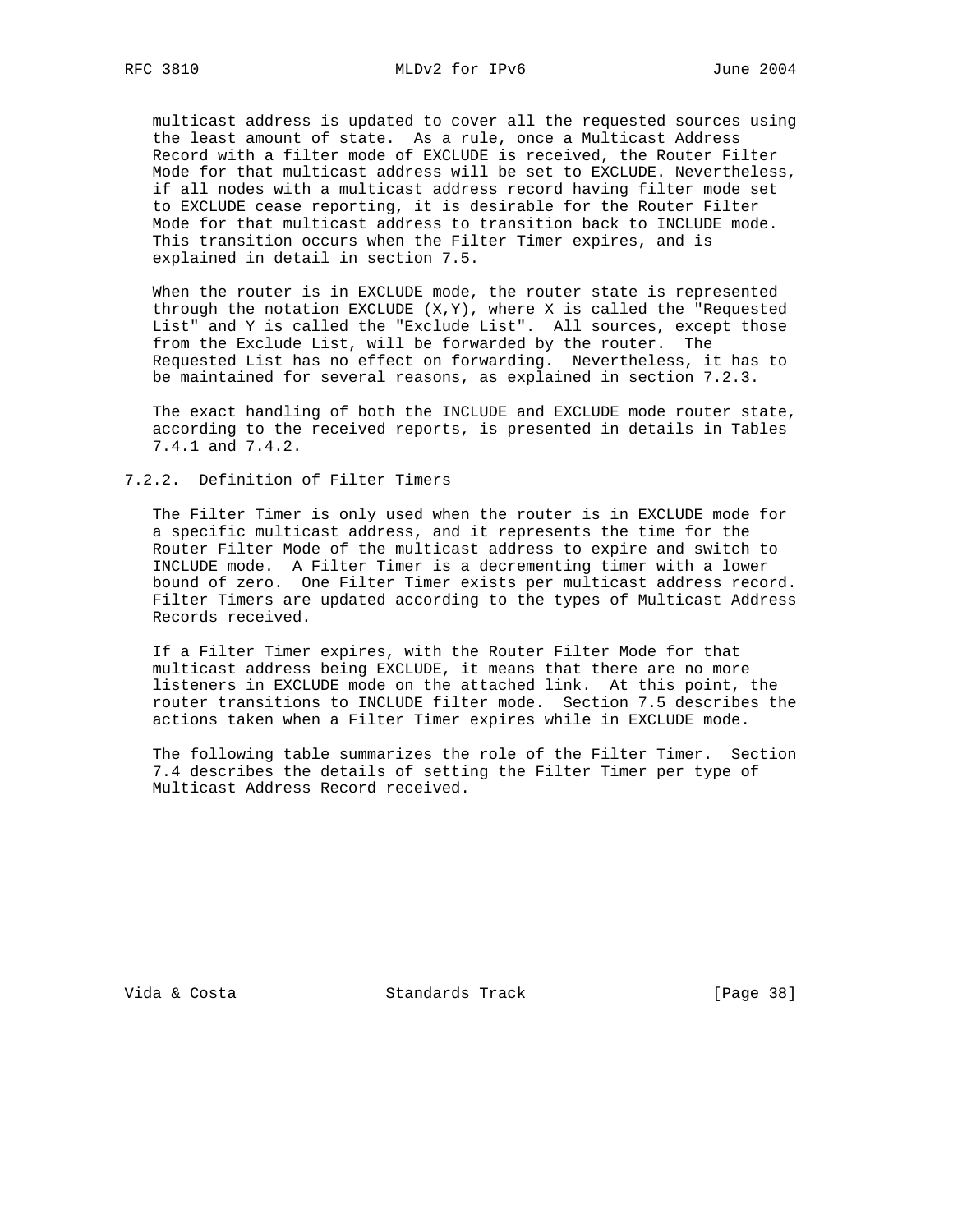multicast address is updated to cover all the requested sources using the least amount of state. As a rule, once a Multicast Address Record with a filter mode of EXCLUDE is received, the Router Filter Mode for that multicast address will be set to EXCLUDE. Nevertheless, if all nodes with a multicast address record having filter mode set to EXCLUDE cease reporting, it is desirable for the Router Filter Mode for that multicast address to transition back to INCLUDE mode. This transition occurs when the Filter Timer expires, and is explained in detail in section 7.5.

When the router is in EXCLUDE mode, the router state is represented through the notation EXCLUDE (X,Y), where X is called the "Requested List" and Y is called the "Exclude List". All sources, except those from the Exclude List, will be forwarded by the router. The Requested List has no effect on forwarding. Nevertheless, it has to be maintained for several reasons, as explained in section 7.2.3.

The exact handling of both the INCLUDE and EXCLUDE mode router state, according to the received reports, is presented in details in Tables 7.4.1 and 7.4.2.

### 7.2.2. Definition of Filter Timers

The Filter Timer is only used when the router is in EXCLUDE mode for a specific multicast address, and it represents the time for the Router Filter Mode of the multicast address to expire and switch to INCLUDE mode. A Filter Timer is a decrementing timer with a lower bound of zero. One Filter Timer exists per multicast address record. Filter Timers are updated according to the types of Multicast Address Records received.

If a Filter Timer expires, with the Router Filter Mode for that multicast address being EXCLUDE, it means that there are no more listeners in EXCLUDE mode on the attached link. At this point, the router transitions to INCLUDE filter mode. Section 7.5 describes the actions taken when a Filter Timer expires while in EXCLUDE mode.

The following table summarizes the role of the Filter Timer. Section 7.4 describes the details of setting the Filter Timer per type of Multicast Address Record received.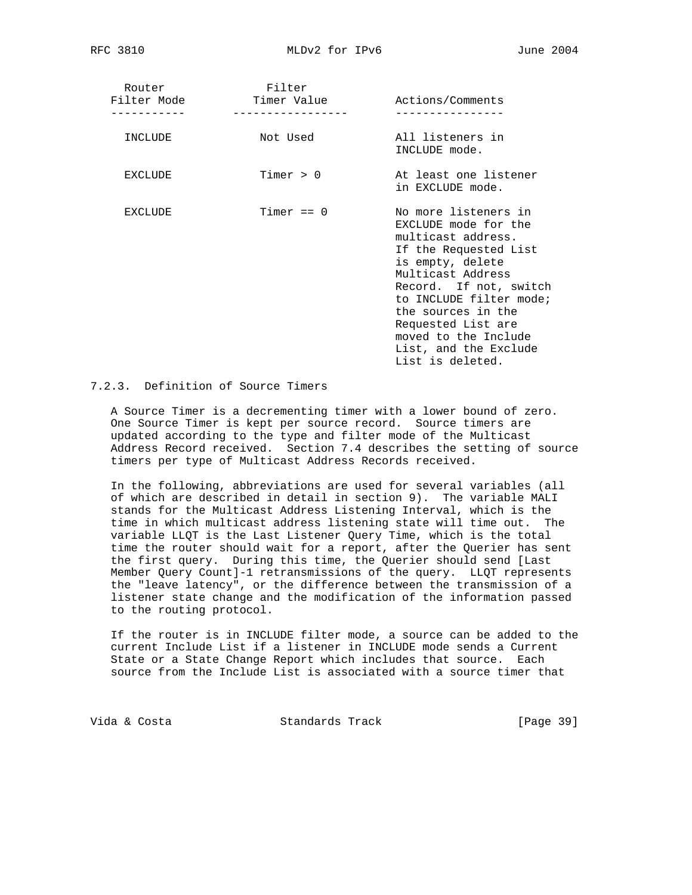| Router Filter Mode | Filter Timer Value | Actions/Comments |
| --- | --- | --- |
| INCLUDE | Not Used | All listeners in INCLUDE mode. |
| EXCLUDE | Timer > 0 | At least one listener in EXCLUDE mode. |
| EXCLUDE | Timer == 0 | No more listeners in EXCLUDE mode for the multicast address. If the Requested List is empty, delete Multicast Address Record. If not, switch to INCLUDE filter mode; the sources in the Requested List are moved to the Include List, and the Exclude List is deleted. |

### 7.2.3. Definition of Source Timers

A Source Timer is a decrementing timer with a lower bound of zero. One Source Timer is kept per source record. Source timers are updated according to the type and filter mode of the Multicast Address Record received. Section 7.4 describes the setting of source timers per type of Multicast Address Records received.

In the following, abbreviations are used for several variables (all of which are described in detail in section 9). The variable MALI stands for the Multicast Address Listening Interval, which is the time in which multicast address listening state will time out. The variable LLQT is the Last Listener Query Time, which is the total time the router should wait for a report, after the Querier has sent the first query. During this time, the Querier should send [Last Member Query Count]-1 retransmissions of the query. LLQT represents the "leave latency", or the difference between the transmission of a listener state change and the modification of the information passed to the routing protocol.

If the router is in INCLUDE filter mode, a source can be added to the current Include List if a listener in INCLUDE mode sends a Current State or a State Change Report which includes that source. Each source from the Include List is associated with a source timer that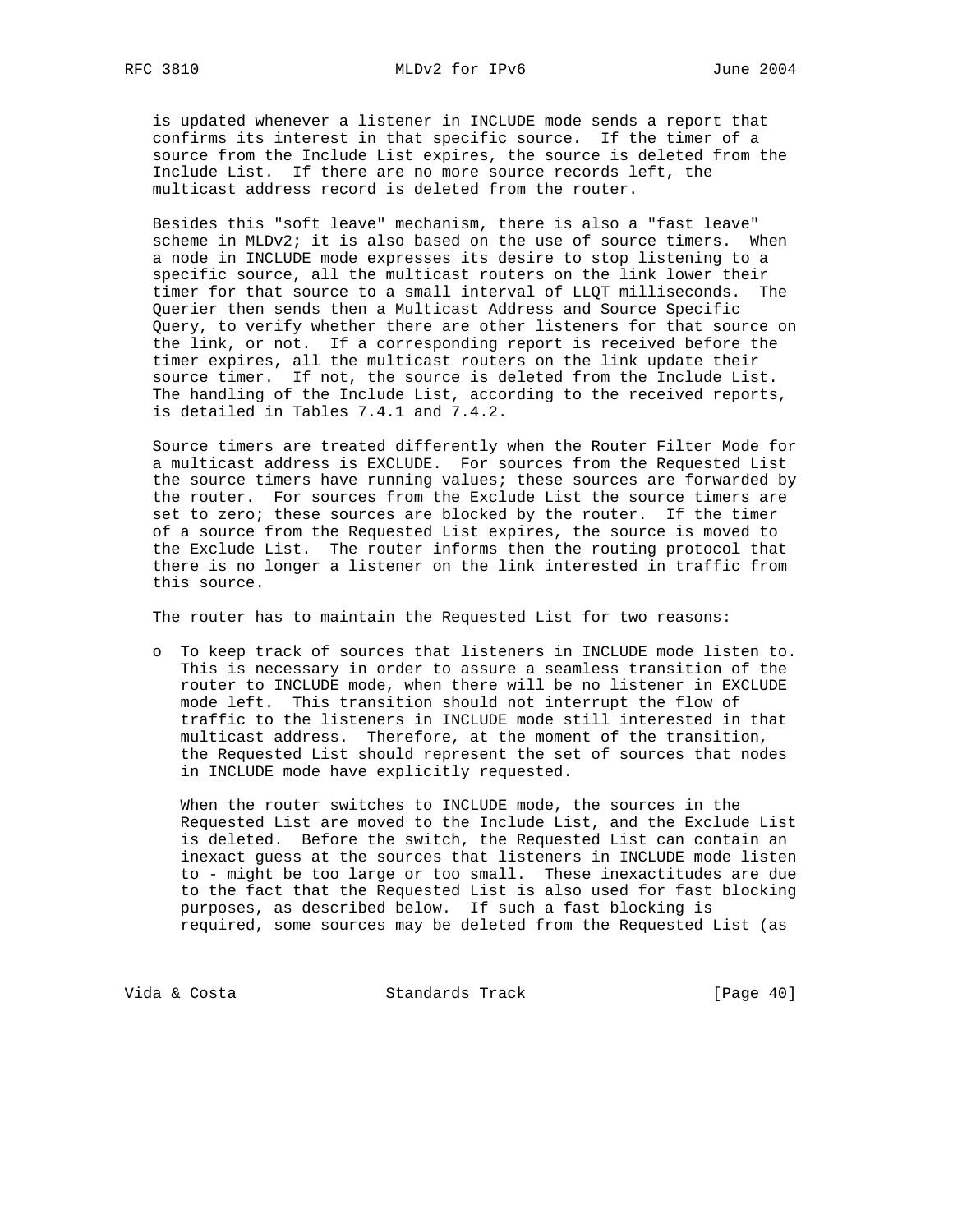is updated whenever a listener in INCLUDE mode sends a report that confirms its interest in that specific source. If the timer of a source from the Include List expires, the source is deleted from the Include List. If there are no more source records left, the multicast address record is deleted from the router.

Besides this "soft leave" mechanism, there is also a "fast leave" scheme in MLDv2; it is also based on the use of source timers. When a node in INCLUDE mode expresses its desire to stop listening to a specific source, all the multicast routers on the link lower their timer for that source to a small interval of LLQT milliseconds. The Querier then sends then a Multicast Address and Source Specific Query, to verify whether there are other listeners for that source on the link, or not. If a corresponding report is received before the timer expires, all the multicast routers on the link update their source timer. If not, the source is deleted from the Include List. The handling of the Include List, according to the received reports, is detailed in Tables 7.4.1 and 7.4.2.

Source timers are treated differently when the Router Filter Mode for a multicast address is EXCLUDE. For sources from the Requested List the source timers have running values; these sources are forwarded by the router. For sources from the Exclude List the source timers are set to zero; these sources are blocked by the router. If the timer of a source from the Requested List expires, the source is moved to the Exclude List. The router informs then the routing protocol that there is no longer a listener on the link interested in traffic from this source.

The router has to maintain the Requested List for two reasons:

- To keep track of sources that listeners in INCLUDE mode listen to. This is necessary in order to assure a seamless transition of the router to INCLUDE mode, when there will be no listener in EXCLUDE mode left. This transition should not interrupt the flow of traffic to the listeners in INCLUDE mode still interested in that multicast address. Therefore, at the moment of the transition, the Requested List should represent the set of sources that nodes in INCLUDE mode have explicitly requested.

  When the router switches to INCLUDE mode, the sources in the Requested List are moved to the Include List, and the Exclude List is deleted. Before the switch, the Requested List can contain an inexact guess at the sources that listeners in INCLUDE mode listen to - might be too large or too small. These inexactitudes are due to the fact that the Requested List is also used for fast blocking purposes, as described below. If such a fast blocking is required, some sources may be deleted from the Requested List (as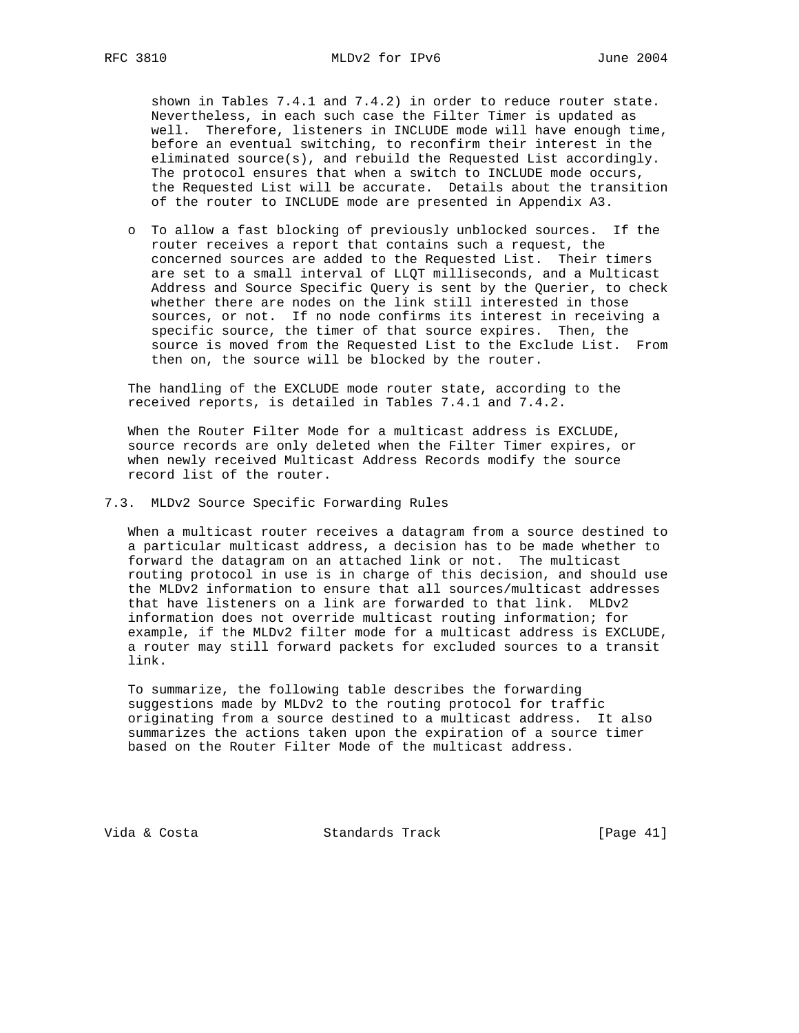shown in Tables 7.4.1 and 7.4.2) in order to reduce router state. Nevertheless, in each such case the Filter Timer is updated as well. Therefore, listeners in INCLUDE mode will have enough time, before an eventual switching, to reconfirm their interest in the eliminated source(s), and rebuild the Requested List accordingly. The protocol ensures that when a switch to INCLUDE mode occurs, the Requested List will be accurate. Details about the transition of the router to INCLUDE mode are presented in Appendix A3.

- To allow a fast blocking of previously unblocked sources. If the router receives a report that contains such a request, the concerned sources are added to the Requested List. Their timers are set to a small interval of LLQT milliseconds, and a Multicast Address and Source Specific Query is sent by the Querier, to check whether there are nodes on the link still interested in those sources, or not. If no node confirms its interest in receiving a specific source, the timer of that source expires. Then, the source is moved from the Requested List to the Exclude List. From then on, the source will be blocked by the router.

The handling of the EXCLUDE mode router state, according to the received reports, is detailed in Tables 7.4.1 and 7.4.2.

When the Router Filter Mode for a multicast address is EXCLUDE, source records are only deleted when the Filter Timer expires, or when newly received Multicast Address Records modify the source record list of the router.

## 7.3. MLDv2 Source Specific Forwarding Rules

When a multicast router receives a datagram from a source destined to a particular multicast address, a decision has to be made whether to forward the datagram on an attached link or not. The multicast routing protocol in use is in charge of this decision, and should use the MLDv2 information to ensure that all sources/multicast addresses that have listeners on a link are forwarded to that link. MLDv2 information does not override multicast routing information; for example, if the MLDv2 filter mode for a multicast address is EXCLUDE, a router may still forward packets for excluded sources to a transit link.

To summarize, the following table describes the forwarding suggestions made by MLDv2 to the routing protocol for traffic originating from a source destined to a multicast address. It also summarizes the actions taken upon the expiration of a source timer based on the Router Filter Mode of the multicast address.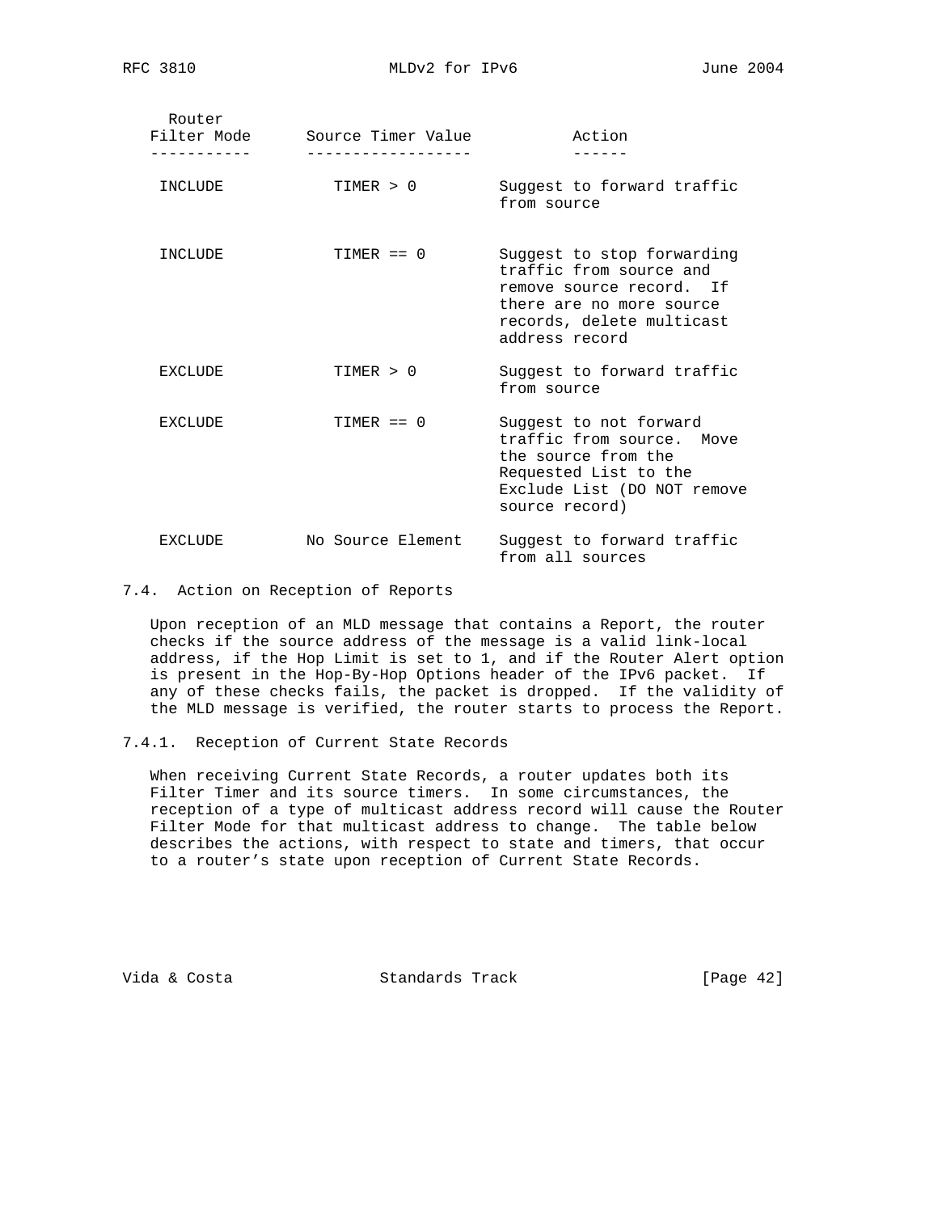| Router Filter Mode | Source Timer Value | Action |
|---|---|---|
| INCLUDE | TIMER > 0 | Suggest to forward traffic from source |
| INCLUDE | TIMER == 0 | Suggest to stop forwarding traffic from source and remove source record. If there are no more source records, delete multicast address record |
| EXCLUDE | TIMER > 0 | Suggest to forward traffic from source |
| EXCLUDE | TIMER == 0 | Suggest to not forward traffic from source. Move the source from the Requested List to the Exclude List (DO NOT remove source record) |
| EXCLUDE | No Source Element | Suggest to forward traffic from all sources |

### 7.4. Action on Reception of Reports

Upon reception of an MLD message that contains a Report, the router checks if the source address of the message is a valid link-local address, if the Hop Limit is set to 1, and if the Router Alert option is present in the Hop-By-Hop Options header of the IPv6 packet. If any of these checks fails, the packet is dropped. If the validity of the MLD message is verified, the router starts to process the Report.

#### 7.4.1. Reception of Current State Records

When receiving Current State Records, a router updates both its Filter Timer and its source timers. In some circumstances, the reception of a type of multicast address record will cause the Router Filter Mode for that multicast address to change. The table below describes the actions, with respect to state and timers, that occur to a router's state upon reception of Current State Records.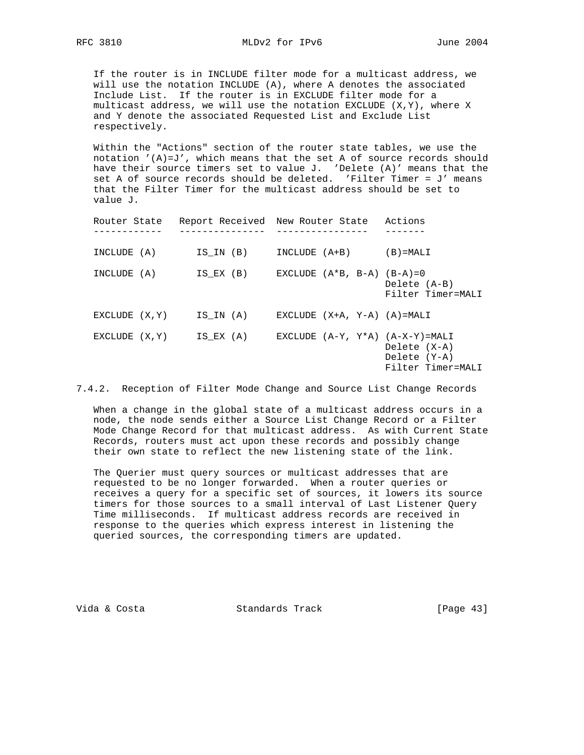If the router is in INCLUDE filter mode for a multicast address, we will use the notation INCLUDE (A), where A denotes the associated Include List. If the router is in EXCLUDE filter mode for a multicast address, we will use the notation EXCLUDE (X,Y), where X and Y denote the associated Requested List and Exclude List respectively.

Within the "Actions" section of the router state tables, we use the notation '(A)=J', which means that the set A of source records should have their source timers set to value J. 'Delete (A)' means that the set A of source records should be deleted. 'Filter Timer = J' means that the Filter Timer for the multicast address should be set to value J.

| Router State | Report Received | New Router State | Actions |
| --- | --- | --- | --- |
| INCLUDE (A) | IS_IN (B) | INCLUDE (A+B) | (B)=MALI |
| INCLUDE (A) | IS_EX (B) | EXCLUDE (A*B, B-A) | (B-A)=0<br>Delete (A-B)<br>Filter Timer=MALI |
| EXCLUDE (X,Y) | IS_IN (A) | EXCLUDE (X+A, Y-A) | (A)=MALI |
| EXCLUDE (X,Y) | IS_EX (A) | EXCLUDE (A-Y, Y*A) | (A-X-Y)=MALI<br>Delete (X-A)<br>Delete (Y-A)<br>Filter Timer=MALI |

### 7.4.2. Reception of Filter Mode Change and Source List Change Records

When a change in the global state of a multicast address occurs in a node, the node sends either a Source List Change Record or a Filter Mode Change Record for that multicast address. As with Current State Records, routers must act upon these records and possibly change their own state to reflect the new listening state of the link.

The Querier must query sources or multicast addresses that are requested to be no longer forwarded. When a router queries or receives a query for a specific set of sources, it lowers its source timers for those sources to a small interval of Last Listener Query Time milliseconds. If multicast address records are received in response to the queries which express interest in listening the queried sources, the corresponding timers are updated.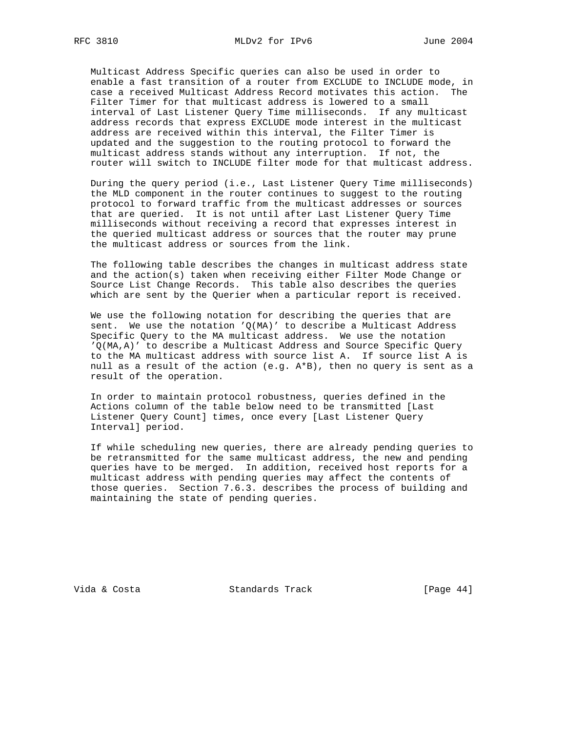Multicast Address Specific queries can also be used in order to enable a fast transition of a router from EXCLUDE to INCLUDE mode, in case a received Multicast Address Record motivates this action. The Filter Timer for that multicast address is lowered to a small interval of Last Listener Query Time milliseconds. If any multicast address records that express EXCLUDE mode interest in the multicast address are received within this interval, the Filter Timer is updated and the suggestion to the routing protocol to forward the multicast address stands without any interruption. If not, the router will switch to INCLUDE filter mode for that multicast address.

During the query period (i.e., Last Listener Query Time milliseconds) the MLD component in the router continues to suggest to the routing protocol to forward traffic from the multicast addresses or sources that are queried. It is not until after Last Listener Query Time milliseconds without receiving a record that expresses interest in the queried multicast address or sources that the router may prune the multicast address or sources from the link.

The following table describes the changes in multicast address state and the action(s) taken when receiving either Filter Mode Change or Source List Change Records. This table also describes the queries which are sent by the Querier when a particular report is received.

We use the following notation for describing the queries that are sent. We use the notation 'Q(MA)' to describe a Multicast Address Specific Query to the MA multicast address. We use the notation 'Q(MA,A)' to describe a Multicast Address and Source Specific Query to the MA multicast address with source list A. If source list A is null as a result of the action (e.g. A*B), then no query is sent as a result of the operation.

In order to maintain protocol robustness, queries defined in the Actions column of the table below need to be transmitted [Last Listener Query Count] times, once every [Last Listener Query Interval] period.

If while scheduling new queries, there are already pending queries to be retransmitted for the same multicast address, the new and pending queries have to be merged. In addition, received host reports for a multicast address with pending queries may affect the contents of those queries. Section 7.6.3. describes the process of building and maintaining the state of pending queries.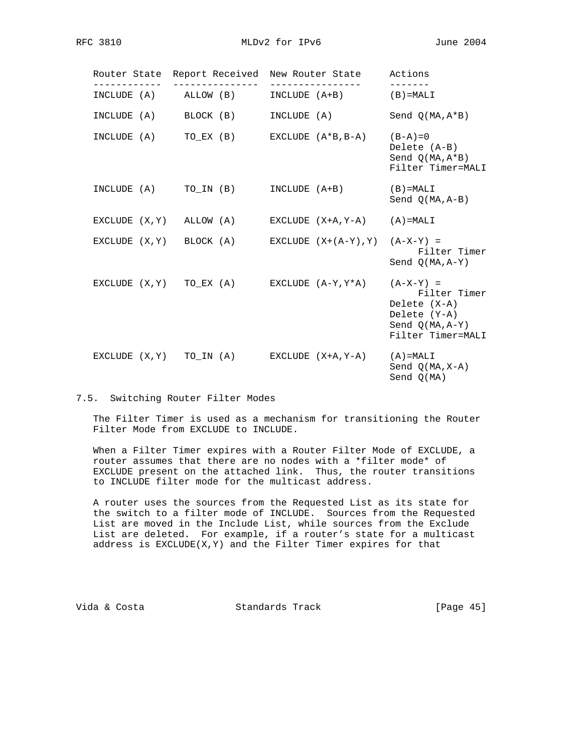| Router State | Report Received | New Router State | Actions |
|---|---|---|---|
| INCLUDE (A) | ALLOW (B) | INCLUDE (A+B) | (B)=MALI |
| INCLUDE (A) | BLOCK (B) | INCLUDE (A) | Send Q(MA,A*B) |
| INCLUDE (A) | TO_EX (B) | EXCLUDE (A*B,B-A) | (B-A)=0<br>Delete (A-B)<br>Send Q(MA,A*B)<br>Filter Timer=MALI |
| INCLUDE (A) | TO_IN (B) | INCLUDE (A+B) | (B)=MALI<br>Send Q(MA,A-B) |
| EXCLUDE (X,Y) | ALLOW (A) | EXCLUDE (X+A,Y-A) | (A)=MALI |
| EXCLUDE (X,Y) | BLOCK (A) | EXCLUDE (X+(A-Y),Y) | (A-X-Y) = Filter Timer<br>Send Q(MA,A-Y) |
| EXCLUDE (X,Y) | TO_EX (A) | EXCLUDE (A-Y,Y*A) | (A-X-Y) = Filter Timer<br>Delete (X-A)<br>Delete (Y-A)<br>Send Q(MA,A-Y)<br>Filter Timer=MALI |
| EXCLUDE (X,Y) | TO_IN (A) | EXCLUDE (X+A,Y-A) | (A)=MALI<br>Send Q(MA,X-A)<br>Send Q(MA) |

### 7.5. Switching Router Filter Modes

The Filter Timer is used as a mechanism for transitioning the Router Filter Mode from EXCLUDE to INCLUDE.

When a Filter Timer expires with a Router Filter Mode of EXCLUDE, a router assumes that there are no nodes with a *filter mode* of EXCLUDE present on the attached link. Thus, the router transitions to INCLUDE filter mode for the multicast address.

A router uses the sources from the Requested List as its state for the switch to a filter mode of INCLUDE. Sources from the Requested List are moved in the Include List, while sources from the Exclude List are deleted. For example, if a router's state for a multicast address is EXCLUDE(X,Y) and the Filter Timer expires for that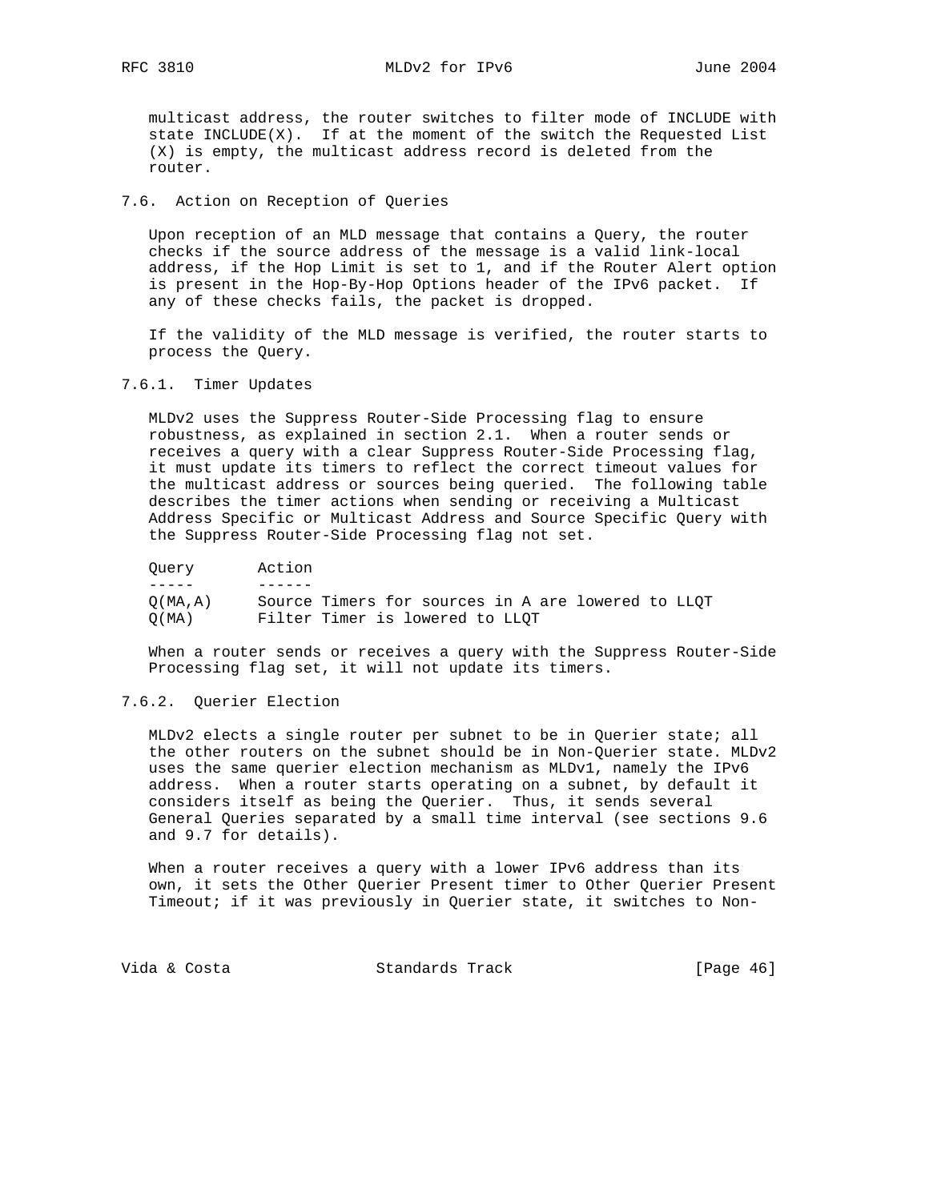multicast address, the router switches to filter mode of INCLUDE with state INCLUDE(X). If at the moment of the switch the Requested List (X) is empty, the multicast address record is deleted from the router.

### 7.6. Action on Reception of Queries

Upon reception of an MLD message that contains a Query, the router checks if the source address of the message is a valid link-local address, if the Hop Limit is set to 1, and if the Router Alert option is present in the Hop-By-Hop Options header of the IPv6 packet. If any of these checks fails, the packet is dropped.

If the validity of the MLD message is verified, the router starts to process the Query.

#### 7.6.1. Timer Updates

MLDv2 uses the Suppress Router-Side Processing flag to ensure robustness, as explained in section 2.1. When a router sends or receives a query with a clear Suppress Router-Side Processing flag, it must update its timers to reflect the correct timeout values for the multicast address or sources being queried. The following table describes the timer actions when sending or receiving a Multicast Address Specific or Multicast Address and Source Specific Query with the Suppress Router-Side Processing flag not set.

| Query | Action |
| --- | --- |
| Q(MA,A) | Source Timers for sources in A are lowered to LLQT |
| Q(MA) | Filter Timer is lowered to LLQT |

When a router sends or receives a query with the Suppress Router-Side Processing flag set, it will not update its timers.

#### 7.6.2. Querier Election

MLDv2 elects a single router per subnet to be in Querier state; all the other routers on the subnet should be in Non-Querier state. MLDv2 uses the same querier election mechanism as MLDv1, namely the IPv6 address. When a router starts operating on a subnet, by default it considers itself as being the Querier. Thus, it sends several General Queries separated by a small time interval (see sections 9.6 and 9.7 for details).

When a router receives a query with a lower IPv6 address than its own, it sets the Other Querier Present timer to Other Querier Present Timeout; if it was previously in Querier state, it switches to Non-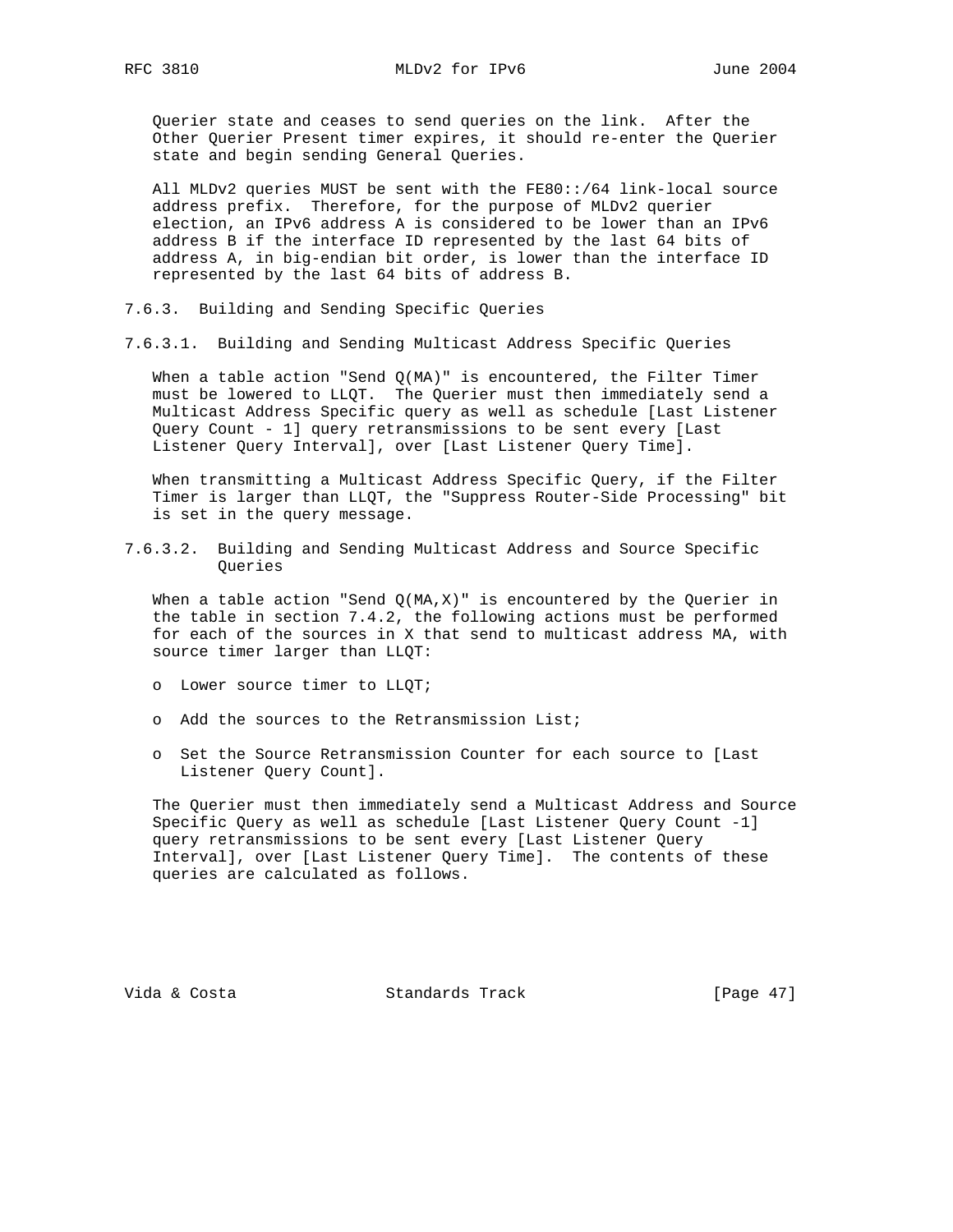Querier state and ceases to send queries on the link. After the Other Querier Present timer expires, it should re-enter the Querier state and begin sending General Queries.

All MLDv2 queries MUST be sent with the FE80::/64 link-local source address prefix. Therefore, for the purpose of MLDv2 querier election, an IPv6 address A is considered to be lower than an IPv6 address B if the interface ID represented by the last 64 bits of address A, in big-endian bit order, is lower than the interface ID represented by the last 64 bits of address B.

### 7.6.3. Building and Sending Specific Queries

#### 7.6.3.1. Building and Sending Multicast Address Specific Queries

When a table action "Send Q(MA)" is encountered, the Filter Timer must be lowered to LLQT. The Querier must then immediately send a Multicast Address Specific query as well as schedule [Last Listener Query Count - 1] query retransmissions to be sent every [Last Listener Query Interval], over [Last Listener Query Time].

When transmitting a Multicast Address Specific Query, if the Filter Timer is larger than LLQT, the "Suppress Router-Side Processing" bit is set in the query message.

#### 7.6.3.2. Building and Sending Multicast Address and Source Specific Queries

When a table action "Send Q(MA,X)" is encountered by the Querier in the table in section 7.4.2, the following actions must be performed for each of the sources in X that send to multicast address MA, with source timer larger than LLQT:

- Lower source timer to LLQT;
- Add the sources to the Retransmission List;
- Set the Source Retransmission Counter for each source to [Last Listener Query Count].

The Querier must then immediately send a Multicast Address and Source Specific Query as well as schedule [Last Listener Query Count -1] query retransmissions to be sent every [Last Listener Query Interval], over [Last Listener Query Time]. The contents of these queries are calculated as follows.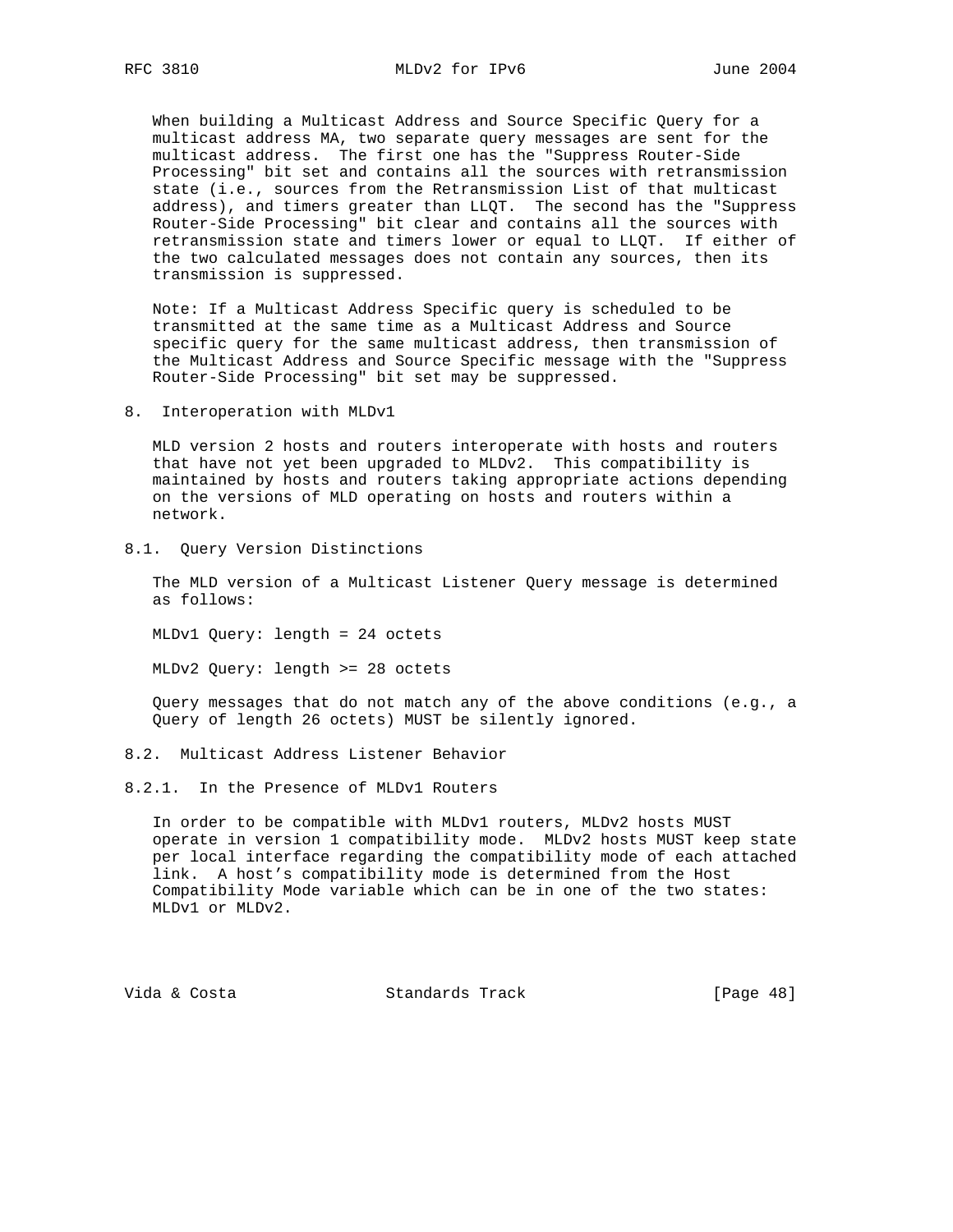When building a Multicast Address and Source Specific Query for a multicast address MA, two separate query messages are sent for the multicast address. The first one has the "Suppress Router-Side Processing" bit set and contains all the sources with retransmission state (i.e., sources from the Retransmission List of that multicast address), and timers greater than LLQT. The second has the "Suppress Router-Side Processing" bit clear and contains all the sources with retransmission state and timers lower or equal to LLQT. If either of the two calculated messages does not contain any sources, then its transmission is suppressed.

Note: If a Multicast Address Specific query is scheduled to be transmitted at the same time as a Multicast Address and Source specific query for the same multicast address, then transmission of the Multicast Address and Source Specific message with the "Suppress Router-Side Processing" bit set may be suppressed.

## 8. Interoperation with MLDv1

MLD version 2 hosts and routers interoperate with hosts and routers that have not yet been upgraded to MLDv2. This compatibility is maintained by hosts and routers taking appropriate actions depending on the versions of MLD operating on hosts and routers within a network.

### 8.1. Query Version Distinctions

The MLD version of a Multicast Listener Query message is determined as follows:

MLDv1 Query: length = 24 octets

MLDv2 Query: length >= 28 octets

Query messages that do not match any of the above conditions (e.g., a Query of length 26 octets) MUST be silently ignored.

### 8.2. Multicast Address Listener Behavior

#### 8.2.1. In the Presence of MLDv1 Routers

In order to be compatible with MLDv1 routers, MLDv2 hosts MUST operate in version 1 compatibility mode. MLDv2 hosts MUST keep state per local interface regarding the compatibility mode of each attached link. A host's compatibility mode is determined from the Host Compatibility Mode variable which can be in one of the two states: MLDv1 or MLDv2.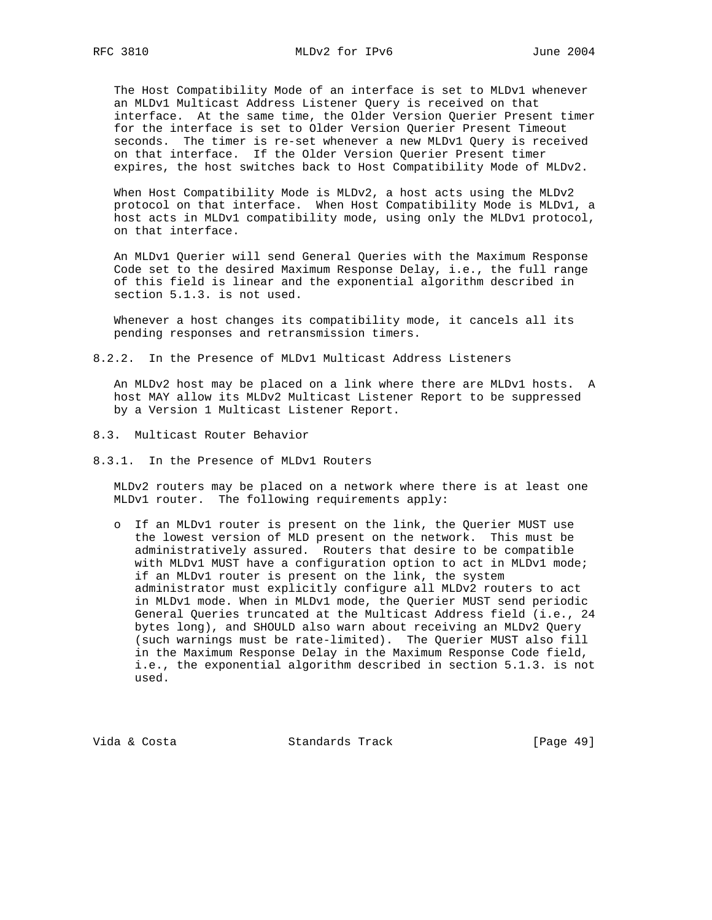The Host Compatibility Mode of an interface is set to MLDv1 whenever an MLDv1 Multicast Address Listener Query is received on that interface. At the same time, the Older Version Querier Present timer for the interface is set to Older Version Querier Present Timeout seconds. The timer is re-set whenever a new MLDv1 Query is received on that interface. If the Older Version Querier Present timer expires, the host switches back to Host Compatibility Mode of MLDv2.

When Host Compatibility Mode is MLDv2, a host acts using the MLDv2 protocol on that interface. When Host Compatibility Mode is MLDv1, a host acts in MLDv1 compatibility mode, using only the MLDv1 protocol, on that interface.

An MLDv1 Querier will send General Queries with the Maximum Response Code set to the desired Maximum Response Delay, i.e., the full range of this field is linear and the exponential algorithm described in section 5.1.3. is not used.

Whenever a host changes its compatibility mode, it cancels all its pending responses and retransmission timers.

#### 8.2.2. In the Presence of MLDv1 Multicast Address Listeners

An MLDv2 host may be placed on a link where there are MLDv1 hosts. A host MAY allow its MLDv2 Multicast Listener Report to be suppressed by a Version 1 Multicast Listener Report.

### 8.3. Multicast Router Behavior

#### 8.3.1. In the Presence of MLDv1 Routers

MLDv2 routers may be placed on a network where there is at least one MLDv1 router. The following requirements apply:

- If an MLDv1 router is present on the link, the Querier MUST use the lowest version of MLD present on the network. This must be administratively assured. Routers that desire to be compatible with MLDv1 MUST have a configuration option to act in MLDv1 mode; if an MLDv1 router is present on the link, the system administrator must explicitly configure all MLDv2 routers to act in MLDv1 mode. When in MLDv1 mode, the Querier MUST send periodic General Queries truncated at the Multicast Address field (i.e., 24 bytes long), and SHOULD also warn about receiving an MLDv2 Query (such warnings must be rate-limited). The Querier MUST also fill in the Maximum Response Delay in the Maximum Response Code field, i.e., the exponential algorithm described in section 5.1.3. is not used.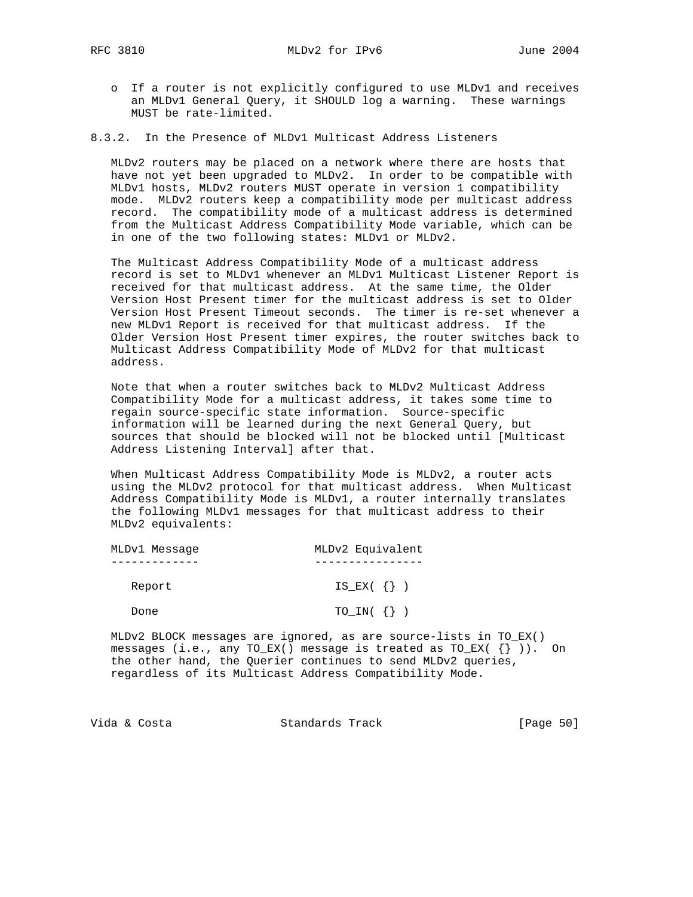- o If a router is not explicitly configured to use MLDv1 and receives an MLDv1 General Query, it SHOULD log a warning. These warnings MUST be rate-limited.

### 8.3.2. In the Presence of MLDv1 Multicast Address Listeners

MLDv2 routers may be placed on a network where there are hosts that have not yet been upgraded to MLDv2. In order to be compatible with MLDv1 hosts, MLDv2 routers MUST operate in version 1 compatibility mode. MLDv2 routers keep a compatibility mode per multicast address record. The compatibility mode of a multicast address is determined from the Multicast Address Compatibility Mode variable, which can be in one of the two following states: MLDv1 or MLDv2.

The Multicast Address Compatibility Mode of a multicast address record is set to MLDv1 whenever an MLDv1 Multicast Listener Report is received for that multicast address. At the same time, the Older Version Host Present timer for the multicast address is set to Older Version Host Present Timeout seconds. The timer is re-set whenever a new MLDv1 Report is received for that multicast address. If the Older Version Host Present timer expires, the router switches back to Multicast Address Compatibility Mode of MLDv2 for that multicast address.

Note that when a router switches back to MLDv2 Multicast Address Compatibility Mode for a multicast address, it takes some time to regain source-specific state information. Source-specific information will be learned during the next General Query, but sources that should be blocked will not be blocked until [Multicast Address Listening Interval] after that.

When Multicast Address Compatibility Mode is MLDv2, a router acts using the MLDv2 protocol for that multicast address. When Multicast Address Compatibility Mode is MLDv1, a router internally translates the following MLDv1 messages for that multicast address to their MLDv2 equivalents:

| MLDv1 Message | MLDv2 Equivalent |
|---|---|
| Report | IS_EX( {} ) |
| Done | TO_IN( {} ) |

MLDv2 BLOCK messages are ignored, as are source-lists in TO_EX() messages (i.e., any TO_EX() message is treated as TO_EX( {} )). On the other hand, the Querier continues to send MLDv2 queries, regardless of its Multicast Address Compatibility Mode.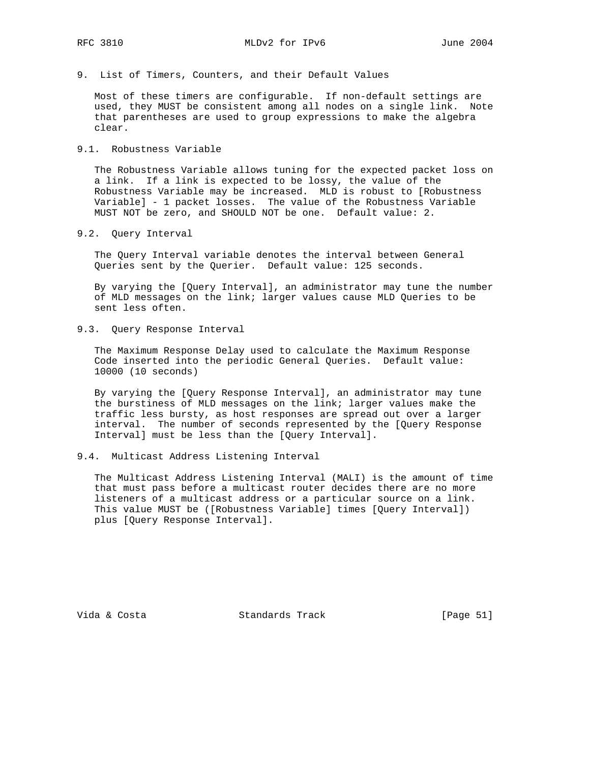## 9. List of Timers, Counters, and their Default Values

Most of these timers are configurable. If non-default settings are used, they MUST be consistent among all nodes on a single link. Note that parentheses are used to group expressions to make the algebra clear.

### 9.1. Robustness Variable

The Robustness Variable allows tuning for the expected packet loss on a link. If a link is expected to be lossy, the value of the Robustness Variable may be increased. MLD is robust to [Robustness Variable] - 1 packet losses. The value of the Robustness Variable MUST NOT be zero, and SHOULD NOT be one. Default value: 2.

### 9.2. Query Interval

The Query Interval variable denotes the interval between General Queries sent by the Querier. Default value: 125 seconds.

By varying the [Query Interval], an administrator may tune the number of MLD messages on the link; larger values cause MLD Queries to be sent less often.

### 9.3. Query Response Interval

The Maximum Response Delay used to calculate the Maximum Response Code inserted into the periodic General Queries. Default value: 10000 (10 seconds)

By varying the [Query Response Interval], an administrator may tune the burstiness of MLD messages on the link; larger values make the traffic less bursty, as host responses are spread out over a larger interval. The number of seconds represented by the [Query Response Interval] must be less than the [Query Interval].

### 9.4. Multicast Address Listening Interval

The Multicast Address Listening Interval (MALI) is the amount of time that must pass before a multicast router decides there are no more listeners of a multicast address or a particular source on a link. This value MUST be ([Robustness Variable] times [Query Interval]) plus [Query Response Interval].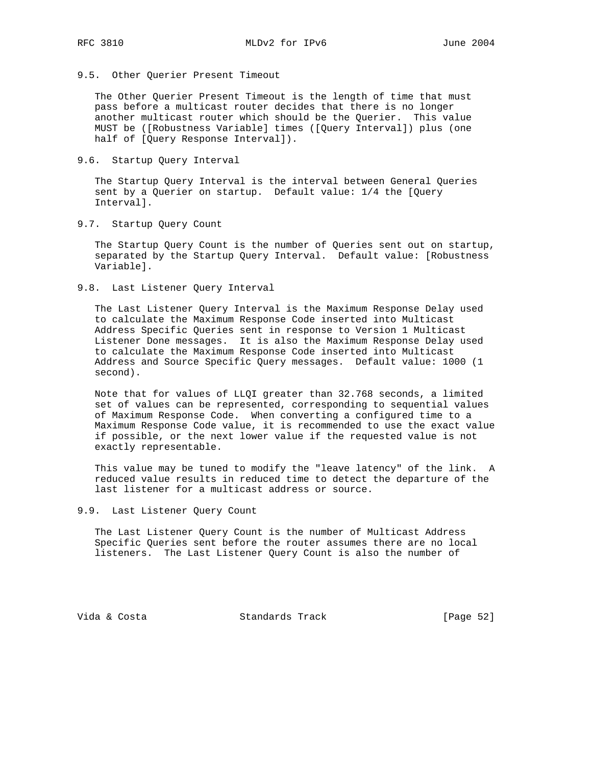### 9.5. Other Querier Present Timeout

The Other Querier Present Timeout is the length of time that must pass before a multicast router decides that there is no longer another multicast router which should be the Querier. This value MUST be ([Robustness Variable] times ([Query Interval]) plus (one half of [Query Response Interval]).

### 9.6. Startup Query Interval

The Startup Query Interval is the interval between General Queries sent by a Querier on startup. Default value: 1/4 the [Query Interval].

### 9.7. Startup Query Count

The Startup Query Count is the number of Queries sent out on startup, separated by the Startup Query Interval. Default value: [Robustness Variable].

### 9.8. Last Listener Query Interval

The Last Listener Query Interval is the Maximum Response Delay used to calculate the Maximum Response Code inserted into Multicast Address Specific Queries sent in response to Version 1 Multicast Listener Done messages. It is also the Maximum Response Delay used to calculate the Maximum Response Code inserted into Multicast Address and Source Specific Query messages. Default value: 1000 (1 second).

Note that for values of LLQI greater than 32.768 seconds, a limited set of values can be represented, corresponding to sequential values of Maximum Response Code. When converting a configured time to a Maximum Response Code value, it is recommended to use the exact value if possible, or the next lower value if the requested value is not exactly representable.

This value may be tuned to modify the "leave latency" of the link. A reduced value results in reduced time to detect the departure of the last listener for a multicast address or source.

### 9.9. Last Listener Query Count

The Last Listener Query Count is the number of Multicast Address Specific Queries sent before the router assumes there are no local listeners. The Last Listener Query Count is also the number of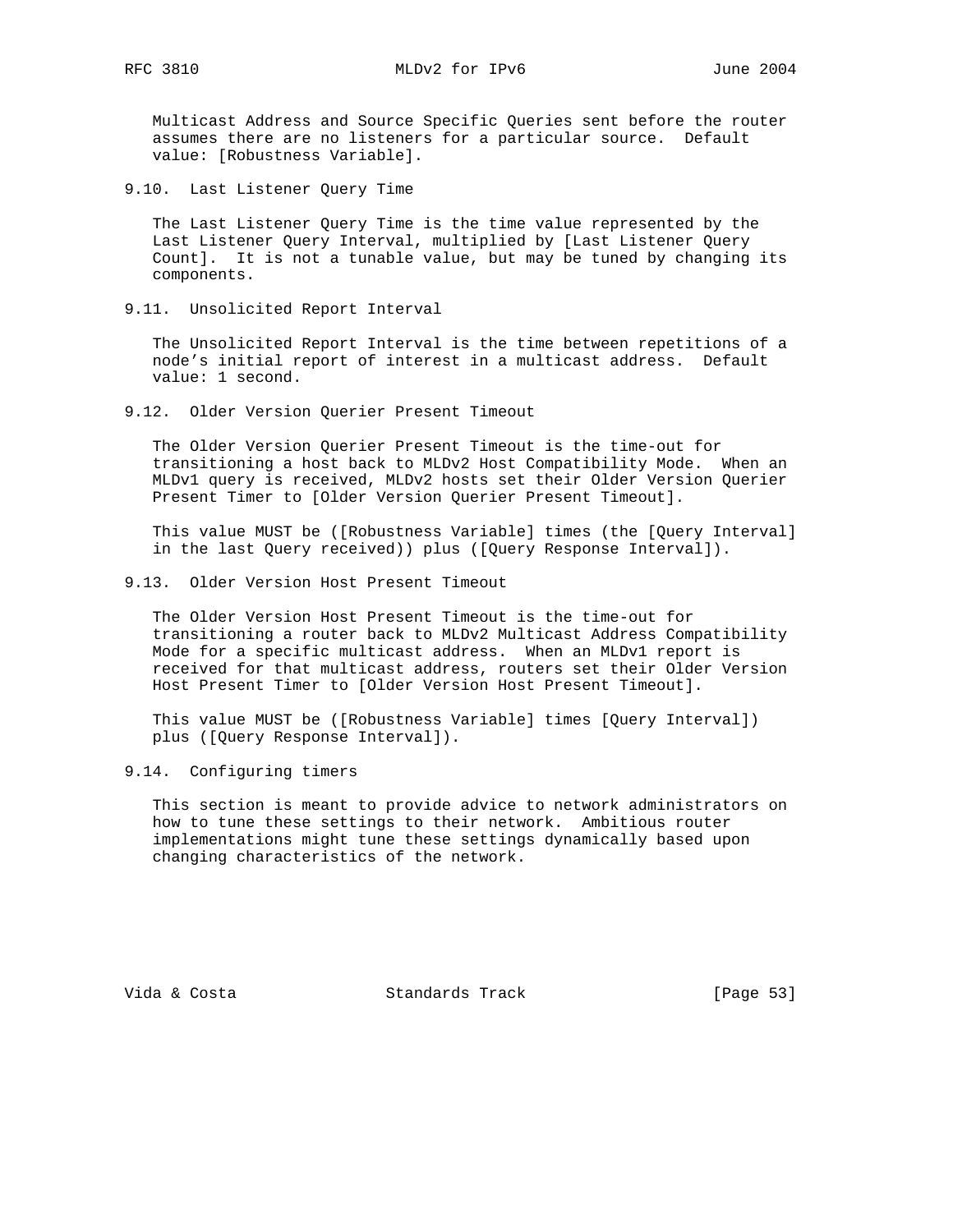Multicast Address and Source Specific Queries sent before the router assumes there are no listeners for a particular source. Default value: [Robustness Variable].

### 9.10. Last Listener Query Time

The Last Listener Query Time is the time value represented by the Last Listener Query Interval, multiplied by [Last Listener Query Count]. It is not a tunable value, but may be tuned by changing its components.

### 9.11. Unsolicited Report Interval

The Unsolicited Report Interval is the time between repetitions of a node's initial report of interest in a multicast address. Default value: 1 second.

### 9.12. Older Version Querier Present Timeout

The Older Version Querier Present Timeout is the time-out for transitioning a host back to MLDv2 Host Compatibility Mode. When an MLDv1 query is received, MLDv2 hosts set their Older Version Querier Present Timer to [Older Version Querier Present Timeout].

This value MUST be ([Robustness Variable] times (the [Query Interval] in the last Query received)) plus ([Query Response Interval]).

### 9.13. Older Version Host Present Timeout

The Older Version Host Present Timeout is the time-out for transitioning a router back to MLDv2 Multicast Address Compatibility Mode for a specific multicast address. When an MLDv1 report is received for that multicast address, routers set their Older Version Host Present Timer to [Older Version Host Present Timeout].

This value MUST be ([Robustness Variable] times [Query Interval]) plus ([Query Response Interval]).

### 9.14. Configuring timers

This section is meant to provide advice to network administrators on how to tune these settings to their network. Ambitious router implementations might tune these settings dynamically based upon changing characteristics of the network.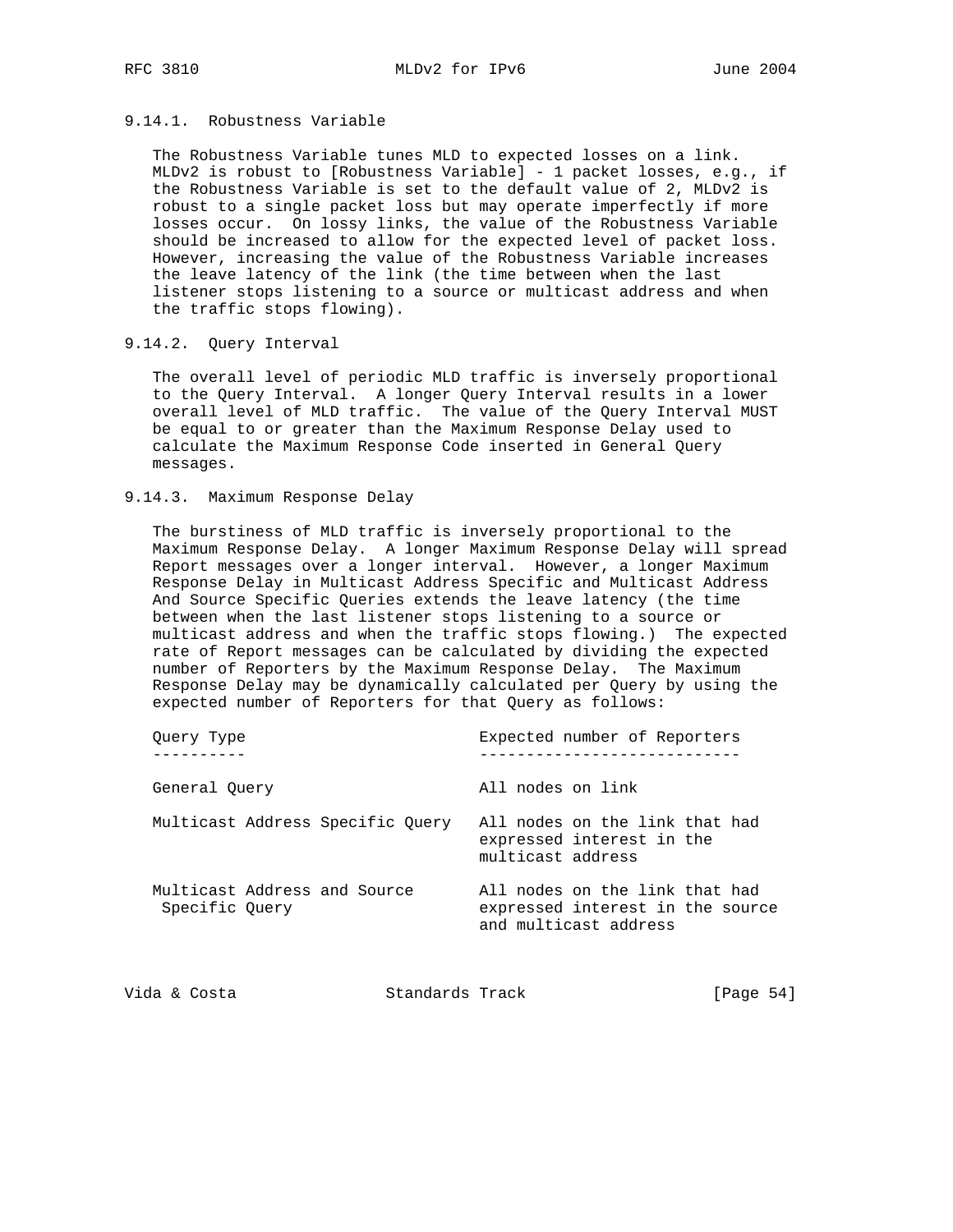#### 9.14.1. Robustness Variable

The Robustness Variable tunes MLD to expected losses on a link. MLDv2 is robust to [Robustness Variable] - 1 packet losses, e.g., if the Robustness Variable is set to the default value of 2, MLDv2 is robust to a single packet loss but may operate imperfectly if more losses occur. On lossy links, the value of the Robustness Variable should be increased to allow for the expected level of packet loss. However, increasing the value of the Robustness Variable increases the leave latency of the link (the time between when the last listener stops listening to a source or multicast address and when the traffic stops flowing).

#### 9.14.2. Query Interval

The overall level of periodic MLD traffic is inversely proportional to the Query Interval. A longer Query Interval results in a lower overall level of MLD traffic. The value of the Query Interval MUST be equal to or greater than the Maximum Response Delay used to calculate the Maximum Response Code inserted in General Query messages.

#### 9.14.3. Maximum Response Delay

The burstiness of MLD traffic is inversely proportional to the Maximum Response Delay. A longer Maximum Response Delay will spread Report messages over a longer interval. However, a longer Maximum Response Delay in Multicast Address Specific and Multicast Address And Source Specific Queries extends the leave latency (the time between when the last listener stops listening to a source or multicast address and when the traffic stops flowing.) The expected rate of Report messages can be calculated by dividing the expected number of Reporters by the Maximum Response Delay. The Maximum Response Delay may be dynamically calculated per Query by using the expected number of Reporters for that Query as follows:

| Query Type | Expected number of Reporters |
|---|---|
| General Query | All nodes on link |
| Multicast Address Specific Query | All nodes on the link that had expressed interest in the multicast address |
| Multicast Address and Source Specific Query | All nodes on the link that had expressed interest in the source and multicast address |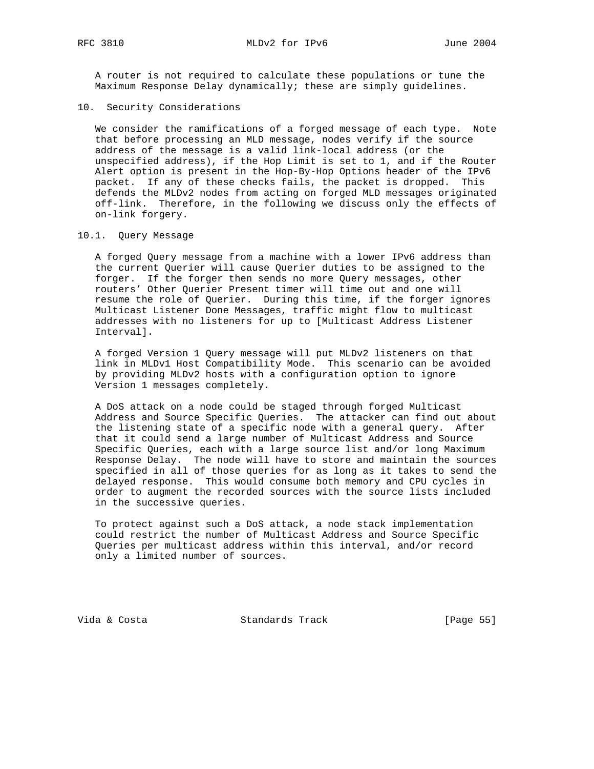A router is not required to calculate these populations or tune the Maximum Response Delay dynamically; these are simply guidelines.

## 10. Security Considerations

We consider the ramifications of a forged message of each type. Note that before processing an MLD message, nodes verify if the source address of the message is a valid link-local address (or the unspecified address), if the Hop Limit is set to 1, and if the Router Alert option is present in the Hop-By-Hop Options header of the IPv6 packet. If any of these checks fails, the packet is dropped. This defends the MLDv2 nodes from acting on forged MLD messages originated off-link. Therefore, in the following we discuss only the effects of on-link forgery.

### 10.1. Query Message

A forged Query message from a machine with a lower IPv6 address than the current Querier will cause Querier duties to be assigned to the forger. If the forger then sends no more Query messages, other routers' Other Querier Present timer will time out and one will resume the role of Querier. During this time, if the forger ignores Multicast Listener Done Messages, traffic might flow to multicast addresses with no listeners for up to [Multicast Address Listener Interval].

A forged Version 1 Query message will put MLDv2 listeners on that link in MLDv1 Host Compatibility Mode. This scenario can be avoided by providing MLDv2 hosts with a configuration option to ignore Version 1 messages completely.

A DoS attack on a node could be staged through forged Multicast Address and Source Specific Queries. The attacker can find out about the listening state of a specific node with a general query. After that it could send a large number of Multicast Address and Source Specific Queries, each with a large source list and/or long Maximum Response Delay. The node will have to store and maintain the sources specified in all of those queries for as long as it takes to send the delayed response. This would consume both memory and CPU cycles in order to augment the recorded sources with the source lists included in the successive queries.

To protect against such a DoS attack, a node stack implementation could restrict the number of Multicast Address and Source Specific Queries per multicast address within this interval, and/or record only a limited number of sources.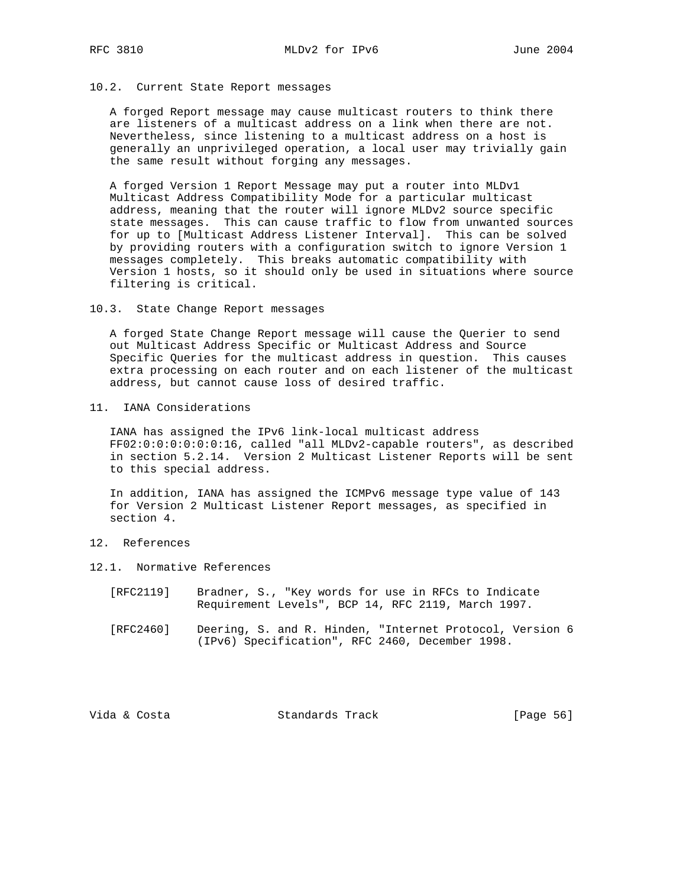### 10.2. Current State Report messages

A forged Report message may cause multicast routers to think there are listeners of a multicast address on a link when there are not. Nevertheless, since listening to a multicast address on a host is generally an unprivileged operation, a local user may trivially gain the same result without forging any messages.

A forged Version 1 Report Message may put a router into MLDv1 Multicast Address Compatibility Mode for a particular multicast address, meaning that the router will ignore MLDv2 source specific state messages. This can cause traffic to flow from unwanted sources for up to [Multicast Address Listener Interval]. This can be solved by providing routers with a configuration switch to ignore Version 1 messages completely. This breaks automatic compatibility with Version 1 hosts, so it should only be used in situations where source filtering is critical.

### 10.3. State Change Report messages

A forged State Change Report message will cause the Querier to send out Multicast Address Specific or Multicast Address and Source Specific Queries for the multicast address in question. This causes extra processing on each router and on each listener of the multicast address, but cannot cause loss of desired traffic.

## 11. IANA Considerations

IANA has assigned the IPv6 link-local multicast address FF02:0:0:0:0:0:0:16, called "all MLDv2-capable routers", as described in section 5.2.14. Version 2 Multicast Listener Reports will be sent to this special address.

In addition, IANA has assigned the ICMPv6 message type value of 143 for Version 2 Multicast Listener Report messages, as specified in section 4.

## 12. References

### 12.1. Normative References

[RFC2119] Bradner, S., "Key words for use in RFCs to Indicate Requirement Levels", BCP 14, RFC 2119, March 1997.

[RFC2460] Deering, S. and R. Hinden, "Internet Protocol, Version 6 (IPv6) Specification", RFC 2460, December 1998.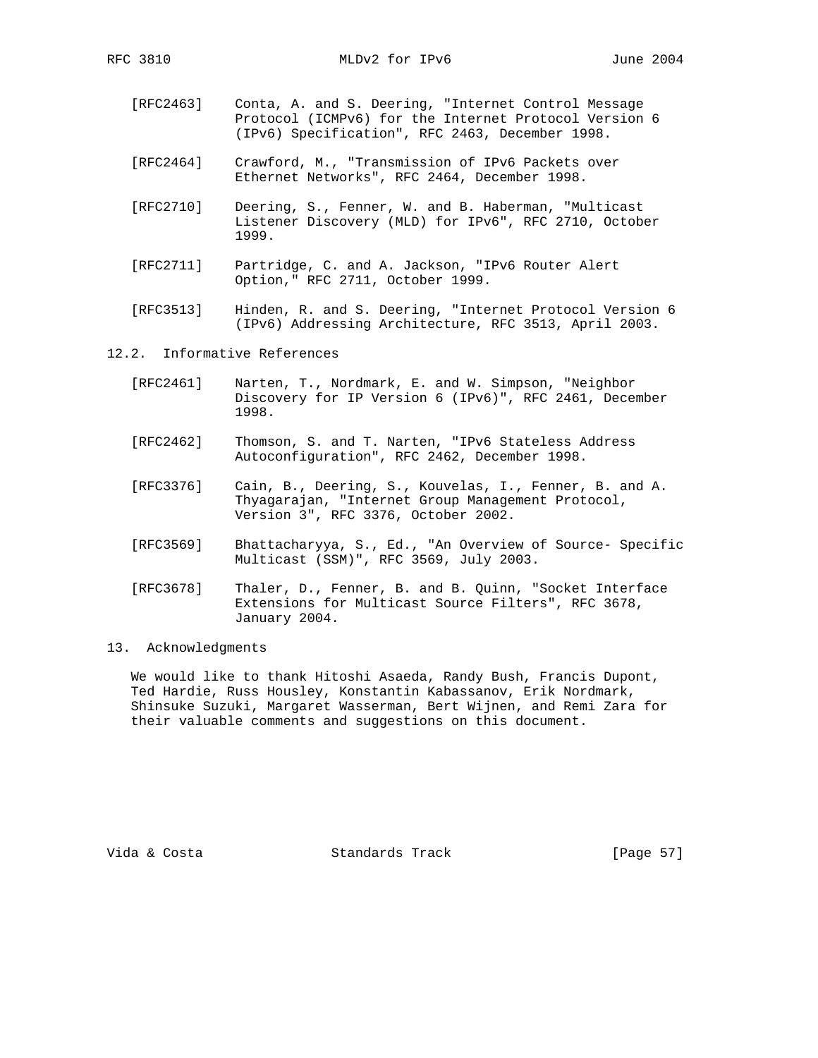[RFC2463] Conta, A. and S. Deering, "Internet Control Message Protocol (ICMPv6) for the Internet Protocol Version 6 (IPv6) Specification", RFC 2463, December 1998.

[RFC2464] Crawford, M., "Transmission of IPv6 Packets over Ethernet Networks", RFC 2464, December 1998.

[RFC2710] Deering, S., Fenner, W. and B. Haberman, "Multicast Listener Discovery (MLD) for IPv6", RFC 2710, October 1999.

[RFC2711] Partridge, C. and A. Jackson, "IPv6 Router Alert Option," RFC 2711, October 1999.

[RFC3513] Hinden, R. and S. Deering, "Internet Protocol Version 6 (IPv6) Addressing Architecture, RFC 3513, April 2003.

## 12.2. Informative References

[RFC2461] Narten, T., Nordmark, E. and W. Simpson, "Neighbor Discovery for IP Version 6 (IPv6)", RFC 2461, December 1998.

[RFC2462] Thomson, S. and T. Narten, "IPv6 Stateless Address Autoconfiguration", RFC 2462, December 1998.

[RFC3376] Cain, B., Deering, S., Kouvelas, I., Fenner, B. and A. Thyagarajan, "Internet Group Management Protocol, Version 3", RFC 3376, October 2002.

[RFC3569] Bhattacharyya, S., Ed., "An Overview of Source- Specific Multicast (SSM)", RFC 3569, July 2003.

[RFC3678] Thaler, D., Fenner, B. and B. Quinn, "Socket Interface Extensions for Multicast Source Filters", RFC 3678, January 2004.

# 13. Acknowledgments

We would like to thank Hitoshi Asaeda, Randy Bush, Francis Dupont, Ted Hardie, Russ Housley, Konstantin Kabassanov, Erik Nordmark, Shinsuke Suzuki, Margaret Wasserman, Bert Wijnen, and Remi Zara for their valuable comments and suggestions on this document.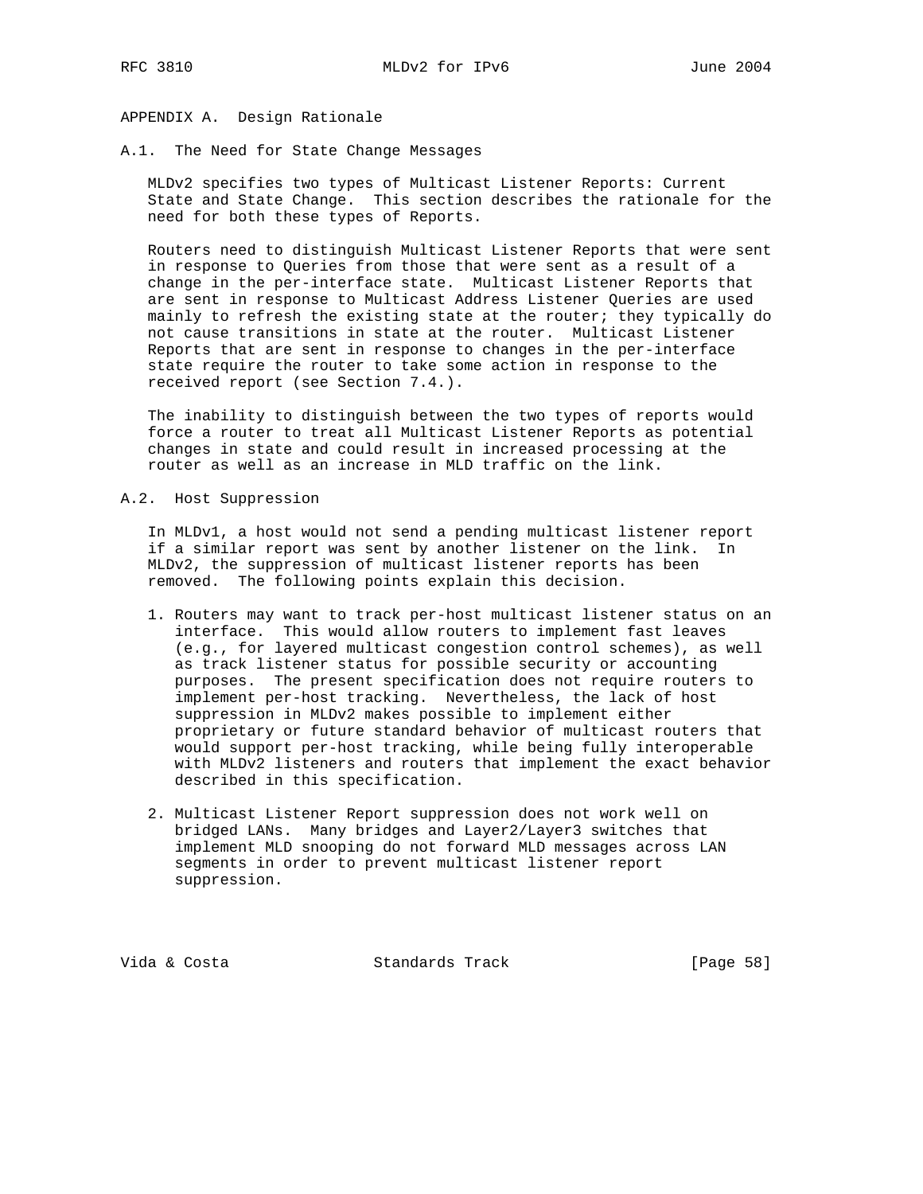# APPENDIX A. Design Rationale

## A.1. The Need for State Change Messages

MLDv2 specifies two types of Multicast Listener Reports: Current State and State Change. This section describes the rationale for the need for both these types of Reports.

Routers need to distinguish Multicast Listener Reports that were sent in response to Queries from those that were sent as a result of a change in the per-interface state. Multicast Listener Reports that are sent in response to Multicast Address Listener Queries are used mainly to refresh the existing state at the router; they typically do not cause transitions in state at the router. Multicast Listener Reports that are sent in response to changes in the per-interface state require the router to take some action in response to the received report (see Section 7.4.).

The inability to distinguish between the two types of reports would force a router to treat all Multicast Listener Reports as potential changes in state and could result in increased processing at the router as well as an increase in MLD traffic on the link.

## A.2. Host Suppression

In MLDv1, a host would not send a pending multicast listener report if a similar report was sent by another listener on the link. In MLDv2, the suppression of multicast listener reports has been removed. The following points explain this decision.

1. Routers may want to track per-host multicast listener status on an interface. This would allow routers to implement fast leaves (e.g., for layered multicast congestion control schemes), as well as track listener status for possible security or accounting purposes. The present specification does not require routers to implement per-host tracking. Nevertheless, the lack of host suppression in MLDv2 makes possible to implement either proprietary or future standard behavior of multicast routers that would support per-host tracking, while being fully interoperable with MLDv2 listeners and routers that implement the exact behavior described in this specification.

2. Multicast Listener Report suppression does not work well on bridged LANs. Many bridges and Layer2/Layer3 switches that implement MLD snooping do not forward MLD messages across LAN segments in order to prevent multicast listener report suppression.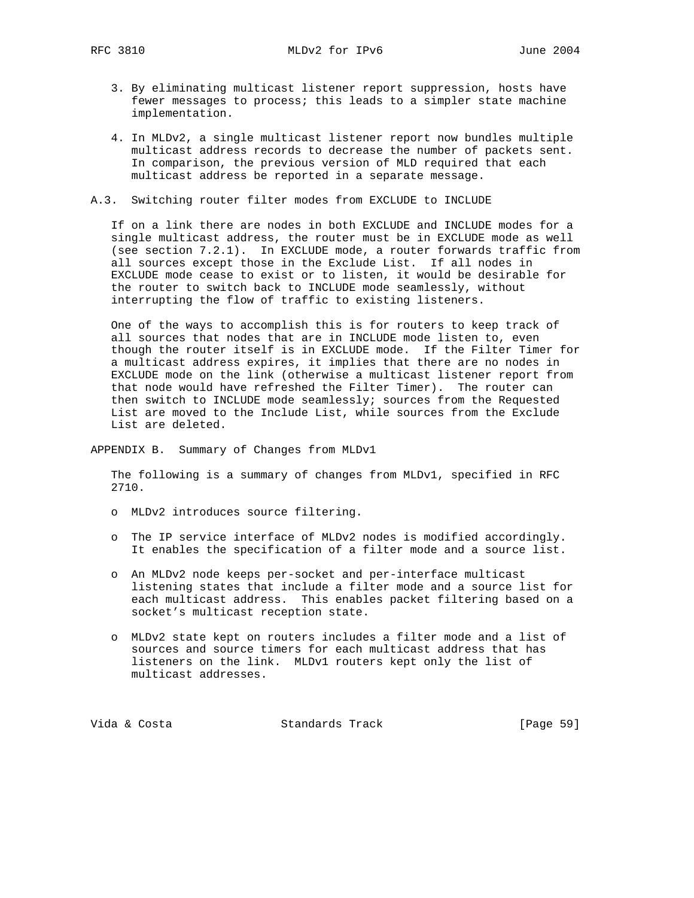3. By eliminating multicast listener report suppression, hosts have fewer messages to process; this leads to a simpler state machine implementation.

4. In MLDv2, a single multicast listener report now bundles multiple multicast address records to decrease the number of packets sent. In comparison, the previous version of MLD required that each multicast address be reported in a separate message.

### A.3. Switching router filter modes from EXCLUDE to INCLUDE

If on a link there are nodes in both EXCLUDE and INCLUDE modes for a single multicast address, the router must be in EXCLUDE mode as well (see section 7.2.1). In EXCLUDE mode, a router forwards traffic from all sources except those in the Exclude List. If all nodes in EXCLUDE mode cease to exist or to listen, it would be desirable for the router to switch back to INCLUDE mode seamlessly, without interrupting the flow of traffic to existing listeners.

One of the ways to accomplish this is for routers to keep track of all sources that nodes that are in INCLUDE mode listen to, even though the router itself is in EXCLUDE mode. If the Filter Timer for a multicast address expires, it implies that there are no nodes in EXCLUDE mode on the link (otherwise a multicast listener report from that node would have refreshed the Filter Timer). The router can then switch to INCLUDE mode seamlessly; sources from the Requested List are moved to the Include List, while sources from the Exclude List are deleted.

## APPENDIX B. Summary of Changes from MLDv1

The following is a summary of changes from MLDv1, specified in RFC 2710.

- MLDv2 introduces source filtering.
- The IP service interface of MLDv2 nodes is modified accordingly. It enables the specification of a filter mode and a source list.
- An MLDv2 node keeps per-socket and per-interface multicast listening states that include a filter mode and a source list for each multicast address. This enables packet filtering based on a socket's multicast reception state.
- MLDv2 state kept on routers includes a filter mode and a list of sources and source timers for each multicast address that has listeners on the link. MLDv1 routers kept only the list of multicast addresses.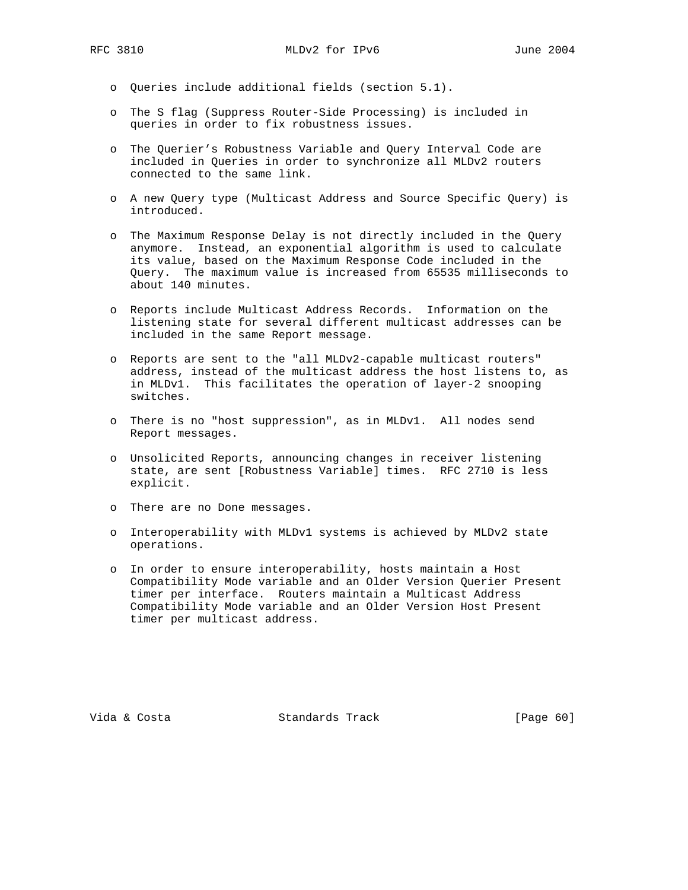- Queries include additional fields (section 5.1).

- The S flag (Suppress Router-Side Processing) is included in queries in order to fix robustness issues.

- The Querier's Robustness Variable and Query Interval Code are included in Queries in order to synchronize all MLDv2 routers connected to the same link.

- A new Query type (Multicast Address and Source Specific Query) is introduced.

- The Maximum Response Delay is not directly included in the Query anymore. Instead, an exponential algorithm is used to calculate its value, based on the Maximum Response Code included in the Query. The maximum value is increased from 65535 milliseconds to about 140 minutes.

- Reports include Multicast Address Records. Information on the listening state for several different multicast addresses can be included in the same Report message.

- Reports are sent to the "all MLDv2-capable multicast routers" address, instead of the multicast address the host listens to, as in MLDv1. This facilitates the operation of layer-2 snooping switches.

- There is no "host suppression", as in MLDv1. All nodes send Report messages.

- Unsolicited Reports, announcing changes in receiver listening state, are sent [Robustness Variable] times. RFC 2710 is less explicit.

- There are no Done messages.

- Interoperability with MLDv1 systems is achieved by MLDv2 state operations.

- In order to ensure interoperability, hosts maintain a Host Compatibility Mode variable and an Older Version Querier Present timer per interface. Routers maintain a Multicast Address Compatibility Mode variable and an Older Version Host Present timer per multicast address.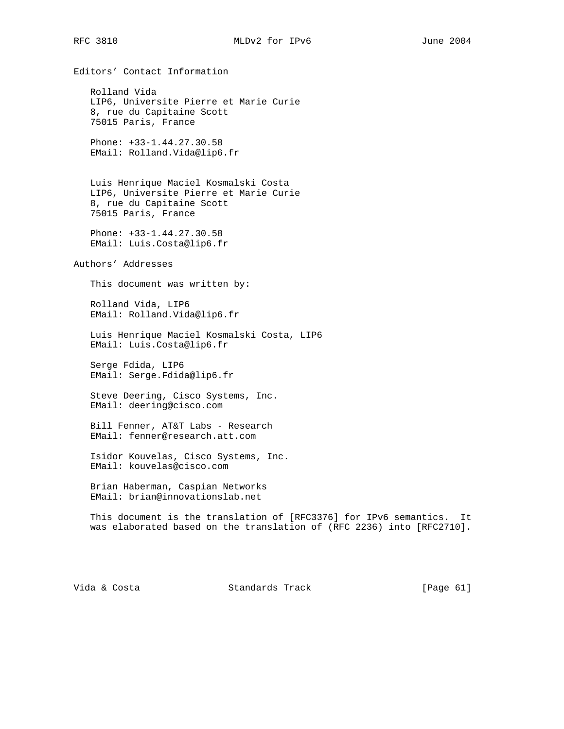## Editors' Contact Information

Rolland Vida
LIP6, Universite Pierre et Marie Curie
8, rue du Capitaine Scott
75015 Paris, France

Phone: +33-1.44.27.30.58
EMail: Rolland.Vida@lip6.fr

Luis Henrique Maciel Kosmalski Costa
LIP6, Universite Pierre et Marie Curie
8, rue du Capitaine Scott
75015 Paris, France

Phone: +33-1.44.27.30.58
EMail: Luis.Costa@lip6.fr

## Authors' Addresses

This document was written by:

Rolland Vida, LIP6
EMail: Rolland.Vida@lip6.fr

Luis Henrique Maciel Kosmalski Costa, LIP6
EMail: Luis.Costa@lip6.fr

Serge Fdida, LIP6
EMail: Serge.Fdida@lip6.fr

Steve Deering, Cisco Systems, Inc.
EMail: deering@cisco.com

Bill Fenner, AT&T Labs - Research
EMail: fenner@research.att.com

Isidor Kouvelas, Cisco Systems, Inc.
EMail: kouvelas@cisco.com

Brian Haberman, Caspian Networks
EMail: brian@innovationslab.net

This document is the translation of [RFC3376] for IPv6 semantics. It was elaborated based on the translation of (RFC 2236) into [RFC2710].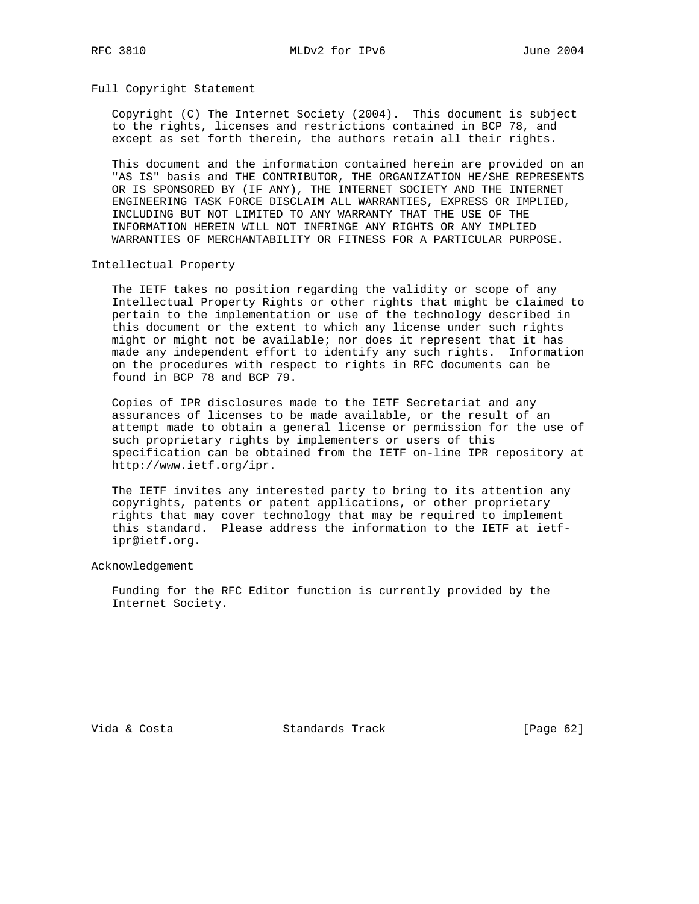## Full Copyright Statement

Copyright (C) The Internet Society (2004). This document is subject to the rights, licenses and restrictions contained in BCP 78, and except as set forth therein, the authors retain all their rights.

This document and the information contained herein are provided on an "AS IS" basis and THE CONTRIBUTOR, THE ORGANIZATION HE/SHE REPRESENTS OR IS SPONSORED BY (IF ANY), THE INTERNET SOCIETY AND THE INTERNET ENGINEERING TASK FORCE DISCLAIM ALL WARRANTIES, EXPRESS OR IMPLIED, INCLUDING BUT NOT LIMITED TO ANY WARRANTY THAT THE USE OF THE INFORMATION HEREIN WILL NOT INFRINGE ANY RIGHTS OR ANY IMPLIED WARRANTIES OF MERCHANTABILITY OR FITNESS FOR A PARTICULAR PURPOSE.

## Intellectual Property

The IETF takes no position regarding the validity or scope of any Intellectual Property Rights or other rights that might be claimed to pertain to the implementation or use of the technology described in this document or the extent to which any license under such rights might or might not be available; nor does it represent that it has made any independent effort to identify any such rights. Information on the procedures with respect to rights in RFC documents can be found in BCP 78 and BCP 79.

Copies of IPR disclosures made to the IETF Secretariat and any assurances of licenses to be made available, or the result of an attempt made to obtain a general license or permission for the use of such proprietary rights by implementers or users of this specification can be obtained from the IETF on-line IPR repository at http://www.ietf.org/ipr.

The IETF invites any interested party to bring to its attention any copyrights, patents or patent applications, or other proprietary rights that may cover technology that may be required to implement this standard. Please address the information to the IETF at ietf-ipr@ietf.org.

## Acknowledgement

Funding for the RFC Editor function is currently provided by the Internet Society.